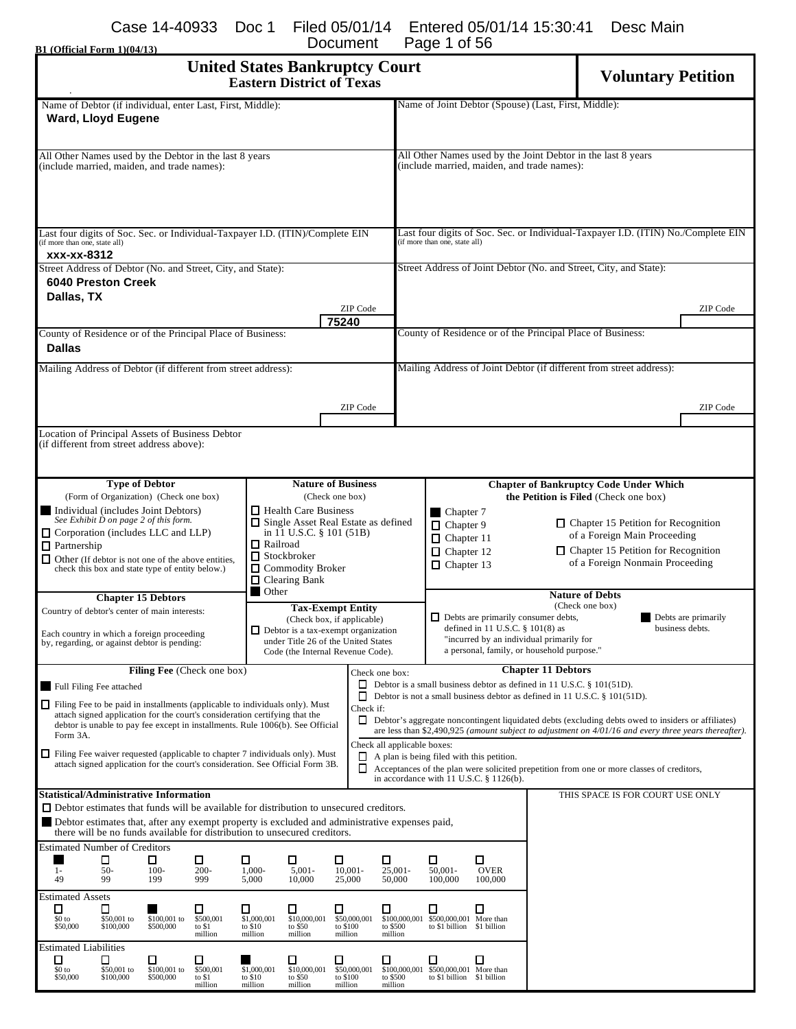B1 (Official Form 1)(04/13)

# United States Bankruptcy Court
## Eastern District of Texas

**Voluntary Petition**

| Name of Debtor (if individual, enter Last, First, Middle): | Name of Joint Debtor (Spouse) (Last, First, Middle): |
|---|---|
| **Ward, Lloyd Eugene** | |
| All Other Names used by the Debtor in the last 8 years (include married, maiden, and trade names): | All Other Names used by the Joint Debtor in the last 8 years (include married, maiden, and trade names): |
| | |
| Last four digits of Soc. Sec. or Individual-Taxpayer I.D. (ITIN)/Complete EIN (if more than one, state all) | Last four digits of Soc. Sec. or Individual-Taxpayer I.D. (ITIN) No./Complete EIN (if more than one, state all) |
| **xxx-xx-8312** | |
| Street Address of Debtor (No. and Street, City, and State): | Street Address of Joint Debtor (No. and Street, City, and State): |
| **6040 Preston Creek**<br>**Dallas, TX** ZIP Code **75240** | ZIP Code |
| County of Residence or of the Principal Place of Business: | County of Residence or of the Principal Place of Business: |
| **Dallas** | |
| Mailing Address of Debtor (if different from street address): | Mailing Address of Joint Debtor (if different from street address): |
| ZIP Code | ZIP Code |

Location of Principal Assets of Business Debtor (if different from street address above):

**Type of Debtor**
(Form of Organization) (Check one box)
- ■ Individual (includes Joint Debtors) *See Exhibit D on page 2 of this form.*
- ☐ Corporation (includes LLC and LLP)
- ☐ Partnership
- ☐ Other (If debtor is not one of the above entities, check this box and state type of entity below.)

**Chapter 15 Debtors**
Country of debtor's center of main interests:
Each country in which a foreign proceeding by, regarding, or against debtor is pending:

**Nature of Business**
(Check one box)
- ☐ Health Care Business
- ☐ Single Asset Real Estate as defined in 11 U.S.C. § 101 (51B)
- ☐ Railroad
- ☐ Stockbroker
- ☐ Commodity Broker
- ☐ Clearing Bank
- ■ Other

**Tax-Exempt Entity**
(Check box, if applicable)
- ☐ Debtor is a tax-exempt organization under Title 26 of the United States Code (the Internal Revenue Code).

**Chapter of Bankruptcy Code Under Which the Petition is Filed** (Check one box)
- ■ Chapter 7
- ☐ Chapter 9
- ☐ Chapter 11
- ☐ Chapter 12
- ☐ Chapter 13
- ☐ Chapter 15 Petition for Recognition of a Foreign Main Proceeding
- ☐ Chapter 15 Petition for Recognition of a Foreign Nonmain Proceeding

**Nature of Debts**
(Check one box)
- ☐ Debts are primarily consumer debts, defined in 11 U.S.C. § 101(8) as "incurred by an individual primarily for a personal, family, or household purpose."
- ■ Debts are primarily business debts.

**Filing Fee** (Check one box)
- ■ Full Filing Fee attached
- ☐ Filing Fee to be paid in installments (applicable to individuals only). Must attach signed application for the court's consideration certifying that the debtor is unable to pay fee except in installments. Rule 1006(b). See Official Form 3A.
- ☐ Filing Fee waiver requested (applicable to chapter 7 individuals only). Must attach signed application for the court's consideration. See Official Form 3B.

**Chapter 11 Debtors**
Check one box:
- ☐ Debtor is a small business debtor as defined in 11 U.S.C. § 101(51D).
- ☐ Debtor is not a small business debtor as defined in 11 U.S.C. § 101(51D).

Check if:
- ☐ Debtor's aggregate noncontingent liquidated debts (excluding debts owed to insiders or affiliates) are less than $2,490,925 *(amount subject to adjustment on 4/01/16 and every three years thereafter).*

Check all applicable boxes:
- ☐ A plan is being filed with this petition.
- ☐ Acceptances of the plan were solicited prepetition from one or more classes of creditors, in accordance with 11 U.S.C. § 1126(b).

**Statistical/Administrative Information**
- ☐ Debtor estimates that funds will be available for distribution to unsecured creditors.
- ■ Debtor estimates that, after any exempt property is excluded and administrative expenses paid, there will be no funds available for distribution to unsecured creditors.

THIS SPACE IS FOR COURT USE ONLY

Estimated Number of Creditors

| ■ | ☐ | ☐ | ☐ | ☐ | ☐ | ☐ | ☐ | ☐ | ☐ |
|---|---|---|---|---|---|---|---|---|---|
| 1-49 | 50-99 | 100-199 | 200-999 | 1,000-5,000 | 5,001-10,000 | 10,001-25,000 | 25,001-50,000 | 50,001-100,000 | OVER 100,000 |

Estimated Assets

| ☐ | ☐ | ■ | ☐ | ☐ | ☐ | ☐ | ☐ | ☐ | ☐ |
|---|---|---|---|---|---|---|---|---|---|
| $0 to $50,000 | $50,001 to $100,000 | $100,001 to $500,000 | $500,001 to $1 million | $1,000,001 to $10 million | $10,000,001 to $50 million | $50,000,001 to $100 million | $100,000,001 to $500 million | $500,000,001 to $1 billion | More than $1 billion |

Estimated Liabilities

| ☐ | ☐ | ☐ | ☐ | ■ | ☐ | ☐ | ☐ | ☐ | ☐ |
|---|---|---|---|---|---|---|---|---|---|
| $0 to $50,000 | $50,001 to $100,000 | $100,001 to $500,000 | $500,001 to $1 million | $1,000,001 to $10 million | $10,000,001 to $50 million | $50,000,001 to $100 million | $100,000,001 to $500 million | $500,000,001 to $1 billion | More than $1 billion |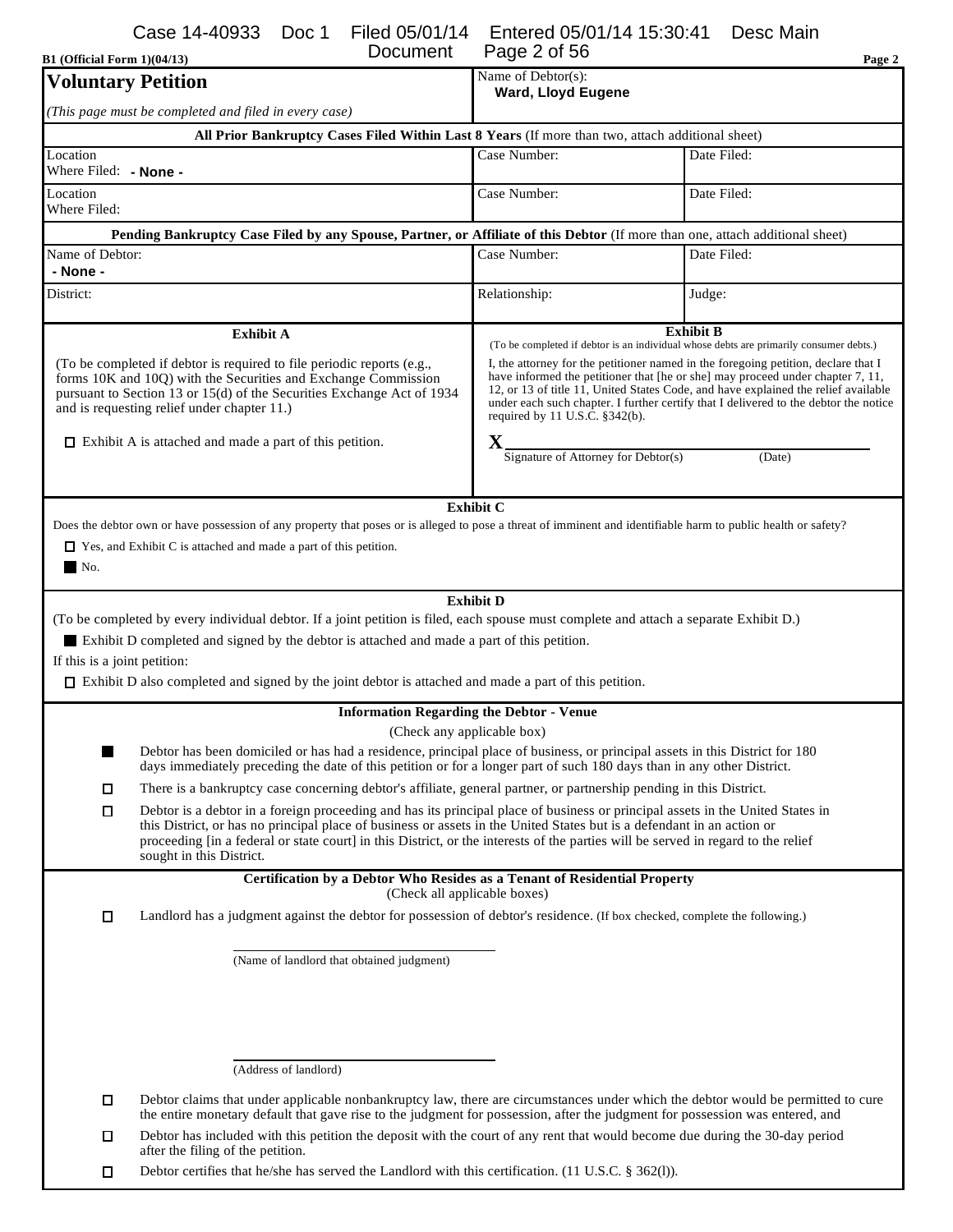B1 (Official Form 1)(04/13)

| **Voluntary Petition** *(This page must be completed and filed in every case)* | Name of Debtor(s): **Ward, Lloyd Eugene** | |
|---|---|---|
| **All Prior Bankruptcy Cases Filed Within Last 8 Years** (If more than two, attach additional sheet) | | |
| Location Where Filed: **- None -** | Case Number: | Date Filed: |
| Location Where Filed: | Case Number: | Date Filed: |
| **Pending Bankruptcy Case Filed by any Spouse, Partner, or Affiliate of this Debtor** (If more than one, attach additional sheet) | | |
| Name of Debtor: **- None -** | Case Number: | Date Filed: |
| District: | Relationship: | Judge: |

**Exhibit A**

(To be completed if debtor is required to file periodic reports (e.g., forms 10K and 10Q) with the Securities and Exchange Commission pursuant to Section 13 or 15(d) of the Securities Exchange Act of 1934 and is requesting relief under chapter 11.)

☐ Exhibit A is attached and made a part of this petition.

**Exhibit B**

(To be completed if debtor is an individual whose debts are primarily consumer debts.)

I, the attorney for the petitioner named in the foregoing petition, declare that I have informed the petitioner that [he or she] may proceed under chapter 7, 11, 12, or 13 of title 11, United States Code, and have explained the relief available under each such chapter. I further certify that I delivered to the debtor the notice required by 11 U.S.C. §342(b).

**X** ______________________________
Signature of Attorney for Debtor(s) (Date)

**Exhibit C**

Does the debtor own or have possession of any property that poses or is alleged to pose a threat of imminent and identifiable harm to public health or safety?

☐ Yes, and Exhibit C is attached and made a part of this petition.

■ No.

**Exhibit D**

(To be completed by every individual debtor. If a joint petition is filed, each spouse must complete and attach a separate Exhibit D.)

■ Exhibit D completed and signed by the debtor is attached and made a part of this petition.

If this is a joint petition:

☐ Exhibit D also completed and signed by the joint debtor is attached and made a part of this petition.

**Information Regarding the Debtor - Venue**

(Check any applicable box)

■ Debtor has been domiciled or has had a residence, principal place of business, or principal assets in this District for 180 days immediately preceding the date of this petition or for a longer part of such 180 days than in any other District.

☐ There is a bankruptcy case concerning debtor's affiliate, general partner, or partnership pending in this District.

☐ Debtor is a debtor in a foreign proceeding and has its principal place of business or principal assets in the United States in this District, or has no principal place of business or assets in the United States but is a defendant in an action or proceeding [in a federal or state court] in this District, or the interests of the parties will be served in regard to the relief sought in this District.

**Certification by a Debtor Who Resides as a Tenant of Residential Property**

(Check all applicable boxes)

☐ Landlord has a judgment against the debtor for possession of debtor's residence. (If box checked, complete the following.)

______________________________
(Name of landlord that obtained judgment)

______________________________
(Address of landlord)

☐ Debtor claims that under applicable nonbankruptcy law, there are circumstances under which the debtor would be permitted to cure the entire monetary default that gave rise to the judgment for possession, after the judgment for possession was entered, and

☐ Debtor has included with this petition the deposit with the court of any rent that would become due during the 30-day period after the filing of the petition.

☐ Debtor certifies that he/she has served the Landlord with this certification. (11 U.S.C. § 362(l)).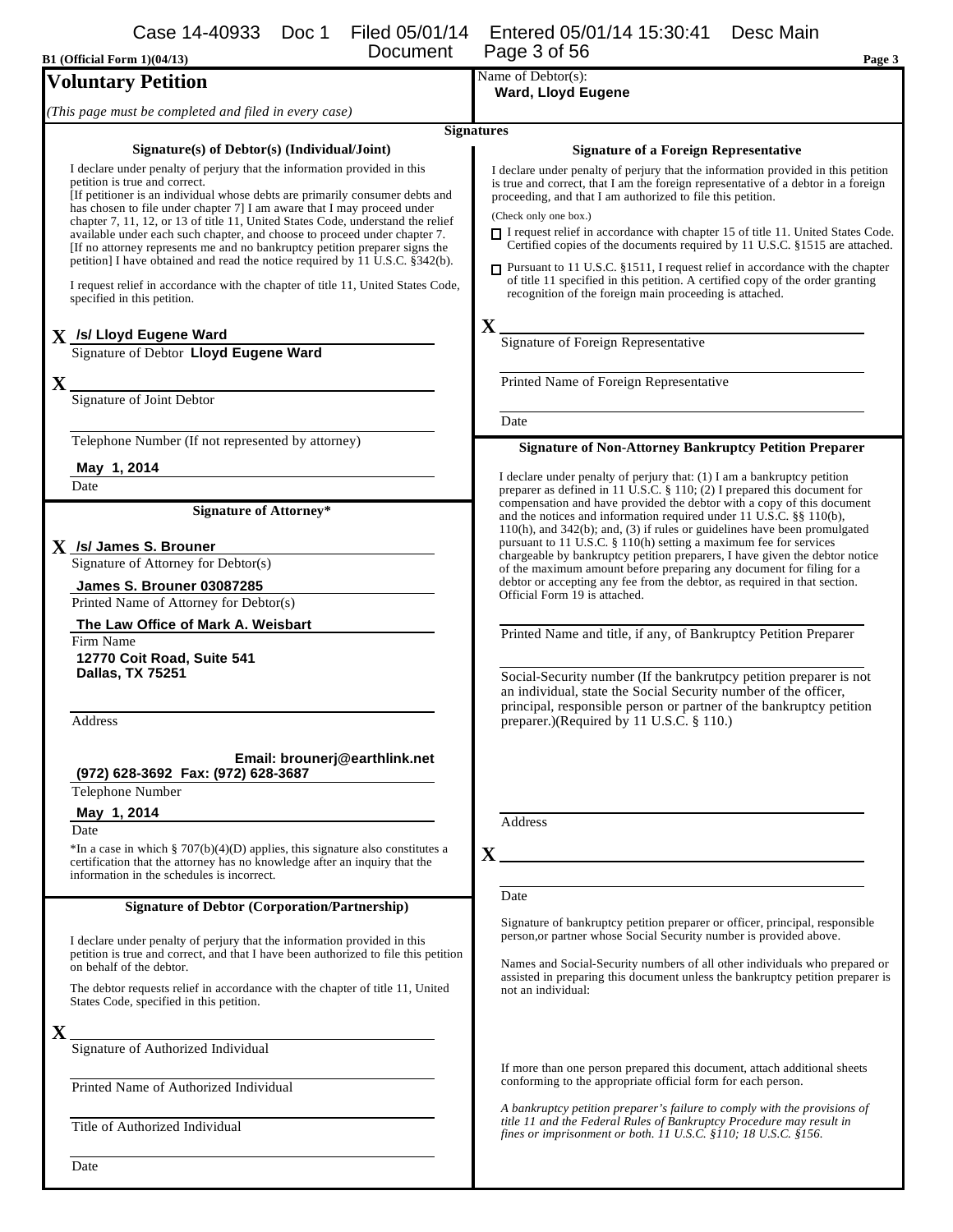B1 (Official Form 1)(04/13)

# Voluntary Petition

*(This page must be completed and filed in every case)*

Name of Debtor(s):
**Ward, Lloyd Eugene**

## Signatures

### Signature(s) of Debtor(s) (Individual/Joint)

I declare under penalty of perjury that the information provided in this petition is true and correct.
[If petitioner is an individual whose debts are primarily consumer debts and has chosen to file under chapter 7] I am aware that I may proceed under chapter 7, 11, 12, or 13 of title 11, United States Code, understand the relief available under each such chapter, and choose to proceed under chapter 7.
[If no attorney represents me and no bankruptcy petition preparer signs the petition] I have obtained and read the notice required by 11 U.S.C. §342(b).

I request relief in accordance with the chapter of title 11, United States Code, specified in this petition.

X **/s/ Lloyd Eugene Ward**
Signature of Debtor **Lloyd Eugene Ward**

X
Signature of Joint Debtor

Telephone Number (If not represented by attorney)

**May 1, 2014**
Date

### Signature of Attorney*

X **/s/ James S. Brouner**
Signature of Attorney for Debtor(s)

**James S. Brouner 03087285**
Printed Name of Attorney for Debtor(s)

**The Law Office of Mark A. Weisbart**
Firm Name

**12770 Coit Road, Suite 541**
**Dallas, TX 75251**

Address

**Email: brounerj@earthlink.net**
**(972) 628-3692 Fax: (972) 628-3687**
Telephone Number

**May 1, 2014**
Date

*In a case in which § 707(b)(4)(D) applies, this signature also constitutes a certification that the attorney has no knowledge after an inquiry that the information in the schedules is incorrect.

### Signature of Debtor (Corporation/Partnership)

I declare under penalty of perjury that the information provided in this petition is true and correct, and that I have been authorized to file this petition on behalf of the debtor.

The debtor requests relief in accordance with the chapter of title 11, United States Code, specified in this petition.

X
Signature of Authorized Individual

Printed Name of Authorized Individual

Title of Authorized Individual

Date

### Signature of a Foreign Representative

I declare under penalty of perjury that the information provided in this petition is true and correct, that I am the foreign representative of a debtor in a foreign proceeding, and that I am authorized to file this petition.

(Check only one box.)

☐ I request relief in accordance with chapter 15 of title 11. United States Code. Certified copies of the documents required by 11 U.S.C. §1515 are attached.

☐ Pursuant to 11 U.S.C. §1511, I request relief in accordance with the chapter of title 11 specified in this petition. A certified copy of the order granting recognition of the foreign main proceeding is attached.

X
Signature of Foreign Representative

Printed Name of Foreign Representative

Date

### Signature of Non-Attorney Bankruptcy Petition Preparer

I declare under penalty of perjury that: (1) I am a bankruptcy petition preparer as defined in 11 U.S.C. § 110; (2) I prepared this document for compensation and have provided the debtor with a copy of this document and the notices and information required under 11 U.S.C. §§ 110(b), 110(h), and 342(b); and, (3) if rules or guidelines have been promulgated pursuant to 11 U.S.C. § 110(h) setting a maximum fee for services chargeable by bankruptcy petition preparers, I have given the debtor notice of the maximum amount before preparing any document for filing for a debtor or accepting any fee from the debtor, as required in that section. Official Form 19 is attached.

Printed Name and title, if any, of Bankruptcy Petition Preparer

Social-Security number (If the bankrutpcy petition preparer is not an individual, state the Social Security number of the officer, principal, responsible person or partner of the bankruptcy petition preparer.)(Required by 11 U.S.C. § 110.)

Address

X

Date

Signature of bankruptcy petition preparer or officer, principal, responsible person,or partner whose Social Security number is provided above.

Names and Social-Security numbers of all other individuals who prepared or assisted in preparing this document unless the bankruptcy petition preparer is not an individual:

If more than one person prepared this document, attach additional sheets conforming to the appropriate official form for each person.

*A bankruptcy petition preparer's failure to comply with the provisions of title 11 and the Federal Rules of Bankruptcy Procedure may result in fines or imprisonment or both. 11 U.S.C. §110; 18 U.S.C. §156.*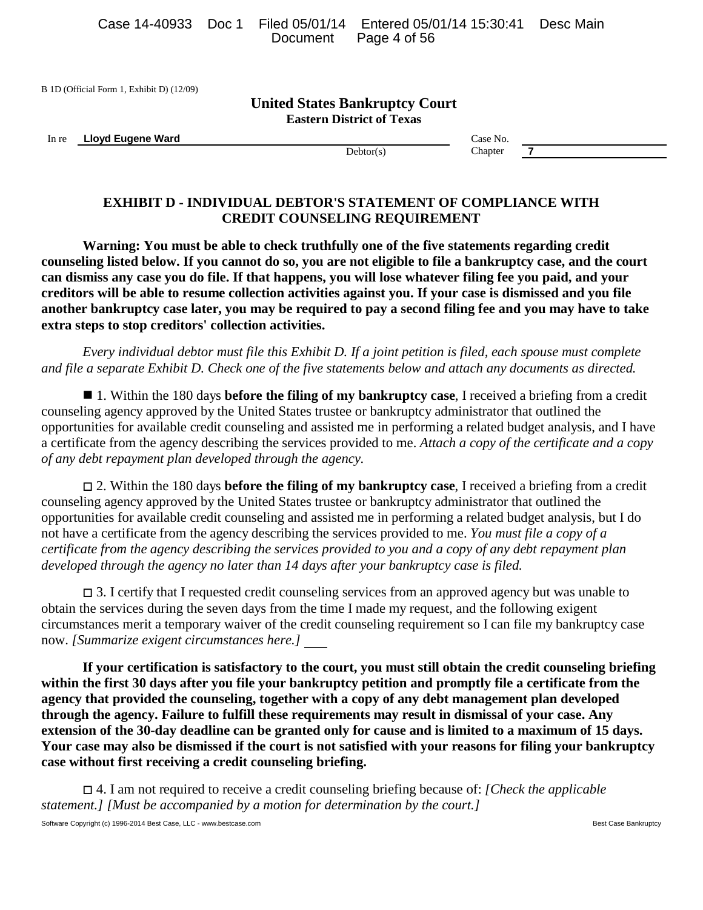B 1D (Official Form 1, Exhibit D) (12/09)

**United States Bankruptcy Court**
**Eastern District of Texas**

In re **Lloyd Eugene Ward** Case No.
Debtor(s) Chapter **7**

## EXHIBIT D - INDIVIDUAL DEBTOR'S STATEMENT OF COMPLIANCE WITH CREDIT COUNSELING REQUIREMENT

**Warning: You must be able to check truthfully one of the five statements regarding credit counseling listed below. If you cannot do so, you are not eligible to file a bankruptcy case, and the court can dismiss any case you do file. If that happens, you will lose whatever filing fee you paid, and your creditors will be able to resume collection activities against you. If your case is dismissed and you file another bankruptcy case later, you may be required to pay a second filing fee and you may have to take extra steps to stop creditors' collection activities.**

*Every individual debtor must file this Exhibit D. If a joint petition is filed, each spouse must complete and file a separate Exhibit D. Check one of the five statements below and attach any documents as directed.*

■ 1. Within the 180 days **before the filing of my bankruptcy case**, I received a briefing from a credit counseling agency approved by the United States trustee or bankruptcy administrator that outlined the opportunities for available credit counseling and assisted me in performing a related budget analysis, and I have a certificate from the agency describing the services provided to me. *Attach a copy of the certificate and a copy of any debt repayment plan developed through the agency.*

□ 2. Within the 180 days **before the filing of my bankruptcy case**, I received a briefing from a credit counseling agency approved by the United States trustee or bankruptcy administrator that outlined the opportunities for available credit counseling and assisted me in performing a related budget analysis, but I do not have a certificate from the agency describing the services provided to me. *You must file a copy of a certificate from the agency describing the services provided to you and a copy of any debt repayment plan developed through the agency no later than 14 days after your bankruptcy case is filed.*

□ 3. I certify that I requested credit counseling services from an approved agency but was unable to obtain the services during the seven days from the time I made my request, and the following exigent circumstances merit a temporary waiver of the credit counseling requirement so I can file my bankruptcy case now. *[Summarize exigent circumstances here.]*

**If your certification is satisfactory to the court, you must still obtain the credit counseling briefing within the first 30 days after you file your bankruptcy petition and promptly file a certificate from the agency that provided the counseling, together with a copy of any debt management plan developed through the agency. Failure to fulfill these requirements may result in dismissal of your case. Any extension of the 30-day deadline can be granted only for cause and is limited to a maximum of 15 days. Your case may also be dismissed if the court is not satisfied with your reasons for filing your bankruptcy case without first receiving a credit counseling briefing.**

□ 4. I am not required to receive a credit counseling briefing because of: *[Check the applicable statement.] [Must be accompanied by a motion for determination by the court.]*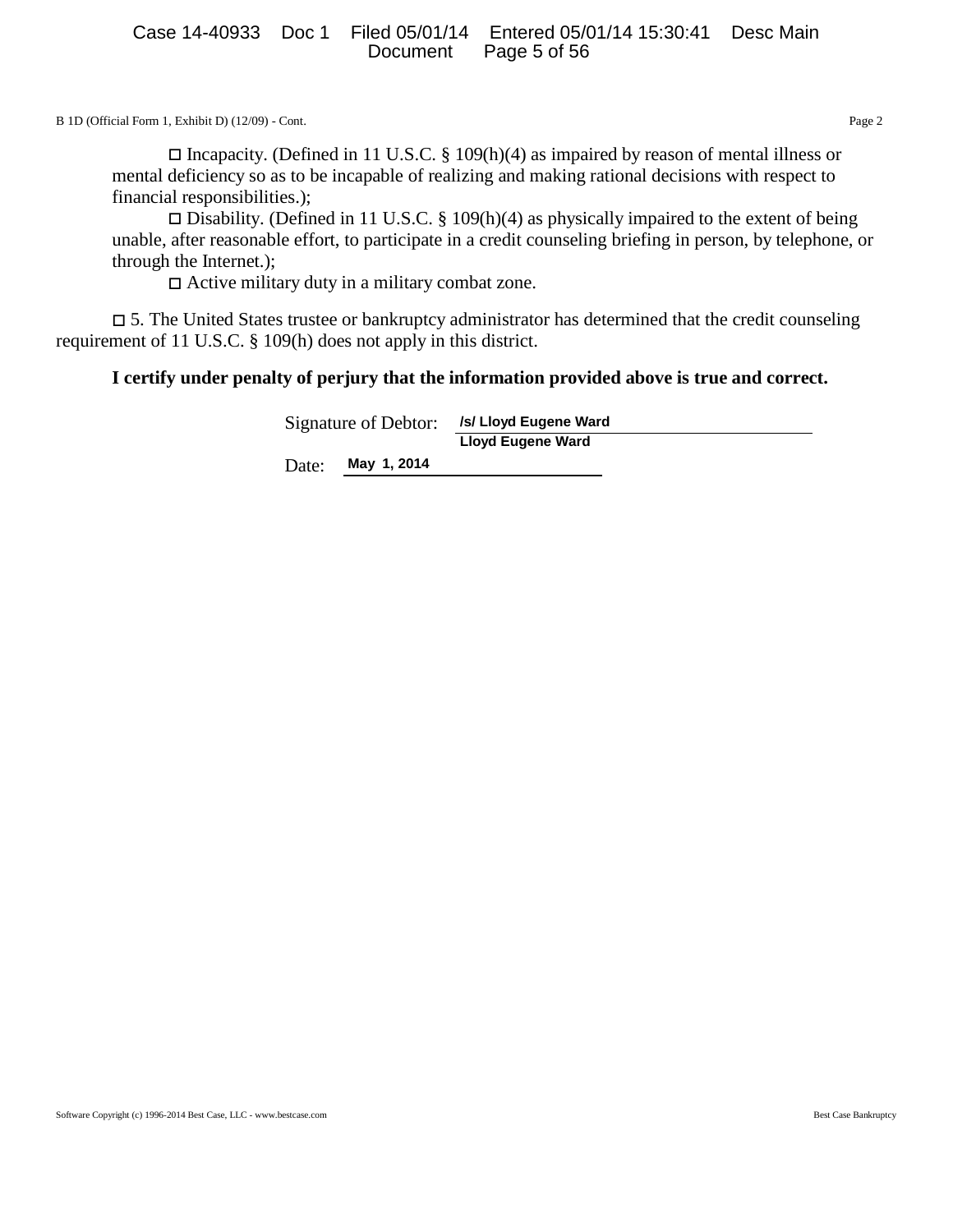B 1D (Official Form 1, Exhibit D) (12/09) - Cont.

☐ Incapacity. (Defined in 11 U.S.C. § 109(h)(4) as impaired by reason of mental illness or mental deficiency so as to be incapable of realizing and making rational decisions with respect to financial responsibilities.);

☐ Disability. (Defined in 11 U.S.C. § 109(h)(4) as physically impaired to the extent of being unable, after reasonable effort, to participate in a credit counseling briefing in person, by telephone, or through the Internet.);

☐ Active military duty in a military combat zone.

☐ 5. The United States trustee or bankruptcy administrator has determined that the credit counseling requirement of 11 U.S.C. § 109(h) does not apply in this district.

**I certify under penalty of perjury that the information provided above is true and correct.**

Signature of Debtor: **/s/ Lloyd Eugene Ward**
**Lloyd Eugene Ward**

Date: **May 1, 2014**

Software Copyright (c) 1996-2014 Best Case, LLC - www.bestcase.com Best Case Bankruptcy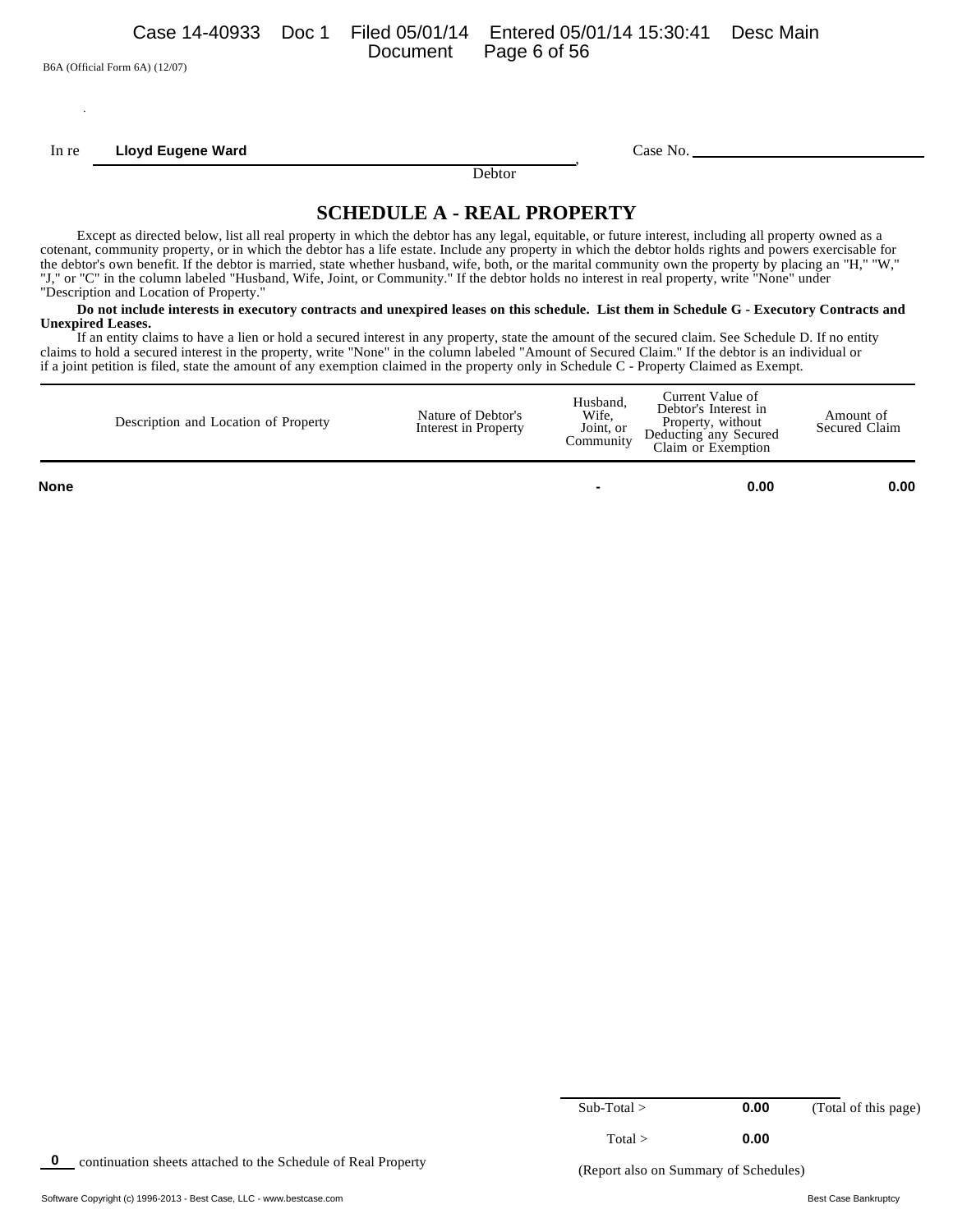B6A (Official Form 6A) (12/07)

In re **Lloyd Eugene Ward**, Debtor — Case No. ______

# SCHEDULE A - REAL PROPERTY

Except as directed below, list all real property in which the debtor has any legal, equitable, or future interest, including all property owned as a cotenant, community property, or in which the debtor has a life estate. Include any property in which the debtor holds rights and powers exercisable for the debtor's own benefit. If the debtor is married, state whether husband, wife, both, or the marital community own the property by placing an "H," "W," "J," or "C" in the column labeled "Husband, Wife, Joint, or Community." If the debtor holds no interest in real property, write "None" under "Description and Location of Property."

**Do not include interests in executory contracts and unexpired leases on this schedule. List them in Schedule G - Executory Contracts and Unexpired Leases.**

If an entity claims to have a lien or hold a secured interest in any property, state the amount of the secured claim. See Schedule D. If no entity claims to hold a secured interest in the property, write "None" in the column labeled "Amount of Secured Claim." If the debtor is an individual or if a joint petition is filed, state the amount of any exemption claimed in the property only in Schedule C - Property Claimed as Exempt.

| Description and Location of Property | Nature of Debtor's Interest in Property | Husband, Wife, Joint, or Community | Current Value of Debtor's Interest in Property, without Deducting any Secured Claim or Exemption | Amount of Secured Claim |
|---|---|---|---|---|
| **None** | | **-** | **0.00** | **0.00** |

Sub-Total > **0.00** (Total of this page)

Total > **0.00**

**0** continuation sheets attached to the Schedule of Real Property

(Report also on Summary of Schedules)

Software Copyright (c) 1996-2013 - Best Case, LLC - www.bestcase.com — Best Case Bankruptcy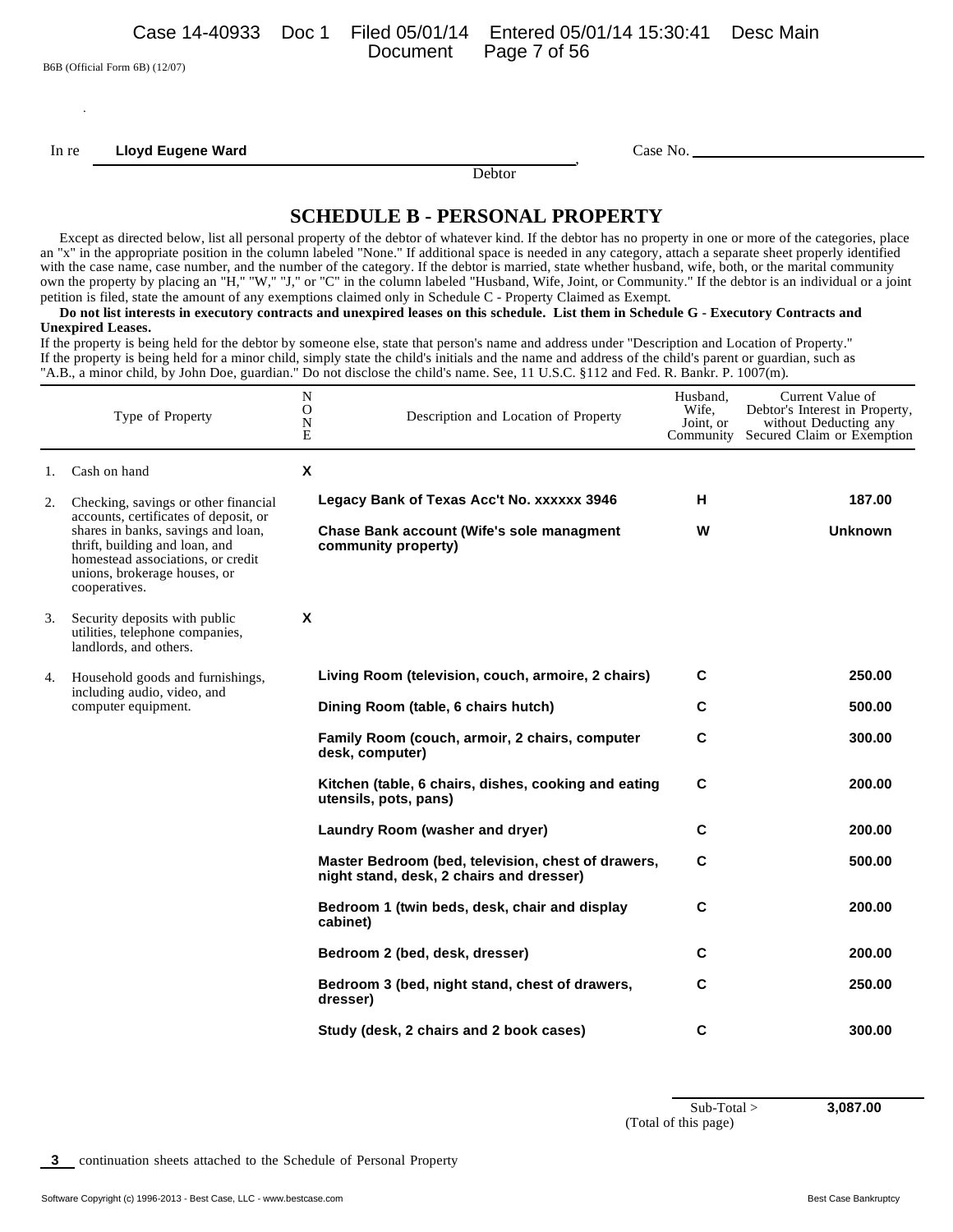B6B (Official Form 6B) (12/07)

In re **Lloyd Eugene Ward**, Debtor

Case No. ______________

## SCHEDULE B - PERSONAL PROPERTY

Except as directed below, list all personal property of the debtor of whatever kind. If the debtor has no property in one or more of the categories, place an "x" in the appropriate position in the column labeled "None." If additional space is needed in any category, attach a separate sheet properly identified with the case name, case number, and the number of the category. If the debtor is married, state whether husband, wife, both, or the marital community own the property by placing an "H," "W," "J," or "C" in the column labeled "Husband, Wife, Joint, or Community." If the debtor is an individual or a joint petition is filed, state the amount of any exemptions claimed only in Schedule C - Property Claimed as Exempt.

**Do not list interests in executory contracts and unexpired leases on this schedule. List them in Schedule G - Executory Contracts and Unexpired Leases.**

If the property is being held for the debtor by someone else, state that person's name and address under "Description and Location of Property." If the property is being held for a minor child, simply state the child's initials and the name and address of the child's parent or guardian, such as "A.B., a minor child, by John Doe, guardian." Do not disclose the child's name. See, 11 U.S.C. §112 and Fed. R. Bankr. P. 1007(m).

| Type of Property | NONE | Description and Location of Property | Husband, Wife, Joint, or Community | Current Value of Debtor's Interest in Property, without Deducting any Secured Claim or Exemption |
|---|---|---|---|---|
| 1. Cash on hand | X | | | |
| 2. Checking, savings or other financial accounts, certificates of deposit, or shares in banks, savings and loan, thrift, building and loan, and homestead associations, or credit unions, brokerage houses, or cooperatives. | | **Legacy Bank of Texas Acc't No. xxxxxx 3946** | **H** | **187.00** |
| | | **Chase Bank account (Wife's sole managment community property)** | **W** | **Unknown** |
| 3. Security deposits with public utilities, telephone companies, landlords, and others. | X | | | |
| 4. Household goods and furnishings, including audio, video, and computer equipment. | | **Living Room (television, couch, armoire, 2 chairs)** | **C** | **250.00** |
| | | **Dining Room (table, 6 chairs hutch)** | **C** | **500.00** |
| | | **Family Room (couch, armoir, 2 chairs, computer desk, computer)** | **C** | **300.00** |
| | | **Kitchen (table, 6 chairs, dishes, cooking and eating utensils, pots, pans)** | **C** | **200.00** |
| | | **Laundry Room (washer and dryer)** | **C** | **200.00** |
| | | **Master Bedroom (bed, television, chest of drawers, night stand, desk, 2 chairs and dresser)** | **C** | **500.00** |
| | | **Bedroom 1 (twin beds, desk, chair and display cabinet)** | **C** | **200.00** |
| | | **Bedroom 2 (bed, desk, dresser)** | **C** | **200.00** |
| | | **Bedroom 3 (bed, night stand, chest of drawers, dresser)** | **C** | **250.00** |
| | | **Study (desk, 2 chairs and 2 book cases)** | **C** | **300.00** |

Sub-Total > **3,087.00**
(Total of this page)

**3** continuation sheets attached to the Schedule of Personal Property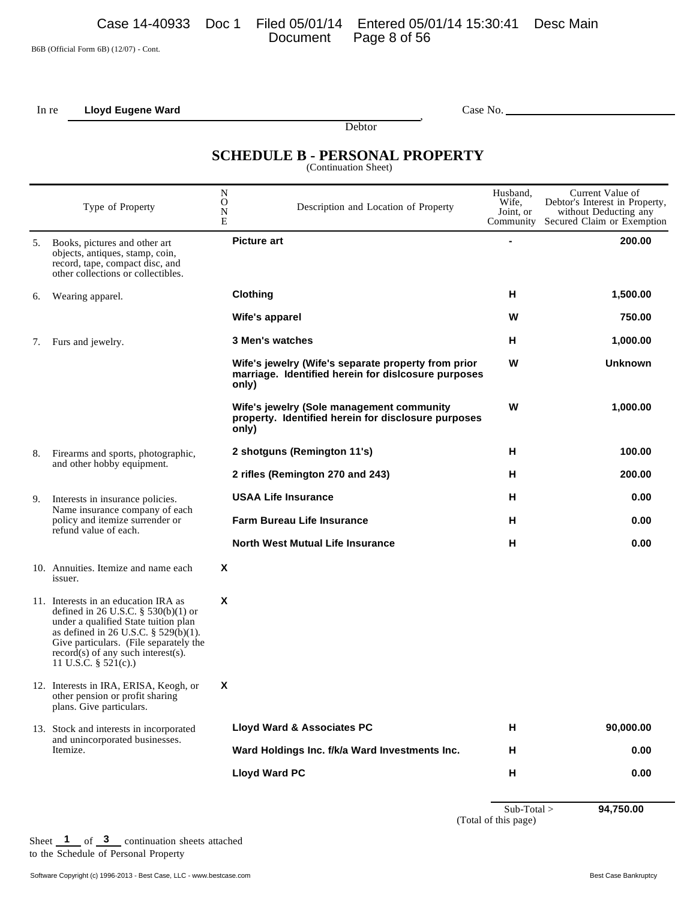B6B (Official Form 6B) (12/07) - Cont.

In re **Lloyd Eugene Ward**, Debtor

Case No. ________________

# SCHEDULE B - PERSONAL PROPERTY

(Continuation Sheet)

| | Type of Property | N O N E | Description and Location of Property | Husband, Wife, Joint, or Community | Current Value of Debtor's Interest in Property, without Deducting any Secured Claim or Exemption |
|---|---|---|---|---|---|
| 5. | Books, pictures and other art objects, antiques, stamp, coin, record, tape, compact disc, and other collections or collectibles. | | **Picture art** | - | **200.00** |
| 6. | Wearing apparel. | | **Clothing** | **H** | **1,500.00** |
| | | | **Wife's apparel** | **W** | **750.00** |
| 7. | Furs and jewelry. | | **3 Men's watches** | **H** | **1,000.00** |
| | | | **Wife's jewelry (Wife's separate property from prior marriage. Identified herein for dislcosure purposes only)** | **W** | **Unknown** |
| | | | **Wife's jewelry (Sole management community property. Identified herein for disclosure purposes only)** | **W** | **1,000.00** |
| 8. | Firearms and sports, photographic, and other hobby equipment. | | **2 shotguns (Remington 11's)** | **H** | **100.00** |
| | | | **2 rifles (Remington 270 and 243)** | **H** | **200.00** |
| 9. | Interests in insurance policies. Name insurance company of each policy and itemize surrender or refund value of each. | | **USAA Life Insurance** | **H** | **0.00** |
| | | | **Farm Bureau Life Insurance** | **H** | **0.00** |
| | | | **North West Mutual Life Insurance** | **H** | **0.00** |
| 10. | Annuities. Itemize and name each issuer. | **X** | | | |
| 11. | Interests in an education IRA as defined in 26 U.S.C. § 530(b)(1) or under a qualified State tuition plan as defined in 26 U.S.C. § 529(b)(1). Give particulars. (File separately the record(s) of any such interest(s). 11 U.S.C. § 521(c).) | **X** | | | |
| 12. | Interests in IRA, ERISA, Keogh, or other pension or profit sharing plans. Give particulars. | **X** | | | |
| 13. | Stock and interests in incorporated and unincorporated businesses. Itemize. | | **Lloyd Ward & Associates PC** | **H** | **90,000.00** |
| | | | **Ward Holdings Inc. f/k/a Ward Investments Inc.** | **H** | **0.00** |
| | | | **Lloyd Ward PC** | **H** | **0.00** |

Sub-Total > **94,750.00**
(Total of this page)

Sheet **1** of **3** continuation sheets attached to the Schedule of Personal Property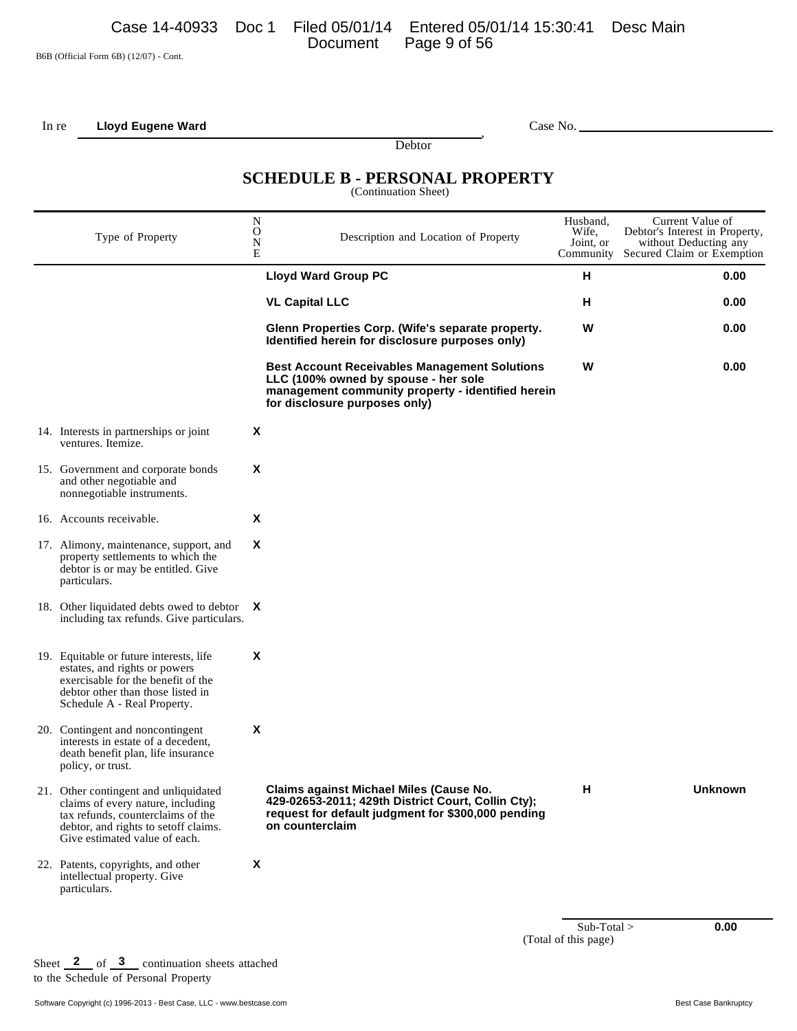B6B (Official Form 6B) (12/07) - Cont.

In re **Lloyd Eugene Ward**, Debtor

Case No. ______________________

## SCHEDULE B - PERSONAL PROPERTY

(Continuation Sheet)

| Type of Property | N O N E | Description and Location of Property | Husband, Wife, Joint, or Community | Current Value of Debtor's Interest in Property, without Deducting any Secured Claim or Exemption |
|---|---|---|---|---|
| | | **Lloyd Ward Group PC** | **H** | **0.00** |
| | | **VL Capital LLC** | **H** | **0.00** |
| | | **Glenn Properties Corp. (Wife's separate property. Identified herein for disclosure purposes only)** | **W** | **0.00** |
| | | **Best Account Receivables Management Solutions LLC (100% owned by spouse - her sole management community property - identified herein for disclosure purposes only)** | **W** | **0.00** |
| 14. Interests in partnerships or joint ventures. Itemize. | X | | | |
| 15. Government and corporate bonds and other negotiable and nonnegotiable instruments. | X | | | |
| 16. Accounts receivable. | X | | | |
| 17. Alimony, maintenance, support, and property settlements to which the debtor is or may be entitled. Give particulars. | X | | | |
| 18. Other liquidated debts owed to debtor including tax refunds. Give particulars. | X | | | |
| 19. Equitable or future interests, life estates, and rights or powers exercisable for the benefit of the debtor other than those listed in Schedule A - Real Property. | X | | | |
| 20. Contingent and noncontingent interests in estate of a decedent, death benefit plan, life insurance policy, or trust. | X | | | |
| 21. Other contingent and unliquidated claims of every nature, including tax refunds, counterclaims of the debtor, and rights to setoff claims. Give estimated value of each. | | **Claims against Michael Miles (Cause No. 429-02653-2011; 429th District Court, Collin Cty); request for default judgment for $300,000 pending on counterclaim** | **H** | **Unknown** |
| 22. Patents, copyrights, and other intellectual property. Give particulars. | X | | | |

Sub-Total > **0.00**
(Total of this page)

Sheet **2** of **3** continuation sheets attached to the Schedule of Personal Property

Software Copyright (c) 1996-2013 - Best Case, LLC - www.bestcase.com Best Case Bankruptcy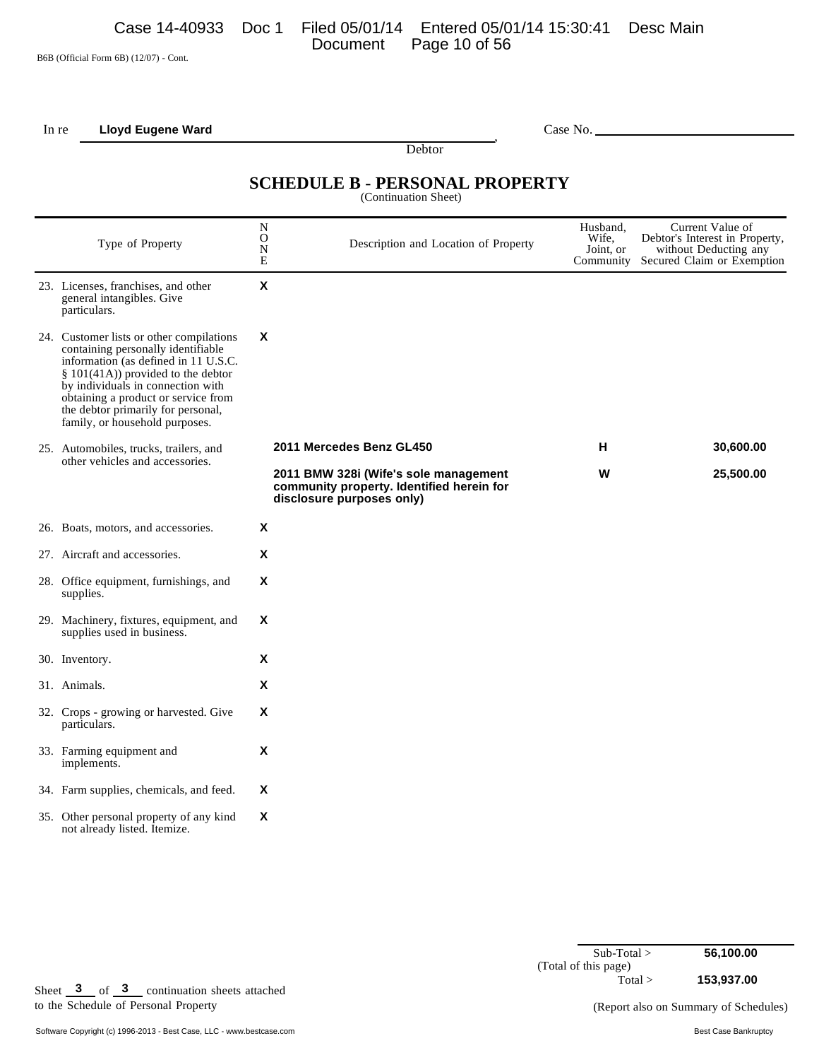B6B (Official Form 6B) (12/07) - Cont.

In re **Lloyd Eugene Ward** , Case No. ____________
Debtor

# SCHEDULE B - PERSONAL PROPERTY
(Continuation Sheet)

| Type of Property | N O N E | Description and Location of Property | Husband, Wife, Joint, or Community | Current Value of Debtor's Interest in Property, without Deducting any Secured Claim or Exemption |
|---|---|---|---|---|
| 23. Licenses, franchises, and other general intangibles. Give particulars. | X | | | |
| 24. Customer lists or other compilations containing personally identifiable information (as defined in 11 U.S.C. § 101(41A)) provided to the debtor by individuals in connection with obtaining a product or service from the debtor primarily for personal, family, or household purposes. | X | | | |
| 25. Automobiles, trucks, trailers, and other vehicles and accessories. | | **2011 Mercedes Benz GL450** | **H** | **30,600.00** |
| | | **2011 BMW 328i (Wife's sole management community property. Identified herein for disclosure purposes only)** | **W** | **25,500.00** |
| 26. Boats, motors, and accessories. | X | | | |
| 27. Aircraft and accessories. | X | | | |
| 28. Office equipment, furnishings, and supplies. | X | | | |
| 29. Machinery, fixtures, equipment, and supplies used in business. | X | | | |
| 30. Inventory. | X | | | |
| 31. Animals. | X | | | |
| 32. Crops - growing or harvested. Give particulars. | X | | | |
| 33. Farming equipment and implements. | X | | | |
| 34. Farm supplies, chemicals, and feed. | X | | | |
| 35. Other personal property of any kind not already listed. Itemize. | X | | | |

Sub-Total > **56,100.00**
(Total of this page)

Total > **153,937.00**

Sheet **3** of **3** continuation sheets attached to the Schedule of Personal Property

(Report also on Summary of Schedules)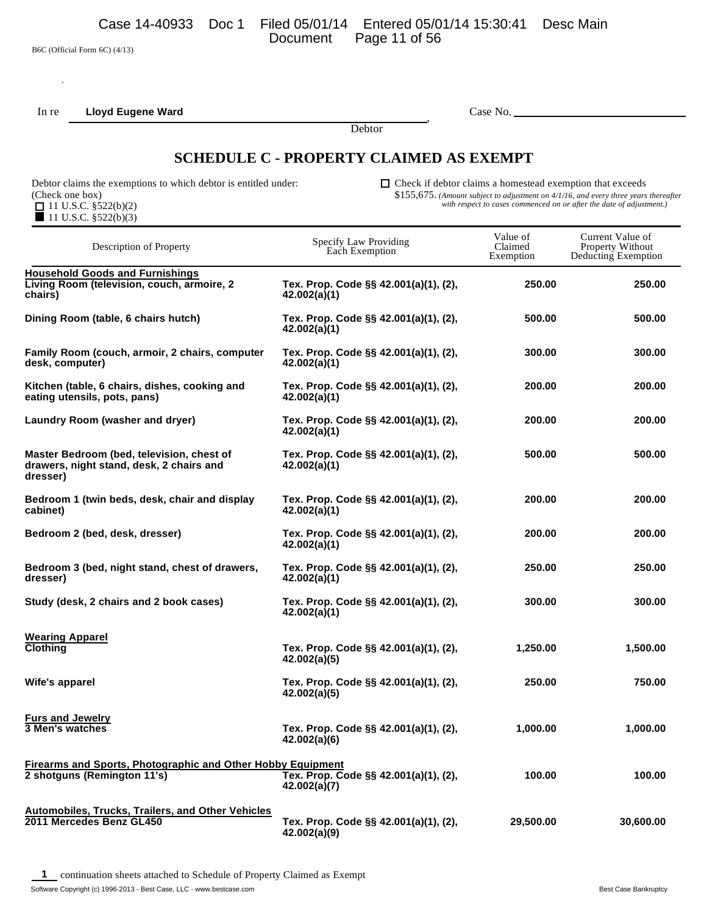B6C (Official Form 6C) (4/13)

In re **Lloyd Eugene Ward**, Debtor

Case No. ____________

# SCHEDULE C - PROPERTY CLAIMED AS EXEMPT

Debtor claims the exemptions to which debtor is entitled under:
(Check one box)
☐ 11 U.S.C. §522(b)(2)
■ 11 U.S.C. §522(b)(3)

☐ Check if debtor claims a homestead exemption that exceeds $155,675. *(Amount subject to adjustment on 4/1/16, and every three years thereafter with respect to cases commenced on or after the date of adjustment.)*

| Description of Property | Specify Law Providing Each Exemption | Value of Claimed Exemption | Current Value of Property Without Deducting Exemption |
|---|---|---|---|
| **Household Goods and Furnishings** | | | |
| **Living Room (television, couch, armoire, 2 chairs)** | **Tex. Prop. Code §§ 42.001(a)(1), (2), 42.002(a)(1)** | **250.00** | **250.00** |
| **Dining Room (table, 6 chairs hutch)** | **Tex. Prop. Code §§ 42.001(a)(1), (2), 42.002(a)(1)** | **500.00** | **500.00** |
| **Family Room (couch, armoir, 2 chairs, computer desk, computer)** | **Tex. Prop. Code §§ 42.001(a)(1), (2), 42.002(a)(1)** | **300.00** | **300.00** |
| **Kitchen (table, 6 chairs, dishes, cooking and eating utensils, pots, pans)** | **Tex. Prop. Code §§ 42.001(a)(1), (2), 42.002(a)(1)** | **200.00** | **200.00** |
| **Laundry Room (washer and dryer)** | **Tex. Prop. Code §§ 42.001(a)(1), (2), 42.002(a)(1)** | **200.00** | **200.00** |
| **Master Bedroom (bed, television, chest of drawers, night stand, desk, 2 chairs and dresser)** | **Tex. Prop. Code §§ 42.001(a)(1), (2), 42.002(a)(1)** | **500.00** | **500.00** |
| **Bedroom 1 (twin beds, desk, chair and display cabinet)** | **Tex. Prop. Code §§ 42.001(a)(1), (2), 42.002(a)(1)** | **200.00** | **200.00** |
| **Bedroom 2 (bed, desk, dresser)** | **Tex. Prop. Code §§ 42.001(a)(1), (2), 42.002(a)(1)** | **200.00** | **200.00** |
| **Bedroom 3 (bed, night stand, chest of drawers, dresser)** | **Tex. Prop. Code §§ 42.001(a)(1), (2), 42.002(a)(1)** | **250.00** | **250.00** |
| **Study (desk, 2 chairs and 2 book cases)** | **Tex. Prop. Code §§ 42.001(a)(1), (2), 42.002(a)(1)** | **300.00** | **300.00** |
| **Wearing Apparel** | | | |
| **Clothing** | **Tex. Prop. Code §§ 42.001(a)(1), (2), 42.002(a)(5)** | **1,250.00** | **1,500.00** |
| **Wife's apparel** | **Tex. Prop. Code §§ 42.001(a)(1), (2), 42.002(a)(5)** | **250.00** | **750.00** |
| **Furs and Jewelry** | | | |
| **3 Men's watches** | **Tex. Prop. Code §§ 42.001(a)(1), (2), 42.002(a)(6)** | **1,000.00** | **1,000.00** |
| **Firearms and Sports, Photographic and Other Hobby Equipment** | | | |
| **2 shotguns (Remington 11's)** | **Tex. Prop. Code §§ 42.001(a)(1), (2), 42.002(a)(7)** | **100.00** | **100.00** |
| **Automobiles, Trucks, Trailers, and Other Vehicles** | | | |
| **2011 Mercedes Benz GL450** | **Tex. Prop. Code §§ 42.001(a)(1), (2), 42.002(a)(9)** | **29,500.00** | **30,600.00** |

**1** continuation sheets attached to Schedule of Property Claimed as Exempt

Software Copyright (c) 1996-2013 - Best Case, LLC - www.bestcase.com Best Case Bankruptcy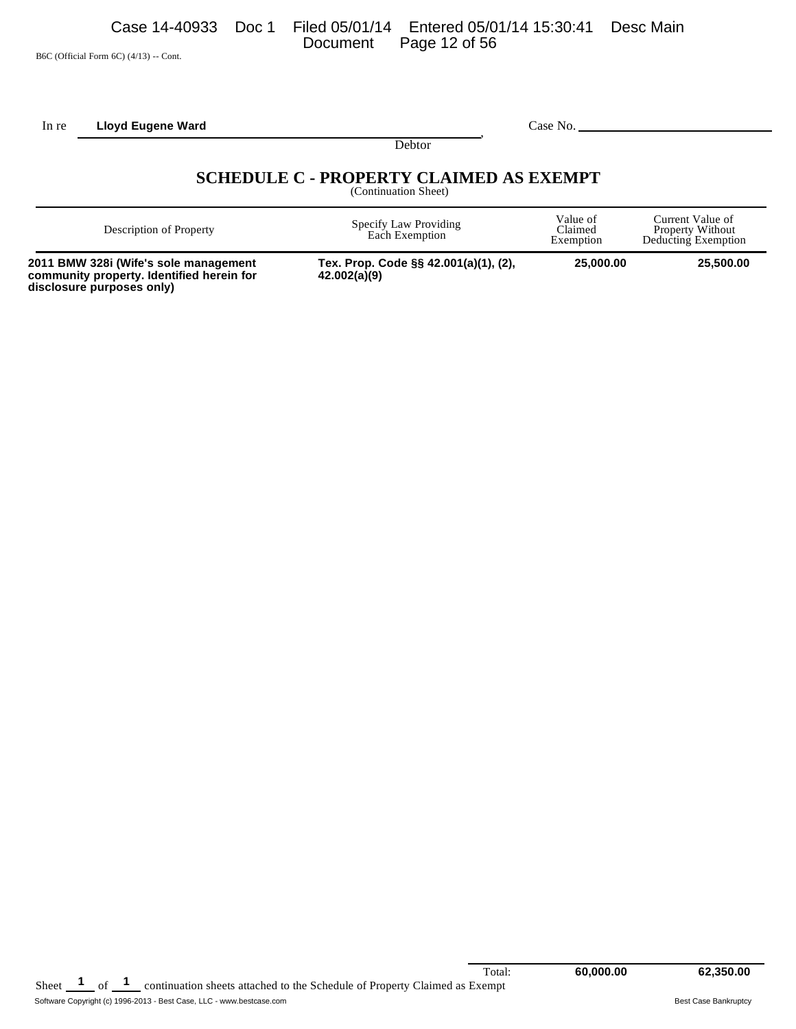B6C (Official Form 6C) (4/13) -- Cont.

In re **Lloyd Eugene Ward**, Debtor

Case No. \_\_\_\_\_\_\_\_\_\_\_\_\_\_\_\_\_\_\_\_

# SCHEDULE C - PROPERTY CLAIMED AS EXEMPT

(Continuation Sheet)

| Description of Property | Specify Law Providing Each Exemption | Value of Claimed Exemption | Current Value of Property Without Deducting Exemption |
|---|---|---|---|
| **2011 BMW 328i (Wife's sole management community property. Identified herein for disclosure purposes only)** | **Tex. Prop. Code §§ 42.001(a)(1), (2), 42.002(a)(9)** | **25,000.00** | **25,500.00** |
| | Total: | **60,000.00** | **62,350.00** |

Sheet **1** of **1** continuation sheets attached to the Schedule of Property Claimed as Exempt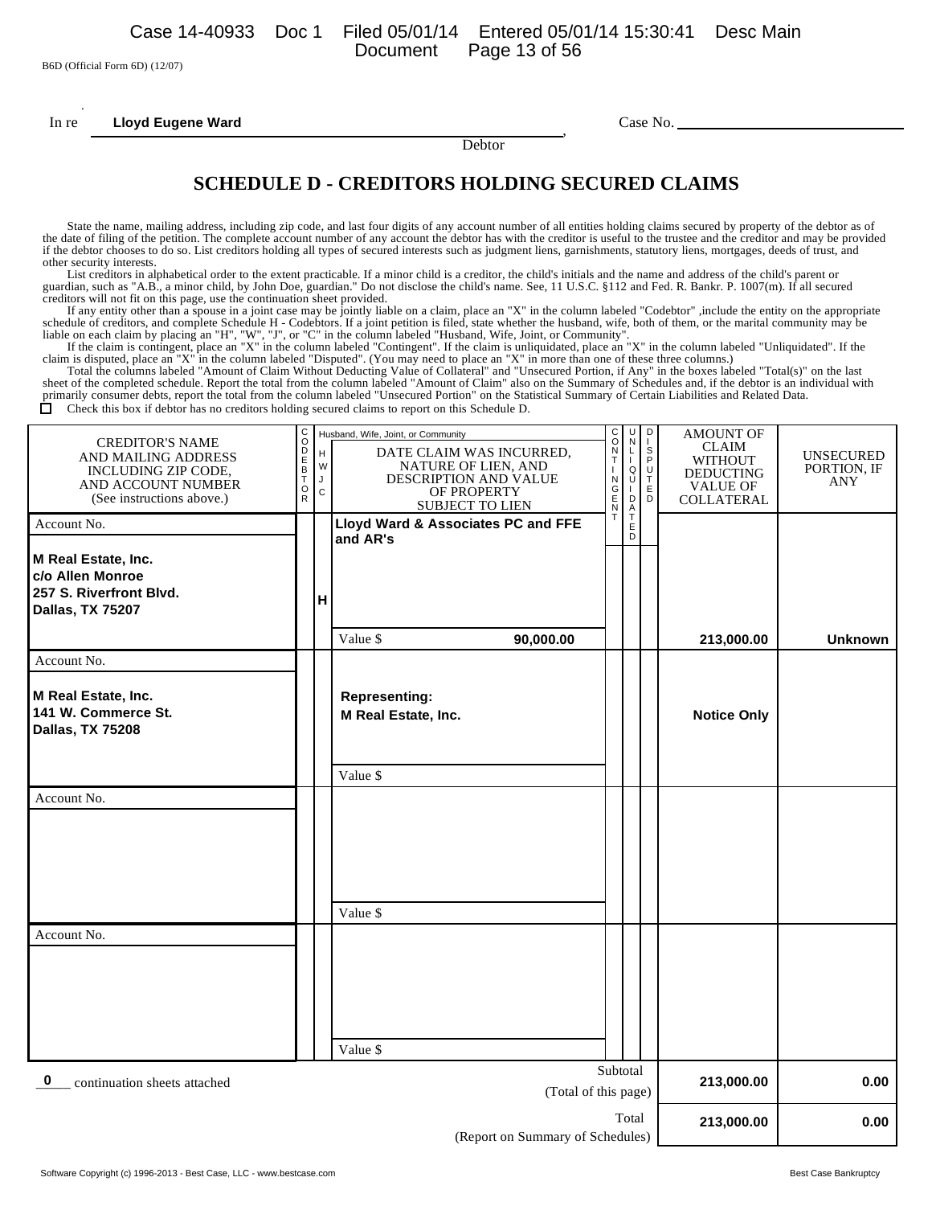B6D (Official Form 6D) (12/07)

In re **Lloyd Eugene Ward** , Debtor

Case No. ______________________

# SCHEDULE D - CREDITORS HOLDING SECURED CLAIMS

State the name, mailing address, including zip code, and last four digits of any account number of all entities holding claims secured by property of the debtor as of the date of filing of the petition. The complete account number of any account the debtor has with the creditor is useful to the trustee and the creditor and may be provided if the debtor chooses to do so. List creditors holding all types of secured interests such as judgment liens, garnishments, statutory liens, mortgages, deeds of trust, and other security interests.

List creditors in alphabetical order to the extent practicable. If a minor child is a creditor, the child's initials and the name and address of the child's parent or guardian, such as "A.B., a minor child, by John Doe, guardian." Do not disclose the child's name. See, 11 U.S.C. §112 and Fed. R. Bankr. P. 1007(m). If all secured creditors will not fit on this page, use the continuation sheet provided.

If any entity other than a spouse in a joint case may be jointly liable on a claim, place an "X" in the column labeled "Codebtor" ,include the entity on the appropriate schedule of creditors, and complete Schedule H - Codebtors. If a joint petition is filed, state whether the husband, wife, both of them, or the marital community may be liable on each claim by placing an "H", "W", "J", or "C" in the column labeled "Husband, Wife, Joint, or Community".

If the claim is contingent, place an "X" in the column labeled "Contingent". If the claim is unliquidated, place an "X" in the column labeled "Unliquidated". If the claim is disputed, place an "X" in the column labeled "Disputed". (You may need to place an "X" in more than one of these three columns.)

Total the columns labeled "Amount of Claim Without Deducting Value of Collateral" and "Unsecured Portion, if Any" in the boxes labeled "Total(s)" on the last sheet of the completed schedule. Report the total from the column labeled "Amount of Claim" also on the Summary of Schedules and, if the debtor is an individual with primarily consumer debts, report the total from the column labeled "Unsecured Portion" on the Statistical Summary of Certain Liabilities and Related Data.

☐ Check this box if debtor has no creditors holding secured claims to report on this Schedule D.

| CREDITOR'S NAME AND MAILING ADDRESS INCLUDING ZIP CODE, AND ACCOUNT NUMBER (See instructions above.) | CODEBTOR | Husband, Wife, Joint, or Community (H W J C) | DATE CLAIM WAS INCURRED, NATURE OF LIEN, AND DESCRIPTION AND VALUE OF PROPERTY SUBJECT TO LIEN | CONTINGENT | UNLIQUIDATED | DISPUTED | AMOUNT OF CLAIM WITHOUT DEDUCTING VALUE OF COLLATERAL | UNSECURED PORTION, IF ANY |
|---|---|---|---|---|---|---|---|---|
| Account No.<br>**M Real Estate, Inc.**<br>**c/o Allen Monroe**<br>**257 S. Riverfront Blvd.**<br>**Dallas, TX 75207** | | **H** | **Lloyd Ward & Associates PC and FFE and AR's**<br>Value $ **90,000.00** | | | | **213,000.00** | **Unknown** |
| Account No.<br>**M Real Estate, Inc.**<br>**141 W. Commerce St.**<br>**Dallas, TX 75208** | | | **Representing:**<br>**M Real Estate, Inc.**<br>Value $ | | | | **Notice Only** | |
| Account No. | | | Value $ | | | | | |
| Account No. | | | Value $ | | | | | |
| **0** continuation sheets attached | | | Subtotal (Total of this page) | | | | **213,000.00** | **0.00** |
| | | | Total (Report on Summary of Schedules) | | | | **213,000.00** | **0.00** |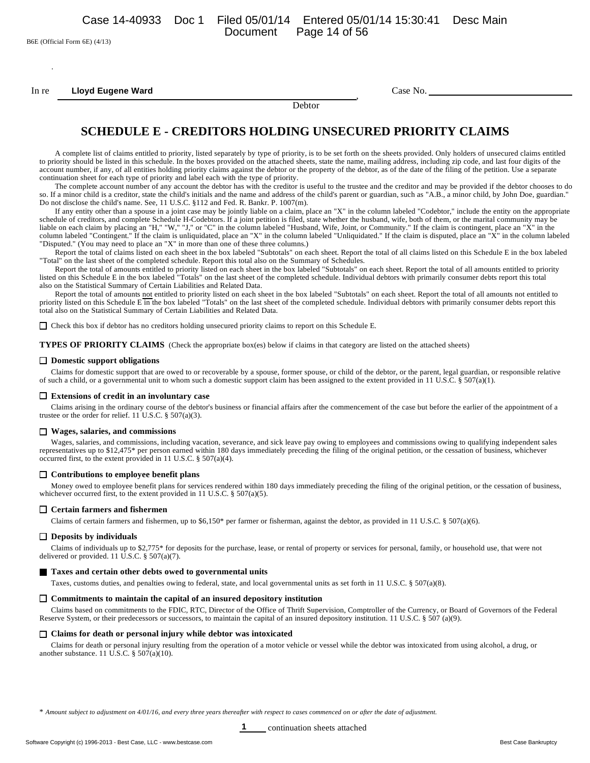B6E (Official Form 6E) (4/13)

In re **Lloyd Eugene Ward**, Debtor    Case No. ____________

# SCHEDULE E - CREDITORS HOLDING UNSECURED PRIORITY CLAIMS

A complete list of claims entitled to priority, listed separately by type of priority, is to be set forth on the sheets provided. Only holders of unsecured claims entitled to priority should be listed in this schedule. In the boxes provided on the attached sheets, state the name, mailing address, including zip code, and last four digits of the account number, if any, of all entities holding priority claims against the debtor or the property of the debtor, as of the date of the filing of the petition. Use a separate continuation sheet for each type of priority and label each with the type of priority.

The complete account number of any account the debtor has with the creditor is useful to the trustee and the creditor and may be provided if the debtor chooses to do so. If a minor child is a creditor, state the child's initials and the name and address of the child's parent or guardian, such as "A.B., a minor child, by John Doe, guardian." Do not disclose the child's name. See, 11 U.S.C. §112 and Fed. R. Bankr. P. 1007(m).

If any entity other than a spouse in a joint case may be jointly liable on a claim, place an "X" in the column labeled "Codebtor," include the entity on the appropriate schedule of creditors, and complete Schedule H-Codebtors. If a joint petition is filed, state whether the husband, wife, both of them, or the marital community may be liable on each claim by placing an "H," "W," "J," or "C" in the column labeled "Husband, Wife, Joint, or Community." If the claim is contingent, place an "X" in the column labeled "Contingent." If the claim is unliquidated, place an "X" in the column labeled "Unliquidated." If the claim is disputed, place an "X" in the column labeled "Disputed." (You may need to place an "X" in more than one of these three columns.)

Report the total of claims listed on each sheet in the box labeled "Subtotals" on each sheet. Report the total of all claims listed on this Schedule E in the box labeled "Total" on the last sheet of the completed schedule. Report this total also on the Summary of Schedules.

Report the total of amounts entitled to priority listed on each sheet in the box labeled "Subtotals" on each sheet. Report the total of all amounts entitled to priority listed on this Schedule E in the box labeled "Totals" on the last sheet of the completed schedule. Individual debtors with primarily consumer debts report this total also on the Statistical Summary of Certain Liabilities and Related Data.

Report the total of amounts not entitled to priority listed on each sheet in the box labeled "Subtotals" on each sheet. Report the total of all amounts not entitled to priority listed on this Schedule E in the box labeled "Totals" on the last sheet of the completed schedule. Individual debtors with primarily consumer debts report this total also on the Statistical Summary of Certain Liabilities and Related Data.

☐ Check this box if debtor has no creditors holding unsecured priority claims to report on this Schedule E.

**TYPES OF PRIORITY CLAIMS** (Check the appropriate box(es) below if claims in that category are listed on the attached sheets)

☐ **Domestic support obligations**

Claims for domestic support that are owed to or recoverable by a spouse, former spouse, or child of the debtor, or the parent, legal guardian, or responsible relative of such a child, or a governmental unit to whom such a domestic support claim has been assigned to the extent provided in 11 U.S.C. § 507(a)(1).

☐ **Extensions of credit in an involuntary case**

Claims arising in the ordinary course of the debtor's business or financial affairs after the commencement of the case but before the earlier of the appointment of a trustee or the order for relief. 11 U.S.C. § 507(a)(3).

☐ **Wages, salaries, and commissions**

Wages, salaries, and commissions, including vacation, severance, and sick leave pay owing to employees and commissions owing to qualifying independent sales representatives up to $12,475* per person earned within 180 days immediately preceding the filing of the original petition, or the cessation of business, whichever occurred first, to the extent provided in 11 U.S.C. § 507(a)(4).

☐ **Contributions to employee benefit plans**

Money owed to employee benefit plans for services rendered within 180 days immediately preceding the filing of the original petition, or the cessation of business, whichever occurred first, to the extent provided in 11 U.S.C. § 507(a)(5).

☐ **Certain farmers and fishermen**

Claims of certain farmers and fishermen, up to $6,150* per farmer or fisherman, against the debtor, as provided in 11 U.S.C. § 507(a)(6).

☐ **Deposits by individuals**

Claims of individuals up to $2,775* for deposits for the purchase, lease, or rental of property or services for personal, family, or household use, that were not delivered or provided. 11 U.S.C. § 507(a)(7).

■ **Taxes and certain other debts owed to governmental units**

Taxes, customs duties, and penalties owing to federal, state, and local governmental units as set forth in 11 U.S.C. § 507(a)(8).

☐ **Commitments to maintain the capital of an insured depository institution**

Claims based on commitments to the FDIC, RTC, Director of the Office of Thrift Supervision, Comptroller of the Currency, or Board of Governors of the Federal Reserve System, or their predecessors or successors, to maintain the capital of an insured depository institution. 11 U.S.C. § 507 (a)(9).

☐ **Claims for death or personal injury while debtor was intoxicated**

Claims for death or personal injury resulting from the operation of a motor vehicle or vessel while the debtor was intoxicated from using alcohol, a drug, or another substance. 11 U.S.C. § 507(a)(10).

\* *Amount subject to adjustment on 4/01/16, and every three years thereafter with respect to cases commenced on or after the date of adjustment.*

**1** continuation sheets attached

Software Copyright (c) 1996-2013 - Best Case, LLC - www.bestcase.com    Best Case Bankruptcy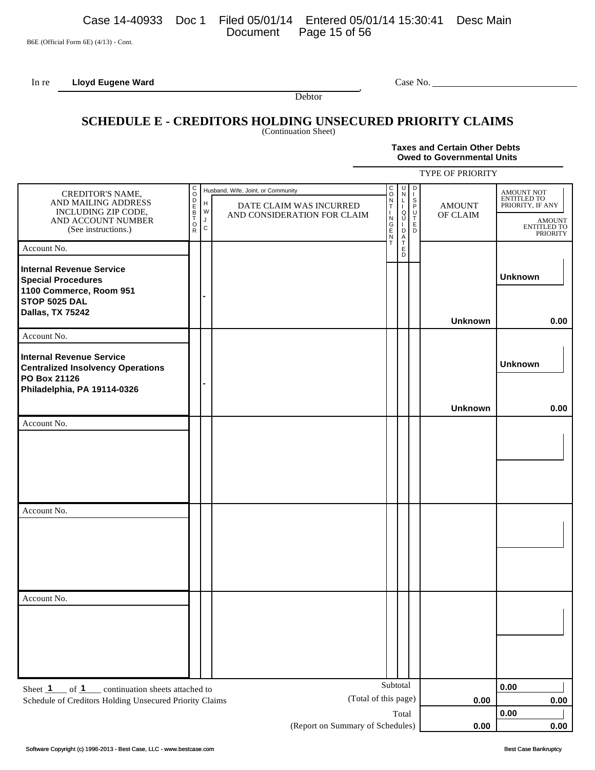B6E (Official Form 6E) (4/13) - Cont.

In re **Lloyd Eugene Ward** , Debtor

Case No.

# SCHEDULE E - CREDITORS HOLDING UNSECURED PRIORITY CLAIMS

(Continuation Sheet)

**Taxes and Certain Other Debts Owed to Governmental Units**

TYPE OF PRIORITY

| CREDITOR'S NAME, AND MAILING ADDRESS INCLUDING ZIP CODE, AND ACCOUNT NUMBER (See instructions.) | CODEBTOR | Husband, Wife, Joint, or Community (H W J C) | DATE CLAIM WAS INCURRED AND CONSIDERATION FOR CLAIM | CONTINGENT | UNLIQUIDATED | DISPUTED | AMOUNT OF CLAIM | AMOUNT NOT ENTITLED TO PRIORITY, IF ANY / AMOUNT ENTITLED TO PRIORITY |
|---|---|---|---|---|---|---|---|---|
| Account No.<br>**Internal Revenue Service**<br>**Special Procedures**<br>**1100 Commerce, Room 951**<br>**STOP 5025 DAL**<br>**Dallas, TX 75242** | | - | | | | | **Unknown** | **Unknown**<br>**0.00** |
| Account No.<br>**Internal Revenue Service**<br>**Centralized Insolvency Operations**<br>**PO Box 21126**<br>**Philadelphia, PA 19114-0326** | | - | | | | | **Unknown** | **Unknown**<br>**0.00** |
| Account No. | | | | | | | | |
| Account No. | | | | | | | | |
| Account No. | | | | | | | | |
| Subtotal (Total of this page) | | | | | | | **0.00** | **0.00**<br>**0.00** |
| Total (Report on Summary of Schedules) | | | | | | | **0.00** | **0.00**<br>**0.00** |

Sheet **1** of **1** continuation sheets attached to Schedule of Creditors Holding Unsecured Priority Claims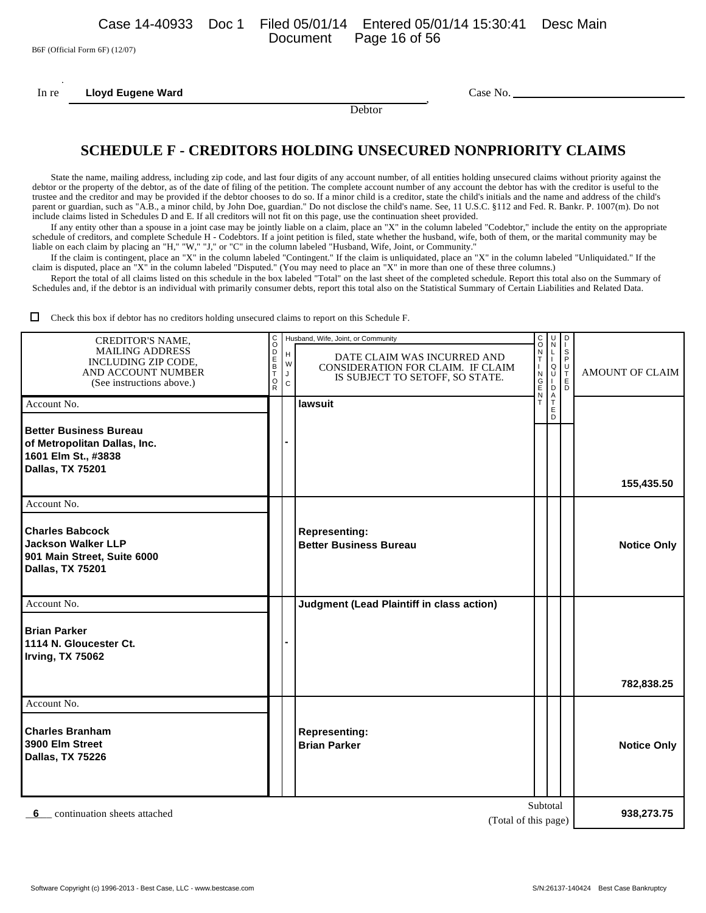B6F (Official Form 6F) (12/07)

In re **Lloyd Eugene Ward**, Debtor

Case No. ______________

## SCHEDULE F - CREDITORS HOLDING UNSECURED NONPRIORITY CLAIMS

State the name, mailing address, including zip code, and last four digits of any account number, of all entities holding unsecured claims without priority against the debtor or the property of the debtor, as of the date of filing of the petition. The complete account number of any account the debtor has with the creditor is useful to the trustee and the creditor and may be provided if the debtor chooses to do so. If a minor child is a creditor, state the child's initials and the name and address of the child's parent or guardian, such as "A.B., a minor child, by John Doe, guardian." Do not disclose the child's name. See, 11 U.S.C. §112 and Fed. R. Bankr. P. 1007(m). Do not include claims listed in Schedules D and E. If all creditors will not fit on this page, use the continuation sheet provided.

If any entity other than a spouse in a joint case may be jointly liable on a claim, place an "X" in the column labeled "Codebtor," include the entity on the appropriate schedule of creditors, and complete Schedule H - Codebtors. If a joint petition is filed, state whether the husband, wife, both of them, or the marital community may be liable on each claim by placing an "H," "W," "J," or "C" in the column labeled "Husband, Wife, Joint, or Community."

If the claim is contingent, place an "X" in the column labeled "Contingent." If the claim is unliquidated, place an "X" in the column labeled "Unliquidated." If the claim is disputed, place an "X" in the column labeled "Disputed." (You may need to place an "X" in more than one of these three columns.)

Report the total of all claims listed on this schedule in the box labeled "Total" on the last sheet of the completed schedule. Report this total also on the Summary of Schedules and, if the debtor is an individual with primarily consumer debts, report this total also on the Statistical Summary of Certain Liabilities and Related Data.

☐ Check this box if debtor has no creditors holding unsecured claims to report on this Schedule F.

| CREDITOR'S NAME, MAILING ADDRESS INCLUDING ZIP CODE, AND ACCOUNT NUMBER (See instructions above.) | CODEBTOR | H W J C | DATE CLAIM WAS INCURRED AND CONSIDERATION FOR CLAIM. IF CLAIM IS SUBJECT TO SETOFF, SO STATE. | CONTINGENT | UNLIQUIDATED | DISPUTED | AMOUNT OF CLAIM |
|---|---|---|---|---|---|---|---|
| Account No.<br>**Better Business Bureau**<br>**of Metropolitan Dallas, Inc.**<br>**1601 Elm St., #3838**<br>**Dallas, TX 75201** | | - | **lawsuit** | | | | **155,435.50** |
| Account No.<br>**Charles Babcock**<br>**Jackson Walker LLP**<br>**901 Main Street, Suite 6000**<br>**Dallas, TX 75201** | | | **Representing:**<br>**Better Business Bureau** | | | | **Notice Only** |
| Account No.<br>**Brian Parker**<br>**1114 N. Gloucester Ct.**<br>**Irving, TX 75062** | | - | **Judgment (Lead Plaintiff in class action)** | | | | **782,838.25** |
| Account No.<br>**Charles Branham**<br>**3900 Elm Street**<br>**Dallas, TX 75226** | | | **Representing:**<br>**Brian Parker** | | | | **Notice Only** |
| **6** continuation sheets attached | | | Subtotal (Total of this page) | | | | **938,273.75** |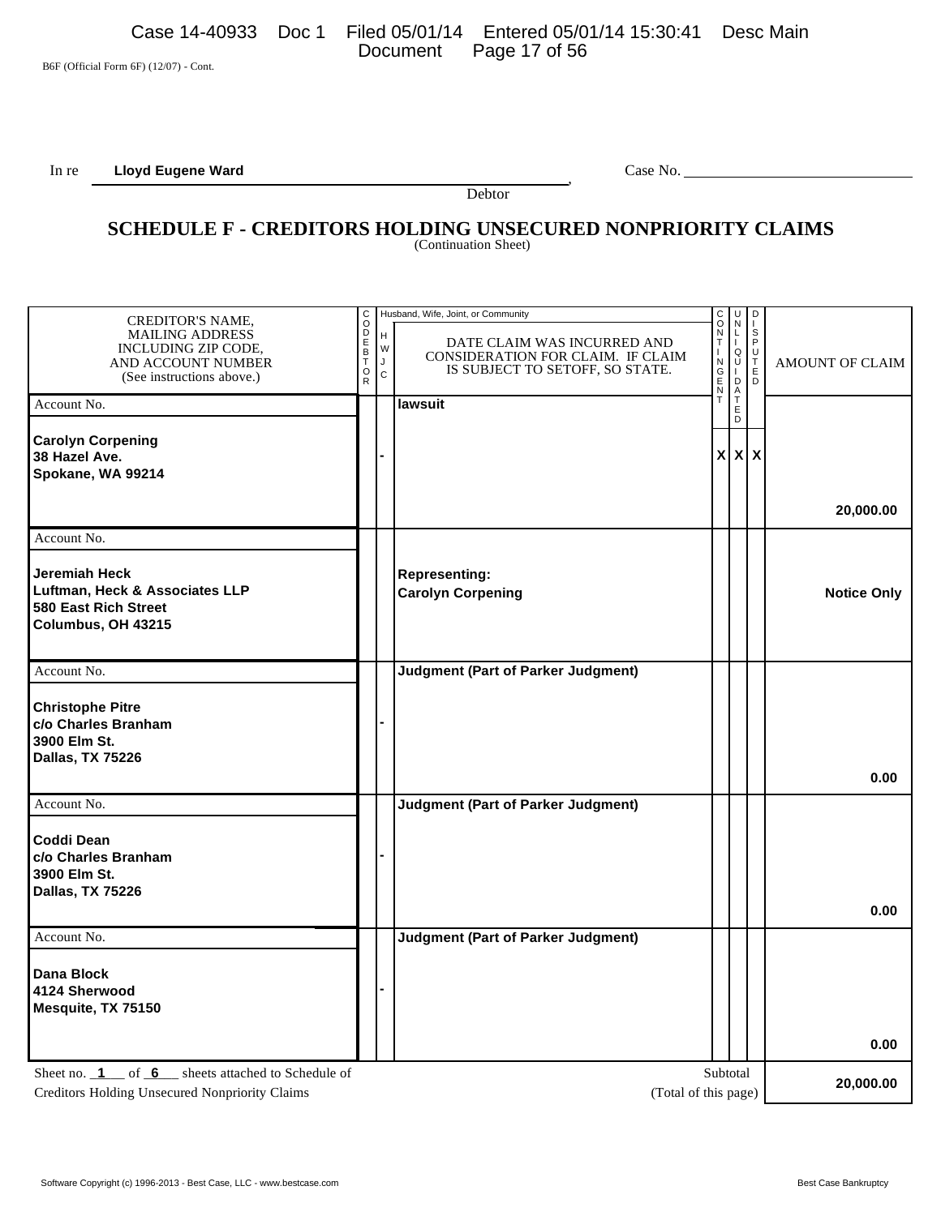B6F (Official Form 6F) (12/07) - Cont.

In re **Lloyd Eugene Ward**, Debtor — Case No. \_\_\_\_\_\_\_\_\_\_

## SCHEDULE F - CREDITORS HOLDING UNSECURED NONPRIORITY CLAIMS
(Continuation Sheet)

| CREDITOR'S NAME, MAILING ADDRESS INCLUDING ZIP CODE, AND ACCOUNT NUMBER (See instructions above.) | CODEBTOR | Husband, Wife, Joint, or Community (H W J C) | DATE CLAIM WAS INCURRED AND CONSIDERATION FOR CLAIM. IF CLAIM IS SUBJECT TO SETOFF, SO STATE. | CONTINGENT | UNLIQUIDATED | DISPUTED | AMOUNT OF CLAIM |
|---|---|---|---|---|---|---|---|
| Account No.<br>**Carolyn Corpening**<br>**38 Hazel Ave.**<br>**Spokane, WA 99214** | | - | **lawsuit** | X | X | X | **20,000.00** |
| Account No.<br>**Jeremiah Heck**<br>**Luftman, Heck & Associates LLP**<br>**580 East Rich Street**<br>**Columbus, OH 43215** | | | **Representing:**<br>**Carolyn Corpening** | | | | **Notice Only** |
| Account No.<br>**Christophe Pitre**<br>**c/o Charles Branham**<br>**3900 Elm St.**<br>**Dallas, TX 75226** | | - | **Judgment (Part of Parker Judgment)** | | | | **0.00** |
| Account No.<br>**Coddi Dean**<br>**c/o Charles Branham**<br>**3900 Elm St.**<br>**Dallas, TX 75226** | | - | **Judgment (Part of Parker Judgment)** | | | | **0.00** |
| Account No.<br>**Dana Block**<br>**4124 Sherwood**<br>**Mesquite, TX 75150** | | - | **Judgment (Part of Parker Judgment)** | | | | **0.00** |

Sheet no. **1** of **6** sheets attached to Schedule of Creditors Holding Unsecured Nonpriority Claims

Subtotal (Total of this page): **20,000.00**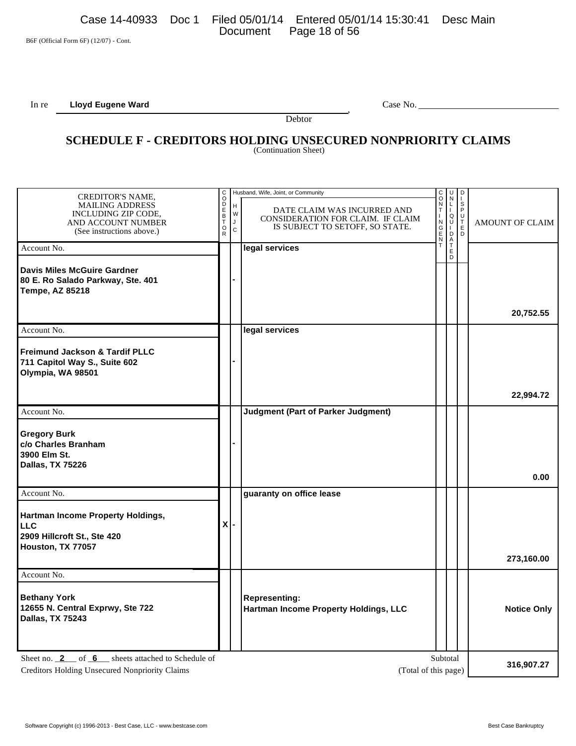B6F (Official Form 6F) (12/07) - Cont.

In re **Lloyd Eugene Ward**, Debtor

Case No. \_\_\_\_\_\_\_\_\_\_\_\_\_\_\_\_\_\_\_\_

## SCHEDULE F - CREDITORS HOLDING UNSECURED NONPRIORITY CLAIMS

(Continuation Sheet)

| CREDITOR'S NAME, MAILING ADDRESS INCLUDING ZIP CODE, AND ACCOUNT NUMBER (See instructions above.) | CODEBTOR | Husband, Wife, Joint, or Community (H W J C) | DATE CLAIM WAS INCURRED AND CONSIDERATION FOR CLAIM. IF CLAIM IS SUBJECT TO SETOFF, SO STATE. | CONTINGENT | UNLIQUIDATED | DISPUTED | AMOUNT OF CLAIM |
|---|---|---|---|---|---|---|---|
| Account No.<br><br>**Davis Miles McGuire Gardner**<br>**80 E. Ro Salado Parkway, Ste. 401**<br>**Tempe, AZ 85218** | | - | **legal services** | | | | **20,752.55** |
| Account No.<br><br>**Freimund Jackson & Tardif PLLC**<br>**711 Capitol Way S., Suite 602**<br>**Olympia, WA 98501** | | - | **legal services** | | | | **22,994.72** |
| Account No.<br><br>**Gregory Burk**<br>**c/o Charles Branham**<br>**3900 Elm St.**<br>**Dallas, TX 75226** | | - | **Judgment (Part of Parker Judgment)** | | | | **0.00** |
| Account No.<br><br>**Hartman Income Property Holdings, LLC**<br>**2909 Hillcroft St., Ste 420**<br>**Houston, TX 77057** | X | - | **guaranty on office lease** | | | | **273,160.00** |
| Account No.<br><br>**Bethany York**<br>**12655 N. Central Exprwy, Ste 722**<br>**Dallas, TX 75243** | | | **Representing:**<br>**Hartman Income Property Holdings, LLC** | | | | **Notice Only** |

Sheet no. **2** of **6** sheets attached to Schedule of Creditors Holding Unsecured Nonpriority Claims

Subtotal (Total of this page) **316,907.27**

Software Copyright (c) 1996-2013 - Best Case, LLC - www.bestcase.com — Best Case Bankruptcy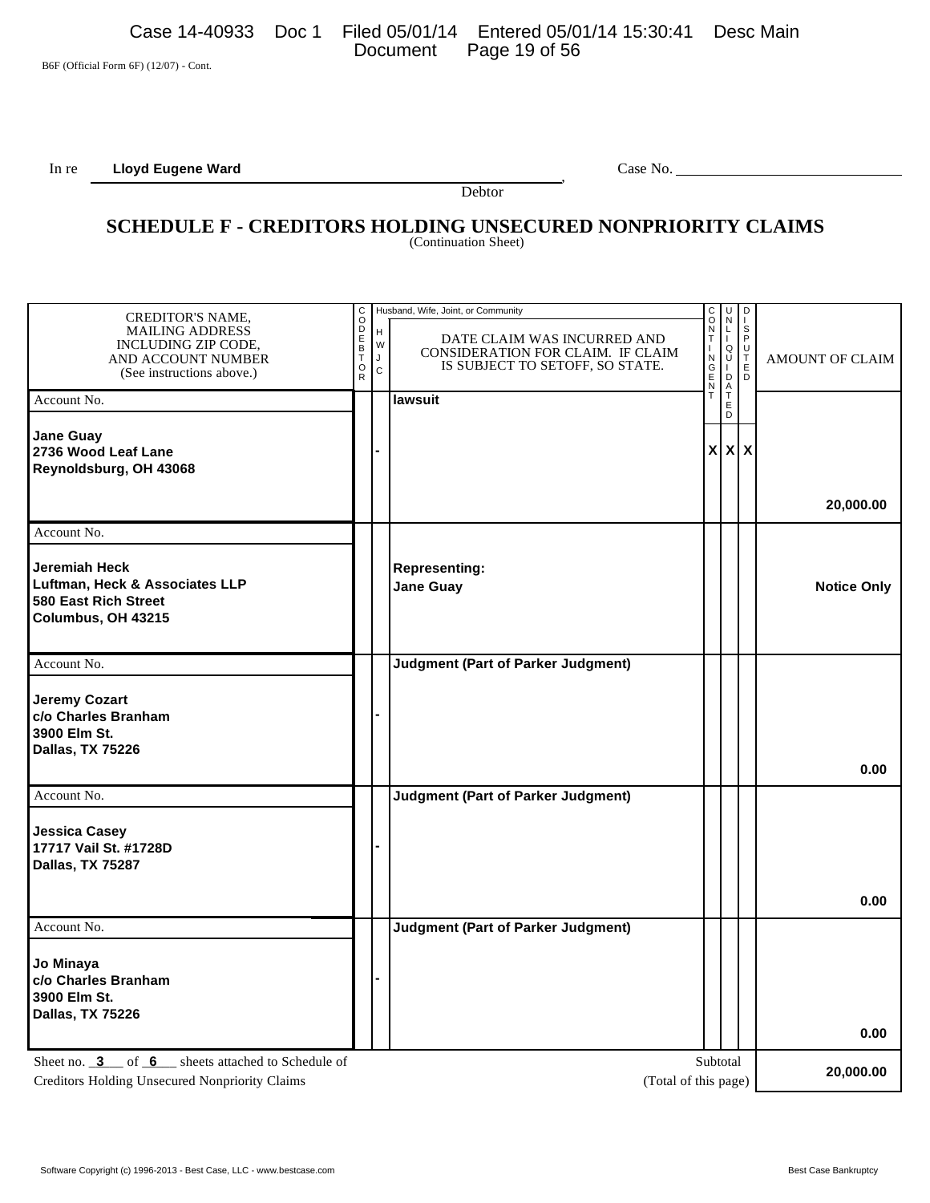B6F (Official Form 6F) (12/07) - Cont.

In re **Lloyd Eugene Ward**, Debtor

Case No. ______________________

# SCHEDULE F - CREDITORS HOLDING UNSECURED NONPRIORITY CLAIMS

(Continuation Sheet)

| CREDITOR'S NAME, MAILING ADDRESS INCLUDING ZIP CODE, AND ACCOUNT NUMBER (See instructions above.) | CODEBTOR | Husband, Wife, Joint, or Community (H W J C) | DATE CLAIM WAS INCURRED AND CONSIDERATION FOR CLAIM. IF CLAIM IS SUBJECT TO SETOFF, SO STATE. | CONTINGENT | UNLIQUIDATED | DISPUTED | AMOUNT OF CLAIM |
|---|---|---|---|---|---|---|---|
| Account No.<br>**Jane Guay**<br>**2736 Wood Leaf Lane**<br>**Reynoldsburg, OH 43068** | | - | **lawsuit** | X | X | X | **20,000.00** |
| Account No.<br>**Jeremiah Heck**<br>**Luftman, Heck & Associates LLP**<br>**580 East Rich Street**<br>**Columbus, OH 43215** | | | **Representing:**<br>**Jane Guay** | | | | **Notice Only** |
| Account No.<br>**Jeremy Cozart**<br>**c/o Charles Branham**<br>**3900 Elm St.**<br>**Dallas, TX 75226** | | - | **Judgment (Part of Parker Judgment)** | | | | **0.00** |
| Account No.<br>**Jessica Casey**<br>**17717 Vail St. #1728D**<br>**Dallas, TX 75287** | | - | **Judgment (Part of Parker Judgment)** | | | | **0.00** |
| Account No.<br>**Jo Minaya**<br>**c/o Charles Branham**<br>**3900 Elm St.**<br>**Dallas, TX 75226** | | - | **Judgment (Part of Parker Judgment)** | | | | **0.00** |

Sheet no. **3** of **6** sheets attached to Schedule of Creditors Holding Unsecured Nonpriority Claims

Subtotal (Total of this page) **20,000.00**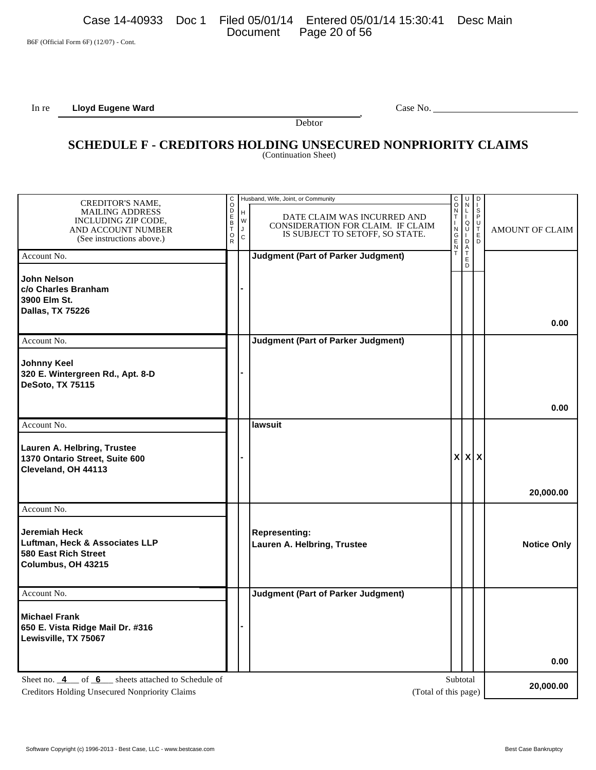B6F (Official Form 6F) (12/07) - Cont.

In re **Lloyd Eugene Ward**, Debtor

Case No. ______________________

# SCHEDULE F - CREDITORS HOLDING UNSECURED NONPRIORITY CLAIMS

(Continuation Sheet)

| CREDITOR'S NAME, MAILING ADDRESS INCLUDING ZIP CODE, AND ACCOUNT NUMBER (See instructions above.) | CODEBTOR | Husband, Wife, Joint, or Community (H W J C) | DATE CLAIM WAS INCURRED AND CONSIDERATION FOR CLAIM. IF CLAIM IS SUBJECT TO SETOFF, SO STATE. | CONTINGENT | UNLIQUIDATED | DISPUTED | AMOUNT OF CLAIM |
|---|---|---|---|---|---|---|---|
| Account No. <br> **John Nelson** <br> **c/o Charles Branham** <br> **3900 Elm St.** <br> **Dallas, TX 75226** | | - | **Judgment (Part of Parker Judgment)** | | | | **0.00** |
| Account No. <br> **Johnny Keel** <br> **320 E. Wintergreen Rd., Apt. 8-D** <br> **DeSoto, TX 75115** | | - | **Judgment (Part of Parker Judgment)** | | | | **0.00** |
| Account No. <br> **Lauren A. Helbring, Trustee** <br> **1370 Ontario Street, Suite 600** <br> **Cleveland, OH 44113** | | - | **lawsuit** | **X** | **X** | **X** | **20,000.00** |
| Account No. <br> **Jeremiah Heck** <br> **Luftman, Heck & Associates LLP** <br> **580 East Rich Street** <br> **Columbus, OH 43215** | | | **Representing:** <br> **Lauren A. Helbring, Trustee** | | | | **Notice Only** |
| Account No. <br> **Michael Frank** <br> **650 E. Vista Ridge Mail Dr. #316** <br> **Lewisville, TX 75067** | | - | **Judgment (Part of Parker Judgment)** | | | | **0.00** |

Sheet no. **4** of **6** sheets attached to Schedule of Creditors Holding Unsecured Nonpriority Claims

Subtotal (Total of this page): **20,000.00**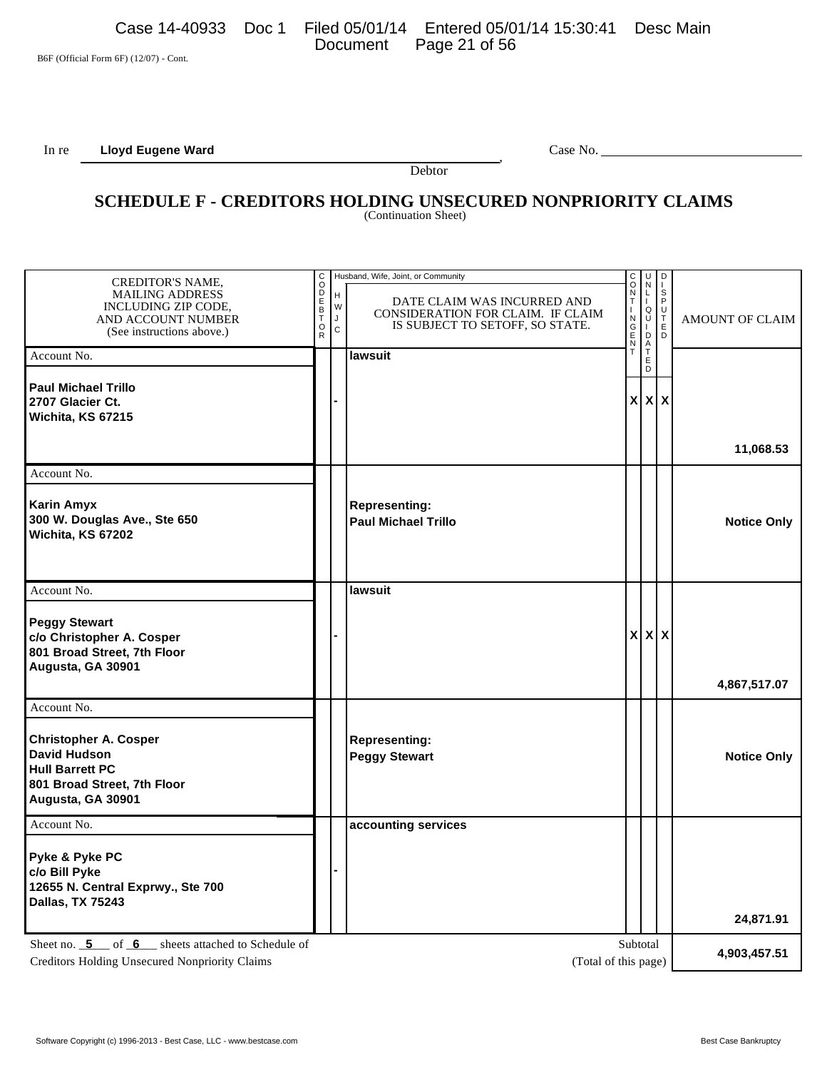B6F (Official Form 6F) (12/07) - Cont.

In re **Lloyd Eugene Ward**, Debtor

Case No. \_\_\_\_\_\_\_\_\_\_\_\_\_\_\_\_

## SCHEDULE F - CREDITORS HOLDING UNSECURED NONPRIORITY CLAIMS

(Continuation Sheet)

| CREDITOR'S NAME, MAILING ADDRESS INCLUDING ZIP CODE, AND ACCOUNT NUMBER (See instructions above.) | CODEBTOR | Husband, Wife, Joint, or Community (H W J C) | DATE CLAIM WAS INCURRED AND CONSIDERATION FOR CLAIM. IF CLAIM IS SUBJECT TO SETOFF, SO STATE. | CONTINGENT | UNLIQUIDATED | DISPUTED | AMOUNT OF CLAIM |
|---|---|---|---|---|---|---|---|
| Account No.<br><br>**Paul Michael Trillo**<br>**2707 Glacier Ct.**<br>**Wichita, KS 67215** | | - | **lawsuit** | X | X | X | **11,068.53** |
| Account No.<br><br>**Karin Amyx**<br>**300 W. Douglas Ave., Ste 650**<br>**Wichita, KS 67202** | | | **Representing:**<br>**Paul Michael Trillo** | | | | **Notice Only** |
| Account No.<br><br>**Peggy Stewart**<br>**c/o Christopher A. Cosper**<br>**801 Broad Street, 7th Floor**<br>**Augusta, GA 30901** | | - | **lawsuit** | X | X | X | **4,867,517.07** |
| Account No.<br><br>**Christopher A. Cosper**<br>**David Hudson**<br>**Hull Barrett PC**<br>**801 Broad Street, 7th Floor**<br>**Augusta, GA 30901** | | | **Representing:**<br>**Peggy Stewart** | | | | **Notice Only** |
| Account No.<br><br>**Pyke & Pyke PC**<br>**c/o Bill Pyke**<br>**12655 N. Central Exprwy., Ste 700**<br>**Dallas, TX 75243** | | - | **accounting services** | | | | **24,871.91** |

Sheet no. **5** of **6** sheets attached to Schedule of Creditors Holding Unsecured Nonpriority Claims

Subtotal (Total of this page): **4,903,457.51**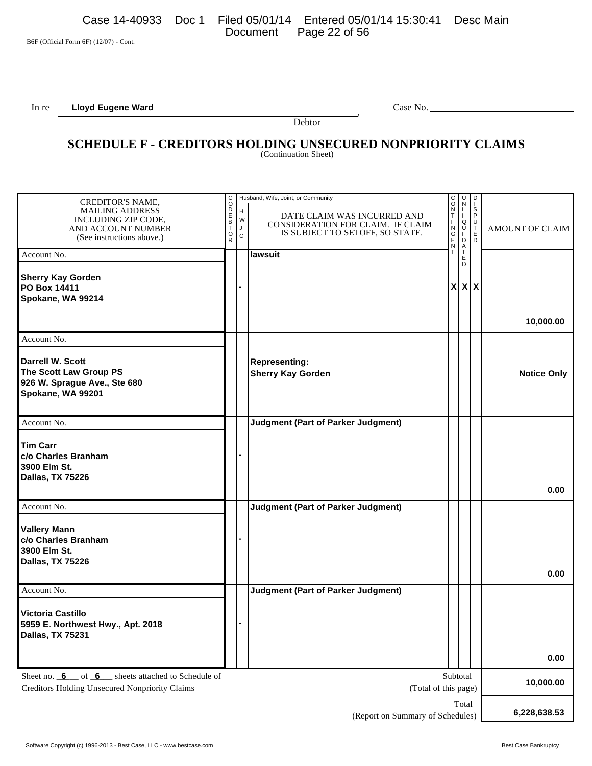B6F (Official Form 6F) (12/07) - Cont.

In re **Lloyd Eugene Ward**, Debtor

Case No. ______________________

## SCHEDULE F - CREDITORS HOLDING UNSECURED NONPRIORITY CLAIMS

(Continuation Sheet)

| CREDITOR'S NAME, MAILING ADDRESS INCLUDING ZIP CODE, AND ACCOUNT NUMBER (See instructions above.) | CODEBTOR | Husband, Wife, Joint, or Community (H/W/J/C) | DATE CLAIM WAS INCURRED AND CONSIDERATION FOR CLAIM. IF CLAIM IS SUBJECT TO SETOFF, SO STATE. | CONTINGENT | UNLIQUIDATED | DISPUTED | AMOUNT OF CLAIM |
|---|---|---|---|---|---|---|---|
| Account No.<br>**Sherry Kay Gorden**<br>**PO Box 14411**<br>**Spokane, WA 99214** | | - | **lawsuit** | X | X | X | **10,000.00** |
| Account No.<br>**Darrell W. Scott**<br>**The Scott Law Group PS**<br>**926 W. Sprague Ave., Ste 680**<br>**Spokane, WA 99201** | | | **Representing:**<br>**Sherry Kay Gorden** | | | | **Notice Only** |
| Account No.<br>**Tim Carr**<br>**c/o Charles Branham**<br>**3900 Elm St.**<br>**Dallas, TX 75226** | | - | **Judgment (Part of Parker Judgment)** | | | | **0.00** |
| Account No.<br>**Vallery Mann**<br>**c/o Charles Branham**<br>**3900 Elm St.**<br>**Dallas, TX 75226** | | - | **Judgment (Part of Parker Judgment)** | | | | **0.00** |
| Account No.<br>**Victoria Castillo**<br>**5959 E. Northwest Hwy., Apt. 2018**<br>**Dallas, TX 75231** | | - | **Judgment (Part of Parker Judgment)** | | | | **0.00** |

Sheet no. **6** of **6** sheets attached to Schedule of Creditors Holding Unsecured Nonpriority Claims

| | |
|---|---|
| Subtotal (Total of this page) | **10,000.00** |
| Total (Report on Summary of Schedules) | **6,228,638.53** |

Software Copyright (c) 1996-2013 - Best Case, LLC - www.bestcase.com Best Case Bankruptcy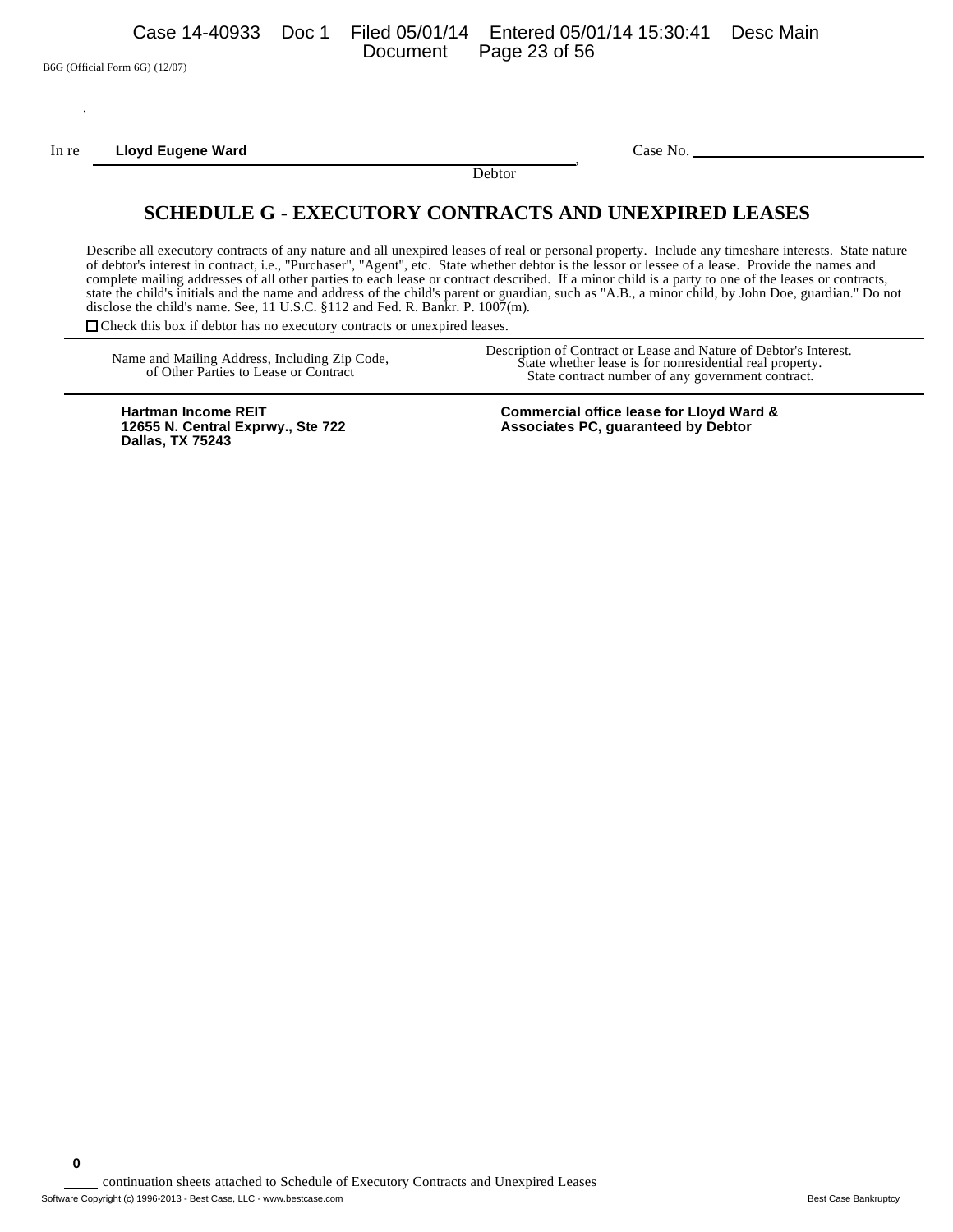B6G (Official Form 6G) (12/07)

In re **Lloyd Eugene Ward**, Debtor

Case No. ____________________

# SCHEDULE G - EXECUTORY CONTRACTS AND UNEXPIRED LEASES

Describe all executory contracts of any nature and all unexpired leases of real or personal property. Include any timeshare interests. State nature of debtor's interest in contract, i.e., "Purchaser", "Agent", etc. State whether debtor is the lessor or lessee of a lease. Provide the names and complete mailing addresses of all other parties to each lease or contract described. If a minor child is a party to one of the leases or contracts, state the child's initials and the name and address of the child's parent or guardian, such as "A.B., a minor child, by John Doe, guardian." Do not disclose the child's name. See, 11 U.S.C. §112 and Fed. R. Bankr. P. 1007(m).

☐ Check this box if debtor has no executory contracts or unexpired leases.

| Name and Mailing Address, Including Zip Code, of Other Parties to Lease or Contract | Description of Contract or Lease and Nature of Debtor's Interest. State whether lease is for nonresidential real property. State contract number of any government contract. |
|---|---|
| **Hartman Income REIT**<br>**12655 N. Central Exprwy., Ste 722**<br>**Dallas, TX 75243** | **Commercial office lease for Lloyd Ward & Associates PC, guaranteed by Debtor** |

**0** continuation sheets attached to Schedule of Executory Contracts and Unexpired Leases

Software Copyright (c) 1996-2013 - Best Case, LLC - www.bestcase.com Best Case Bankruptcy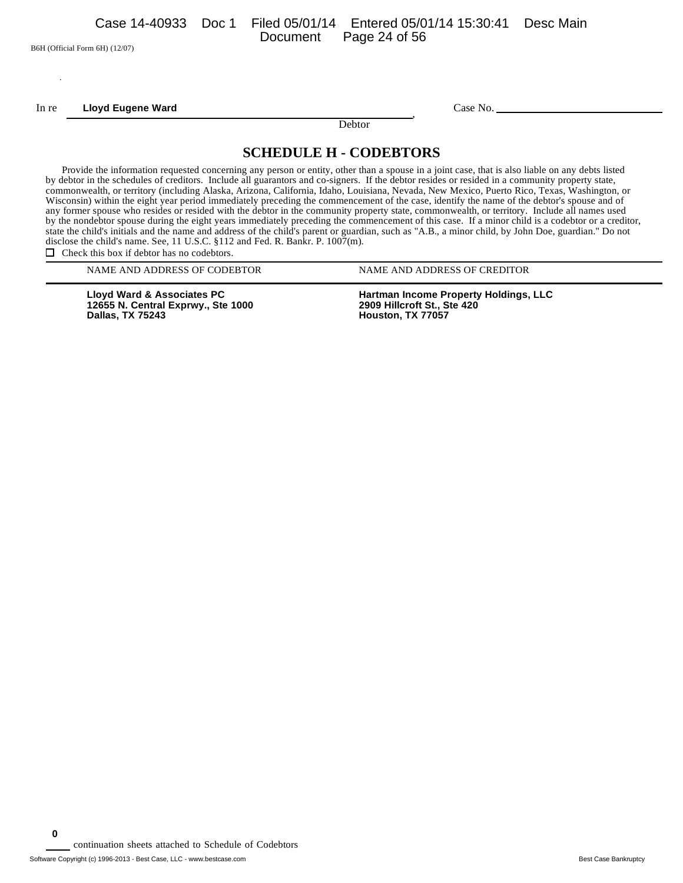B6H (Official Form 6H) (12/07)

In re **Lloyd Eugene Ward** , Debtor          Case No. ______________________

# SCHEDULE H - CODEBTORS

Provide the information requested concerning any person or entity, other than a spouse in a joint case, that is also liable on any debts listed by debtor in the schedules of creditors. Include all guarantors and co-signers. If the debtor resides or resided in a community property state, commonwealth, or territory (including Alaska, Arizona, California, Idaho, Louisiana, Nevada, New Mexico, Puerto Rico, Texas, Washington, or Wisconsin) within the eight year period immediately preceding the commencement of the case, identify the name of the debtor's spouse and of any former spouse who resides or resided with the debtor in the community property state, commonwealth, or territory. Include all names used by the nondebtor spouse during the eight years immediately preceding the commencement of this case. If a minor child is a codebtor or a creditor, state the child's initials and the name and address of the child's parent or guardian, such as "A.B., a minor child, by John Doe, guardian." Do not disclose the child's name. See, 11 U.S.C. §112 and Fed. R. Bankr. P. 1007(m).

☐ Check this box if debtor has no codebtors.

| NAME AND ADDRESS OF CODEBTOR | NAME AND ADDRESS OF CREDITOR |
|---|---|
| **Lloyd Ward & Associates PC**<br>**12655 N. Central Exprwy., Ste 1000**<br>**Dallas, TX 75243** | **Hartman Income Property Holdings, LLC**<br>**2909 Hillcroft St., Ste 420**<br>**Houston, TX 77057** |

**0** continuation sheets attached to Schedule of Codebtors

Software Copyright (c) 1996-2013 - Best Case, LLC - www.bestcase.com          Best Case Bankruptcy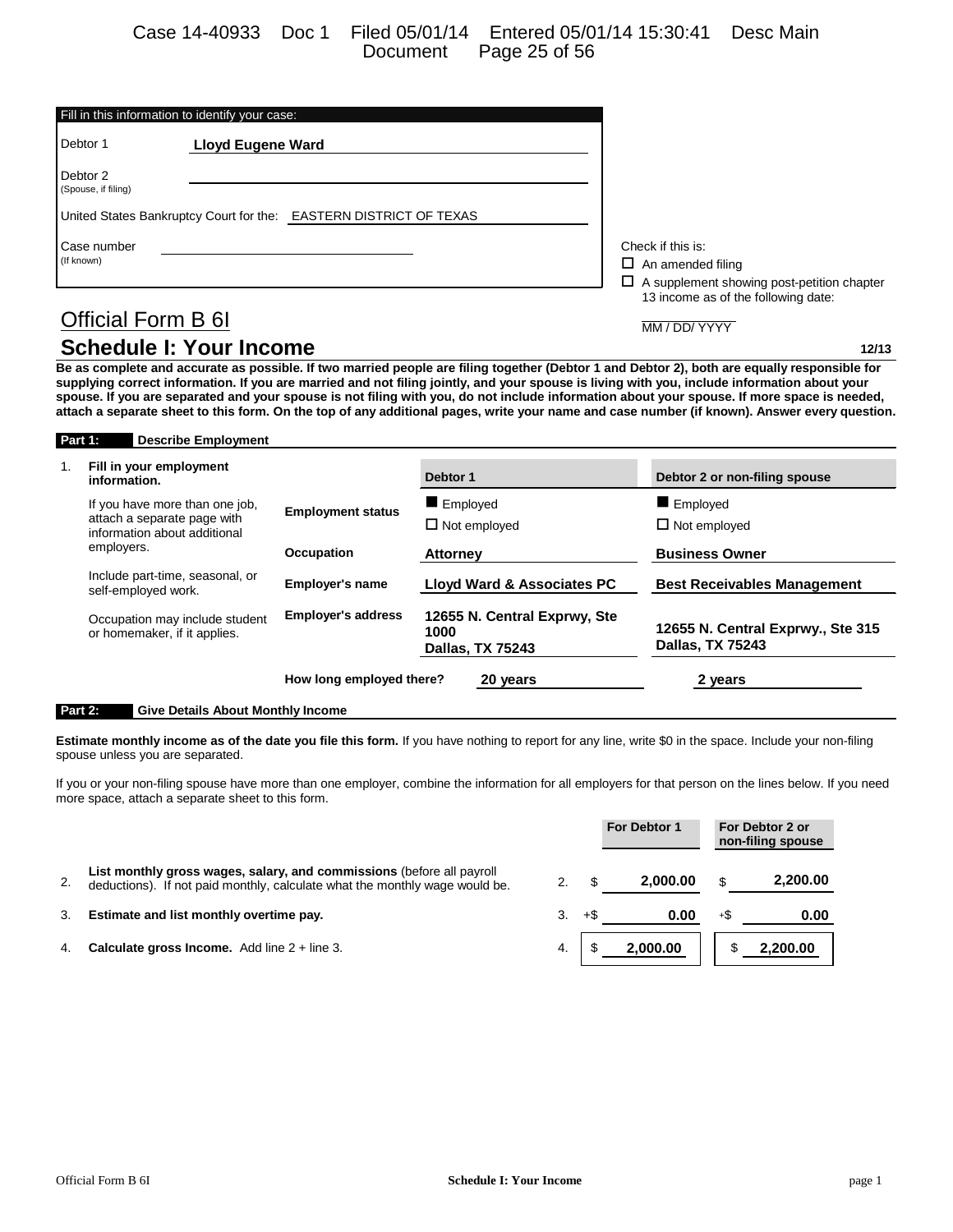| Fill in this information to identify your case: | |
|---|---|
| Debtor 1 | **Lloyd Eugene Ward** |
| Debtor 2 (Spouse, if filing) | |
| United States Bankruptcy Court for the: | EASTERN DISTRICT OF TEXAS |
| Case number (If known) | |

Check if this is:

- ☐ An amended filing
- ☐ A supplement showing post-petition chapter 13 income as of the following date:

MM / DD/ YYYY

## Official Form B 6I

# Schedule I: Your Income

12/13

**Be as complete and accurate as possible. If two married people are filing together (Debtor 1 and Debtor 2), both are equally responsible for supplying correct information. If you are married and not filing jointly, and your spouse is living with you, include information about your spouse. If you are separated and your spouse is not filing with you, do not include information about your spouse. If more space is needed, attach a separate sheet to this form. On the top of any additional pages, write your name and case number (if known). Answer every question.**

### Part 1: Describe Employment

1. **Fill in your employment information.**

If you have more than one job, attach a separate page with information about additional employers.

Include part-time, seasonal, or self-employed work.

Occupation may include student or homemaker, if it applies.

| | Debtor 1 | Debtor 2 or non-filing spouse |
|---|---|---|
| Employment status | ■ Employed<br>☐ Not employed | ■ Employed<br>☐ Not employed |
| Occupation | **Attorney** | **Business Owner** |
| Employer's name | **Lloyd Ward & Associates PC** | **Best Receivables Management** |
| Employer's address | **12655 N. Central Exprwy, Ste 1000<br>Dallas, TX 75243** | **12655 N. Central Exprwy., Ste 315<br>Dallas, TX 75243** |
| How long employed there? | **20 years** | **2 years** |

### Part 2: Give Details About Monthly Income

**Estimate monthly income as of the date you file this form.** If you have nothing to report for any line, write $0 in the space. Include your non-filing spouse unless you are separated.

If you or your non-filing spouse have more than one employer, combine the information for all employers for that person on the lines below. If you need more space, attach a separate sheet to this form.

| | | | For Debtor 1 | For Debtor 2 or non-filing spouse |
|---|---|---|---|---|
| 2. | **List monthly gross wages, salary, and commissions** (before all payroll deductions). If not paid monthly, calculate what the monthly wage would be. | 2. | $ **2,000.00** | $ **2,200.00** |
| 3. | **Estimate and list monthly overtime pay.** | 3. | +$ **0.00** | +$ **0.00** |
| 4. | **Calculate gross Income.** Add line 2 + line 3. | 4. | $ **2,000.00** | $ **2,200.00** |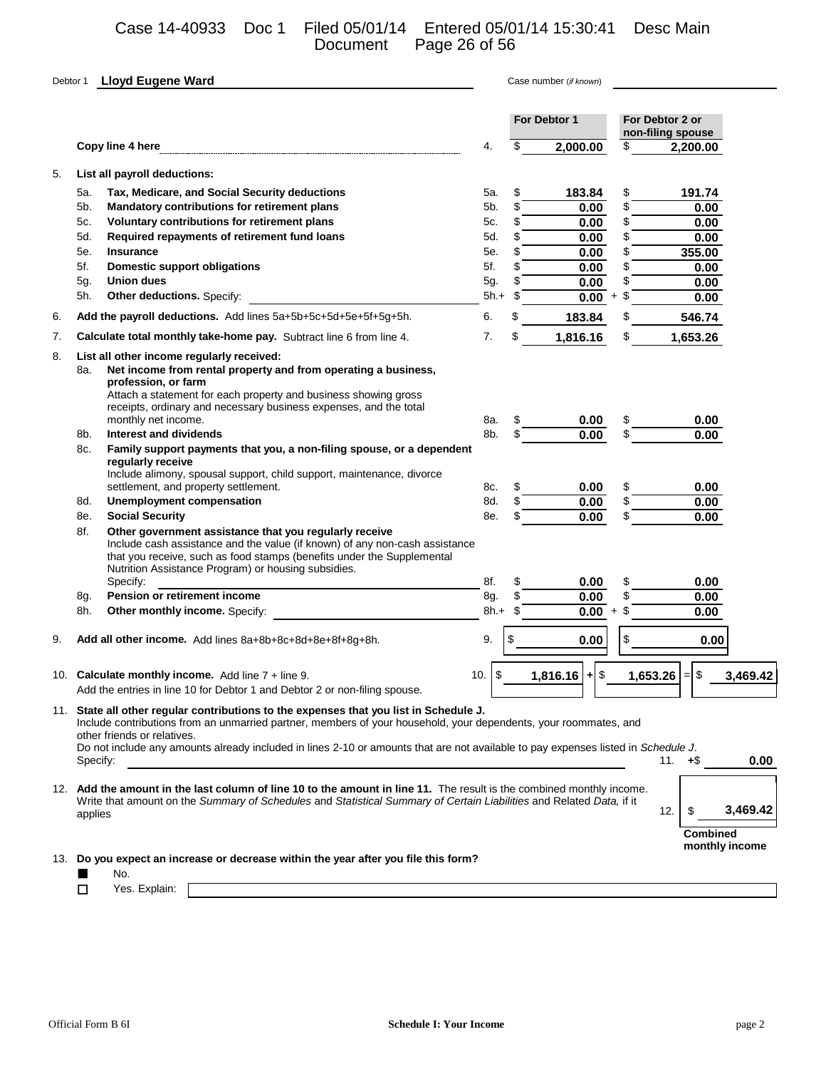Debtor 1 **Lloyd Eugene Ward** Case number (*if known*)

| | | Line | For Debtor 1 | For Debtor 2 or non-filing spouse | |
|---|---|---|---|---|---|
| | **Copy line 4 here** | 4. | $ 2,000.00 | $ 2,200.00 | |
| 5. | **List all payroll deductions:** | | | | |
| 5a. | **Tax, Medicare, and Social Security deductions** | 5a. | $ 183.84 | $ 191.74 | |
| 5b. | **Mandatory contributions for retirement plans** | 5b. | $ 0.00 | $ 0.00 | |
| 5c. | **Voluntary contributions for retirement plans** | 5c. | $ 0.00 | $ 0.00 | |
| 5d. | **Required repayments of retirement fund loans** | 5d. | $ 0.00 | $ 0.00 | |
| 5e. | **Insurance** | 5e. | $ 0.00 | $ 355.00 | |
| 5f. | **Domestic support obligations** | 5f. | $ 0.00 | $ 0.00 | |
| 5g. | **Union dues** | 5g. | $ 0.00 | $ 0.00 | |
| 5h. | **Other deductions.** Specify: | 5h.+ | $ 0.00 | + $ 0.00 | |
| 6. | **Add the payroll deductions.** Add lines 5a+5b+5c+5d+5e+5f+5g+5h. | 6. | $ 183.84 | $ 546.74 | |
| 7. | **Calculate total monthly take-home pay.** Subtract line 6 from line 4. | 7. | $ 1,816.16 | $ 1,653.26 | |
| 8. | **List all other income regularly received:** | | | | |
| 8a. | **Net income from rental property and from operating a business, profession, or farm** Attach a statement for each property and business showing gross receipts, ordinary and necessary business expenses, and the total monthly net income. | 8a. | $ 0.00 | $ 0.00 | |
| 8b. | **Interest and dividends** | 8b. | $ 0.00 | $ 0.00 | |
| 8c. | **Family support payments that you, a non-filing spouse, or a dependent regularly receive** Include alimony, spousal support, child support, maintenance, divorce settlement, and property settlement. | 8c. | $ 0.00 | $ 0.00 | |
| 8d. | **Unemployment compensation** | 8d. | $ 0.00 | $ 0.00 | |
| 8e. | **Social Security** | 8e. | $ 0.00 | $ 0.00 | |
| 8f. | **Other government assistance that you regularly receive** Include cash assistance and the value (if known) of any non-cash assistance that you receive, such as food stamps (benefits under the Supplemental Nutrition Assistance Program) or housing subsidies. Specify: | 8f. | $ 0.00 | $ 0.00 | |
| 8g. | **Pension or retirement income** | 8g. | $ 0.00 | $ 0.00 | |
| 8h. | **Other monthly income.** Specify: | 8h.+ | $ 0.00 | + $ 0.00 | |
| 9. | **Add all other income.** Add lines 8a+8b+8c+8d+8e+8f+8g+8h. | 9. | $ 0.00 | $ 0.00 | |
| 10. | **Calculate monthly income.** Add line 7 + line 9. Add the entries in line 10 for Debtor 1 and Debtor 2 or non-filing spouse. | 10. | $ 1,816.16 | + $ 1,653.26 | = $ 3,469.42 |

11. **State all other regular contributions to the expenses that you list in Schedule J.**
Include contributions from an unmarried partner, members of your household, your dependents, your roommates, and other friends or relatives.
Do not include any amounts already included in lines 2-10 or amounts that are not available to pay expenses listed in *Schedule J*.
Specify: 11. +$ 0.00

12. **Add the amount in the last column of line 10 to the amount in line 11.** The result is the combined monthly income. Write that amount on the *Summary of Schedules* and *Statistical Summary of Certain Liabilities* and Related *Data,* if it applies 12. $ 3,469.42

**Combined monthly income**

13. **Do you expect an increase or decrease within the year after you file this form?**

- ■ No.
- ☐ Yes. Explain:

Official Form B 6I **Schedule I: Your Income**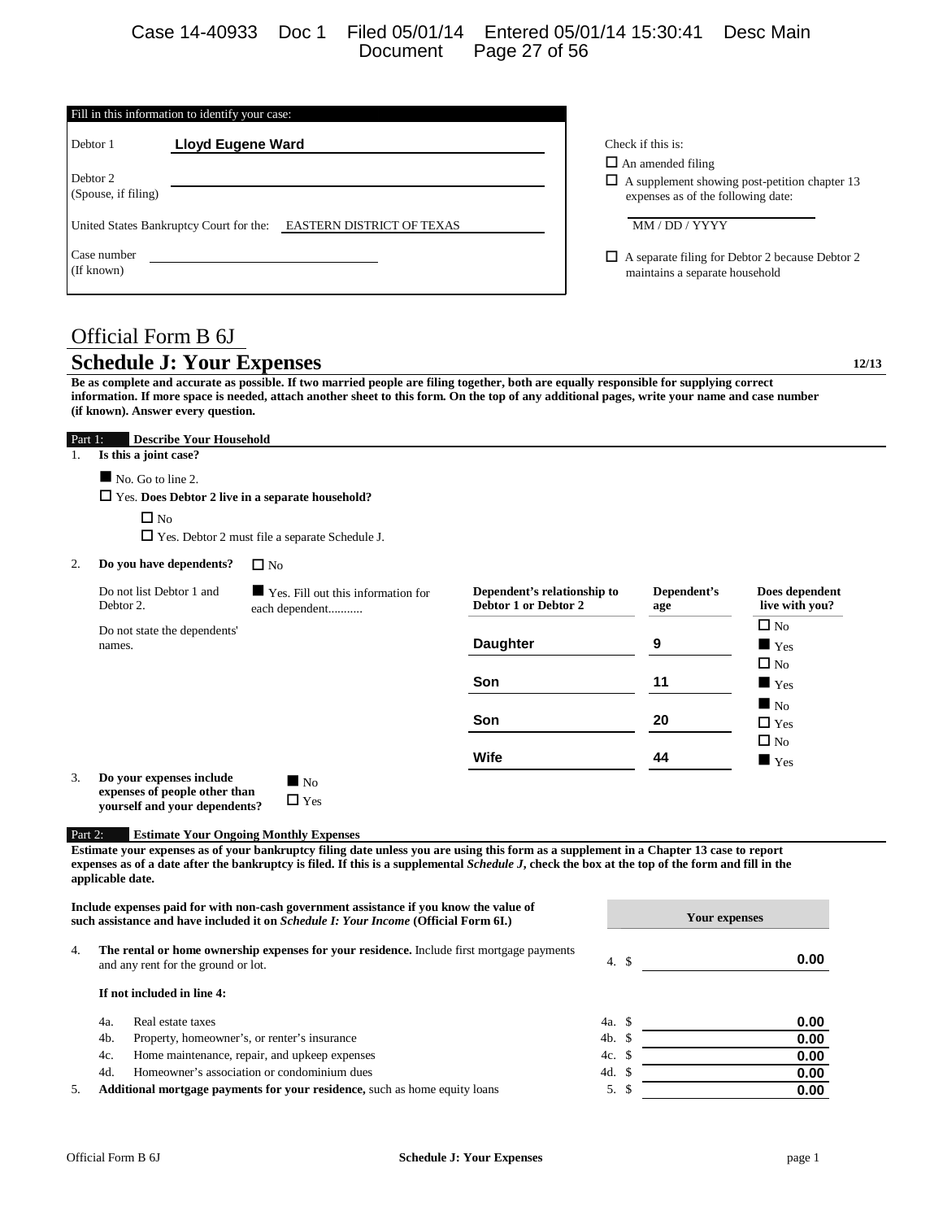| Fill in this information to identify your case: | |
|---|---|
| Debtor 1 | Lloyd Eugene Ward |
| Debtor 2 (Spouse, if filing) | |
| United States Bankruptcy Court for the: | EASTERN DISTRICT OF TEXAS |
| Case number (If known) | |

Check if this is:

☐ An amended filing

☐ A supplement showing post-petition chapter 13 expenses as of the following date:

MM / DD / YYYY

☐ A separate filing for Debtor 2 because Debtor 2 maintains a separate household

# Official Form B 6J

## Schedule J: Your Expenses

12/13

**Be as complete and accurate as possible. If two married people are filing together, both are equally responsible for supplying correct information. If more space is needed, attach another sheet to this form. On the top of any additional pages, write your name and case number (if known). Answer every question.**

### Part 1: Describe Your Household

1. **Is this a joint case?**

   ■ No. Go to line 2.

   ☐ Yes. **Does Debtor 2 live in a separate household?**

   ☐ No

   ☐ Yes. Debtor 2 must file a separate Schedule J.

2. **Do you have dependents?** ☐ No

   Do not list Debtor 1 and Debtor 2.

   ■ Yes. Fill out this information for each dependent..........

   Do not state the dependents' names.

| Dependent's relationship to Debtor 1 or Debtor 2 | Dependent's age | Does dependent live with you? |
|---|---|---|
| Daughter | 9 | ☐ No ■ Yes |
| Son | 11 | ☐ No ■ Yes |
| Son | 20 | ■ No ☐ Yes |
| Wife | 44 | ☐ No ■ Yes |

3. **Do your expenses include expenses of people other than yourself and your dependents?** ■ No ☐ Yes

### Part 2: Estimate Your Ongoing Monthly Expenses

**Estimate your expenses as of your bankruptcy filing date unless you are using this form as a supplement in a Chapter 13 case to report expenses as of a date after the bankruptcy is filed. If this is a supplemental *Schedule J*, check the box at the top of the form and fill in the applicable date.**

**Include expenses paid for with non-cash government assistance if you know the value of such assistance and have included it on *Schedule I: Your Income* (Official Form 6I.)**

| | | | Your expenses |
|---|---|---|---|
| 4. | **The rental or home ownership expenses for your residence.** Include first mortgage payments and any rent for the ground or lot. | 4. | $ 0.00 |
| | **If not included in line 4:** | | |
| 4a. | Real estate taxes | 4a. | $ 0.00 |
| 4b. | Property, homeowner's, or renter's insurance | 4b. | $ 0.00 |
| 4c. | Home maintenance, repair, and upkeep expenses | 4c. | $ 0.00 |
| 4d. | Homeowner's association or condominium dues | 4d. | $ 0.00 |
| 5. | **Additional mortgage payments for your residence,** such as home equity loans | 5. | $ 0.00 |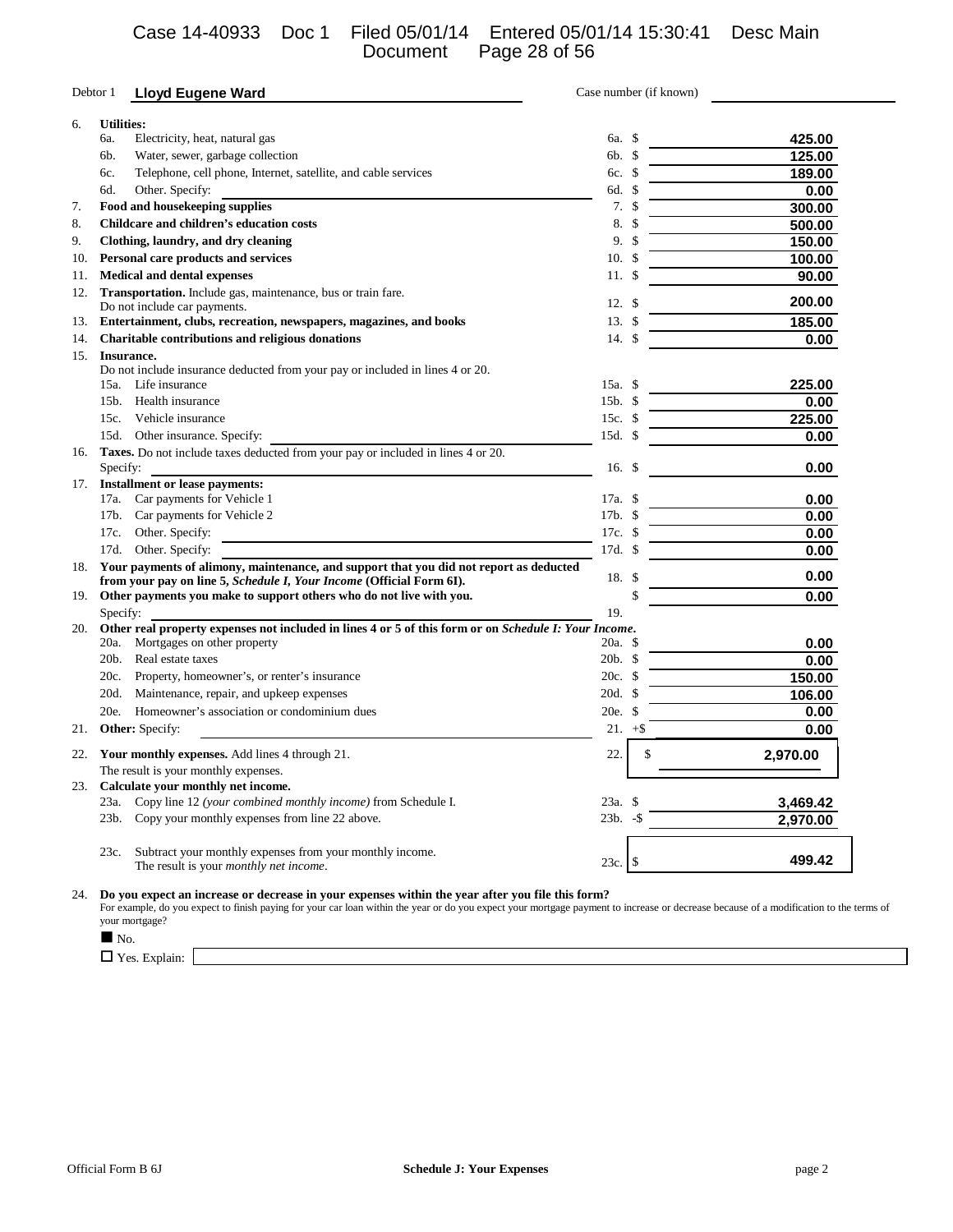Debtor 1 **Lloyd Eugene Ward** Case number (if known)

| | | Line | Amount |
|---|---|---|---|
| **6.** | **Utilities:** | | |
| | 6a. Electricity, heat, natural gas | 6a. | $ 425.00 |
| | 6b. Water, sewer, garbage collection | 6b. | $ 125.00 |
| | 6c. Telephone, cell phone, Internet, satellite, and cable services | 6c. | $ 189.00 |
| | 6d. Other. Specify: | 6d. | $ 0.00 |
| **7.** | **Food and housekeeping supplies** | 7. | $ 300.00 |
| **8.** | **Childcare and children's education costs** | 8. | $ 500.00 |
| **9.** | **Clothing, laundry, and dry cleaning** | 9. | $ 150.00 |
| **10.** | **Personal care products and services** | 10. | $ 100.00 |
| **11.** | **Medical and dental expenses** | 11. | $ 90.00 |
| **12.** | **Transportation.** Include gas, maintenance, bus or train fare. Do not include car payments. | 12. | $ 200.00 |
| **13.** | **Entertainment, clubs, recreation, newspapers, magazines, and books** | 13. | $ 185.00 |
| **14.** | **Charitable contributions and religious donations** | 14. | $ 0.00 |
| **15.** | **Insurance.** Do not include insurance deducted from your pay or included in lines 4 or 20. | | |
| | 15a. Life insurance | 15a. | $ 225.00 |
| | 15b. Health insurance | 15b. | $ 0.00 |
| | 15c. Vehicle insurance | 15c. | $ 225.00 |
| | 15d. Other insurance. Specify: | 15d. | $ 0.00 |
| **16.** | **Taxes.** Do not include taxes deducted from your pay or included in lines 4 or 20. Specify: | 16. | $ 0.00 |
| **17.** | **Installment or lease payments:** | | |
| | 17a. Car payments for Vehicle 1 | 17a. | $ 0.00 |
| | 17b. Car payments for Vehicle 2 | 17b. | $ 0.00 |
| | 17c. Other. Specify: | 17c. | $ 0.00 |
| | 17d. Other. Specify: | 17d. | $ 0.00 |
| **18.** | **Your payments of alimony, maintenance, and support that you did not report as deducted from your pay on line 5, *Schedule I, Your Income* (Official Form 6I).** | 18. | $ 0.00 |
| **19.** | **Other payments you make to support others who do not live with you.** Specify: | 19. | $ 0.00 |
| **20.** | **Other real property expenses not included in lines 4 or 5 of this form or on *Schedule I: Your Income*.** | | |
| | 20a. Mortgages on other property | 20a. | $ 0.00 |
| | 20b. Real estate taxes | 20b. | $ 0.00 |
| | 20c. Property, homeowner's, or renter's insurance | 20c. | $ 150.00 |
| | 20d. Maintenance, repair, and upkeep expenses | 20d. | $ 106.00 |
| | 20e. Homeowner's association or condominium dues | 20e. | $ 0.00 |
| **21.** | **Other:** Specify: | 21. | +$ 0.00 |
| **22.** | **Your monthly expenses.** Add lines 4 through 21. The result is your monthly expenses. | 22. | $ 2,970.00 |
| **23.** | **Calculate your monthly net income.** | | |
| | 23a. Copy line 12 *(your combined monthly income)* from Schedule I. | 23a. | $ 3,469.42 |
| | 23b. Copy your monthly expenses from line 22 above. | 23b. | -$ 2,970.00 |
| | 23c. Subtract your monthly expenses from your monthly income. The result is your *monthly net income*. | 23c. | $ 499.42 |

**24. Do you expect an increase or decrease in your expenses within the year after you file this form?**
For example, do you expect to finish paying for your car loan within the year or do you expect your mortgage payment to increase or decrease because of a modification to the terms of your mortgage?

■ No.

☐ Yes. Explain:

Official Form B 6J **Schedule J: Your Expenses**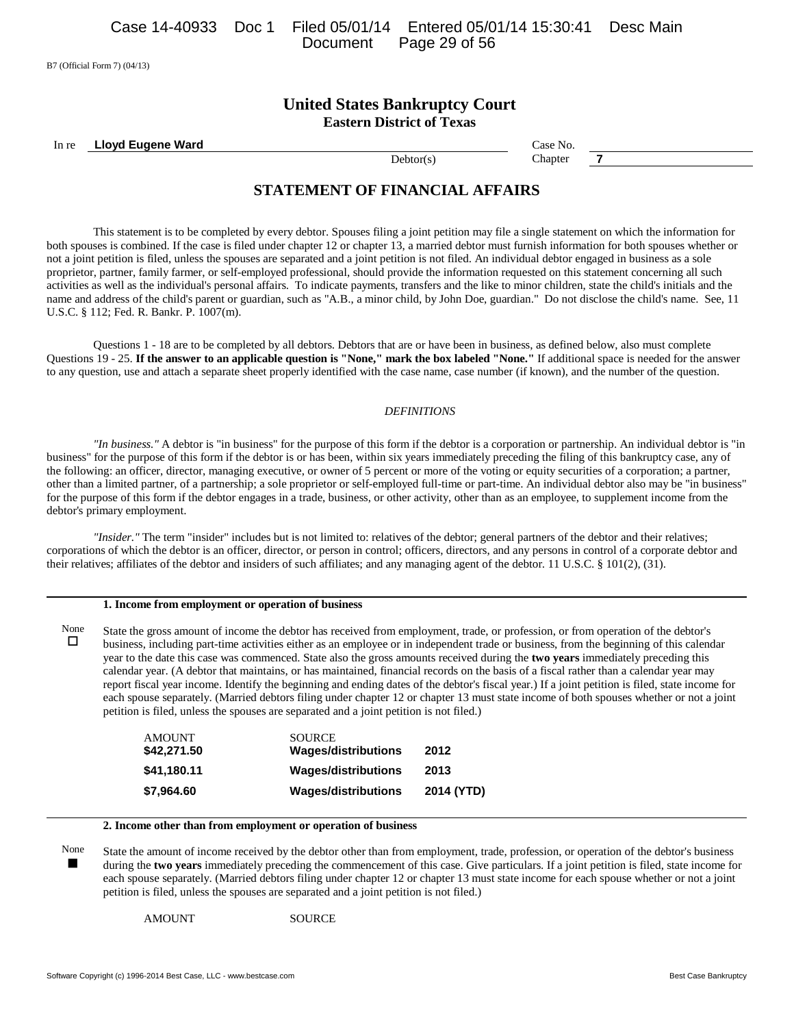B7 (Official Form 7) (04/13)

# United States Bankruptcy Court
## Eastern District of Texas

In re **Lloyd Eugene Ward** Debtor(s) Case No. Chapter **7**

## STATEMENT OF FINANCIAL AFFAIRS

This statement is to be completed by every debtor. Spouses filing a joint petition may file a single statement on which the information for both spouses is combined. If the case is filed under chapter 12 or chapter 13, a married debtor must furnish information for both spouses whether or not a joint petition is filed, unless the spouses are separated and a joint petition is not filed. An individual debtor engaged in business as a sole proprietor, partner, family farmer, or self-employed professional, should provide the information requested on this statement concerning all such activities as well as the individual's personal affairs. To indicate payments, transfers and the like to minor children, state the child's initials and the name and address of the child's parent or guardian, such as "A.B., a minor child, by John Doe, guardian." Do not disclose the child's name. See, 11 U.S.C. § 112; Fed. R. Bankr. P. 1007(m).

Questions 1 - 18 are to be completed by all debtors. Debtors that are or have been in business, as defined below, also must complete Questions 19 - 25. **If the answer to an applicable question is "None," mark the box labeled "None."** If additional space is needed for the answer to any question, use and attach a separate sheet properly identified with the case name, case number (if known), and the number of the question.

*DEFINITIONS*

*"In business."* A debtor is "in business" for the purpose of this form if the debtor is a corporation or partnership. An individual debtor is "in business" for the purpose of this form if the debtor is or has been, within six years immediately preceding the filing of this bankruptcy case, any of the following: an officer, director, managing executive, or owner of 5 percent or more of the voting or equity securities of a corporation; a partner, other than a limited partner, of a partnership; a sole proprietor or self-employed full-time or part-time. An individual debtor also may be "in business" for the purpose of this form if the debtor engages in a trade, business, or other activity, other than as an employee, to supplement income from the debtor's primary employment.

*"Insider."* The term "insider" includes but is not limited to: relatives of the debtor; general partners of the debtor and their relatives; corporations of which the debtor is an officer, director, or person in control; officers, directors, and any persons in control of a corporate debtor and their relatives; affiliates of the debtor and insiders of such affiliates; and any managing agent of the debtor. 11 U.S.C. § 101(2), (31).

**1. Income from employment or operation of business**

None ☐

State the gross amount of income the debtor has received from employment, trade, or profession, or from operation of the debtor's business, including part-time activities either as an employee or in independent trade or business, from the beginning of this calendar year to the date this case was commenced. State also the gross amounts received during the **two years** immediately preceding this calendar year. (A debtor that maintains, or has maintained, financial records on the basis of a fiscal rather than a calendar year may report fiscal year income. Identify the beginning and ending dates of the debtor's fiscal year.) If a joint petition is filed, state income for each spouse separately. (Married debtors filing under chapter 12 or chapter 13 must state income of both spouses whether or not a joint petition is filed, unless the spouses are separated and a joint petition is not filed.)

| AMOUNT | SOURCE | |
|---|---|---|
| **$42,271.50** | **Wages/distributions** | **2012** |
| **$41,180.11** | **Wages/distributions** | **2013** |
| **$7,964.60** | **Wages/distributions** | **2014 (YTD)** |

**2. Income other than from employment or operation of business**

None ■

State the amount of income received by the debtor other than from employment, trade, profession, or operation of the debtor's business during the **two years** immediately preceding the commencement of this case. Give particulars. If a joint petition is filed, state income for each spouse separately. (Married debtors filing under chapter 12 or chapter 13 must state income for each spouse whether or not a joint petition is filed, unless the spouses are separated and a joint petition is not filed.)

| AMOUNT | SOURCE |
|---|---|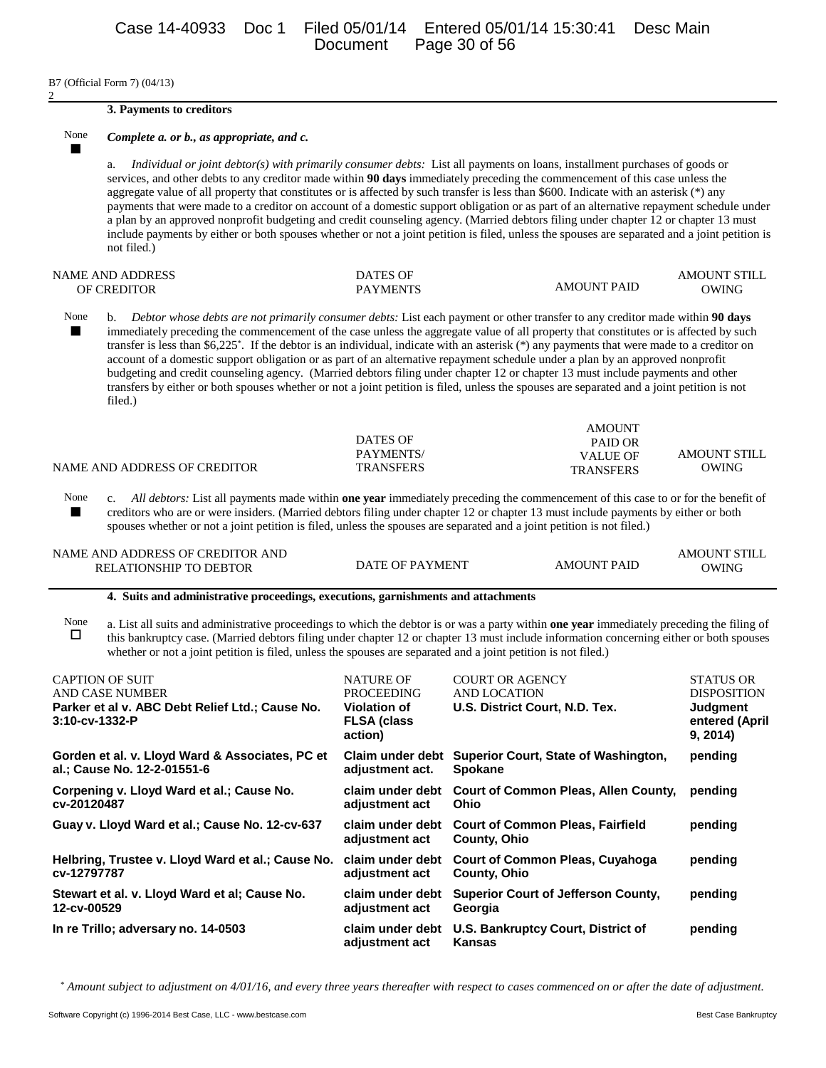B7 (Official Form 7) (04/13)
2

### 3. Payments to creditors

None ■ *Complete a. or b., as appropriate, and c.*

a. *Individual or joint debtor(s) with primarily consumer debts:* List all payments on loans, installment purchases of goods or services, and other debts to any creditor made within **90 days** immediately preceding the commencement of this case unless the aggregate value of all property that constitutes or is affected by such transfer is less than $600. Indicate with an asterisk (*) any payments that were made to a creditor on account of a domestic support obligation or as part of an alternative repayment schedule under a plan by an approved nonprofit budgeting and credit counseling agency. (Married debtors filing under chapter 12 or chapter 13 must include payments by either or both spouses whether or not a joint petition is filed, unless the spouses are separated and a joint petition is not filed.)

| NAME AND ADDRESS OF CREDITOR | DATES OF PAYMENTS | AMOUNT PAID | AMOUNT STILL OWING |
|---|---|---|---|

None ■ b. *Debtor whose debts are not primarily consumer debts:* List each payment or other transfer to any creditor made within **90 days** immediately preceding the commencement of the case unless the aggregate value of all property that constitutes or is affected by such transfer is less than $6,225*. If the debtor is an individual, indicate with an asterisk (*) any payments that were made to a creditor on account of a domestic support obligation or as part of an alternative repayment schedule under a plan by an approved nonprofit budgeting and credit counseling agency. (Married debtors filing under chapter 12 or chapter 13 must include payments and other transfers by either or both spouses whether or not a joint petition is filed, unless the spouses are separated and a joint petition is not filed.)

| NAME AND ADDRESS OF CREDITOR | DATES OF PAYMENTS/ TRANSFERS | AMOUNT PAID OR VALUE OF TRANSFERS | AMOUNT STILL OWING |
|---|---|---|---|

None ■ c. *All debtors:* List all payments made within **one year** immediately preceding the commencement of this case to or for the benefit of creditors who are or were insiders. (Married debtors filing under chapter 12 or chapter 13 must include payments by either or both spouses whether or not a joint petition is filed, unless the spouses are separated and a joint petition is not filed.)

| NAME AND ADDRESS OF CREDITOR AND RELATIONSHIP TO DEBTOR | DATE OF PAYMENT | AMOUNT PAID | AMOUNT STILL OWING |
|---|---|---|---|

### 4. Suits and administrative proceedings, executions, garnishments and attachments

None □ a. List all suits and administrative proceedings to which the debtor is or was a party within **one year** immediately preceding the filing of this bankruptcy case. (Married debtors filing under chapter 12 or chapter 13 must include information concerning either or both spouses whether or not a joint petition is filed, unless the spouses are separated and a joint petition is not filed.)

| CAPTION OF SUIT AND CASE NUMBER | NATURE OF PROCEEDING | COURT OR AGENCY AND LOCATION | STATUS OR DISPOSITION |
|---|---|---|---|
| **Parker et al v. ABC Debt Relief Ltd.; Cause No. 3:10-cv-1332-P** | **Violation of FLSA (class action)** | **U.S. District Court, N.D. Tex.** | **Judgment entered (April 9, 2014)** |
| **Gorden et al. v. Lloyd Ward & Associates, PC et al.; Cause No. 12-2-01551-6** | **Claim under debt adjustment act.** | **Superior Court, State of Washington, Spokane** | **pending** |
| **Corpening v. Lloyd Ward et al.; Cause No. cv-20120487** | **claim under debt adjustment act** | **Court of Common Pleas, Allen County, Ohio** | **pending** |
| **Guay v. Lloyd Ward et al.; Cause No. 12-cv-637** | **claim under debt adjustment act** | **Court of Common Pleas, Fairfield County, Ohio** | **pending** |
| **Helbring, Trustee v. Lloyd Ward et al.; Cause No. cv-12797787** | **claim under debt adjustment act** | **Court of Common Pleas, Cuyahoga County, Ohio** | **pending** |
| **Stewart et al. v. Lloyd Ward et al; Cause No. 12-cv-00529** | **claim under debt adjustment act** | **Superior Court of Jefferson County, Georgia** | **pending** |
| **In re Trillo; adversary no. 14-0503** | **claim under debt adjustment act** | **U.S. Bankruptcy Court, District of Kansas** | **pending** |

* *Amount subject to adjustment on 4/01/16, and every three years thereafter with respect to cases commenced on or after the date of adjustment.*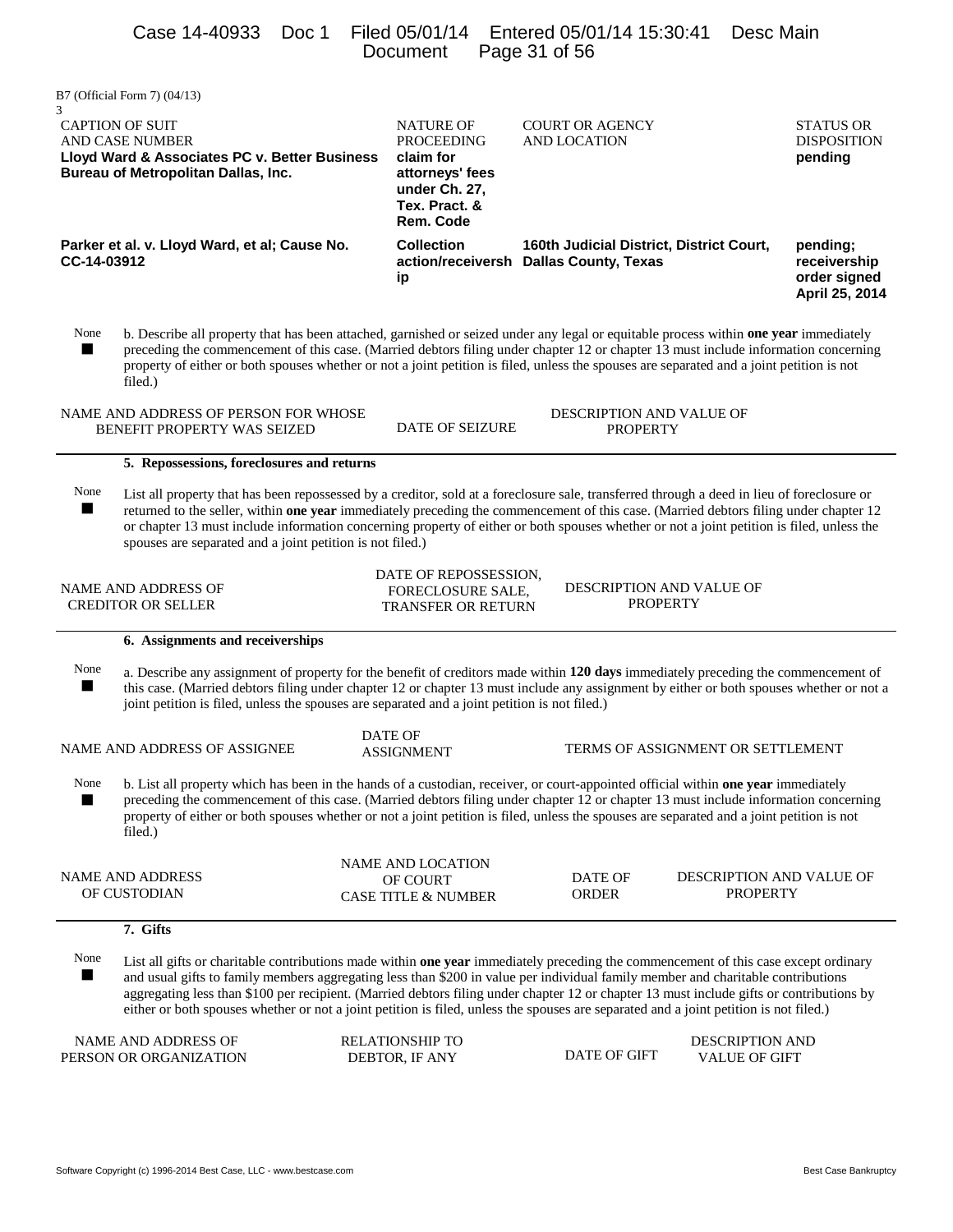B7 (Official Form 7) (04/13)
3

| CAPTION OF SUIT AND CASE NUMBER | NATURE OF PROCEEDING | COURT OR AGENCY AND LOCATION | STATUS OR DISPOSITION |
|---|---|---|---|
| **Lloyd Ward & Associates PC v. Better Business Bureau of Metropolitan Dallas, Inc.** | **claim for attorneys' fees under Ch. 27, Tex. Pract. & Rem. Code** | | **pending** |
| **Parker et al. v. Lloyd Ward, et al; Cause No. CC-14-03912** | **Collection action/receivership** | **160th Judicial District, District Court, Dallas County, Texas** | **pending; receivership order signed April 25, 2014** |

None ■ b. Describe all property that has been attached, garnished or seized under any legal or equitable process within **one year** immediately preceding the commencement of this case. (Married debtors filing under chapter 12 or chapter 13 must include information concerning property of either or both spouses whether or not a joint petition is filed, unless the spouses are separated and a joint petition is not filed.)

| NAME AND ADDRESS OF PERSON FOR WHOSE BENEFIT PROPERTY WAS SEIZED | DATE OF SEIZURE | DESCRIPTION AND VALUE OF PROPERTY |
|---|---|---|

**5. Repossessions, foreclosures and returns**

None ■ List all property that has been repossessed by a creditor, sold at a foreclosure sale, transferred through a deed in lieu of foreclosure or returned to the seller, within **one year** immediately preceding the commencement of this case. (Married debtors filing under chapter 12 or chapter 13 must include information concerning property of either or both spouses whether or not a joint petition is filed, unless the spouses are separated and a joint petition is not filed.)

| NAME AND ADDRESS OF CREDITOR OR SELLER | DATE OF REPOSSESSION, FORECLOSURE SALE, TRANSFER OR RETURN | DESCRIPTION AND VALUE OF PROPERTY |
|---|---|---|

**6. Assignments and receiverships**

None ■ a. Describe any assignment of property for the benefit of creditors made within **120 days** immediately preceding the commencement of this case. (Married debtors filing under chapter 12 or chapter 13 must include any assignment by either or both spouses whether or not a joint petition is filed, unless the spouses are separated and a joint petition is not filed.)

| NAME AND ADDRESS OF ASSIGNEE | DATE OF ASSIGNMENT | TERMS OF ASSIGNMENT OR SETTLEMENT |
|---|---|---|

None ■ b. List all property which has been in the hands of a custodian, receiver, or court-appointed official within **one year** immediately preceding the commencement of this case. (Married debtors filing under chapter 12 or chapter 13 must include information concerning property of either or both spouses whether or not a joint petition is filed, unless the spouses are separated and a joint petition is not filed.)

| NAME AND ADDRESS OF CUSTODIAN | NAME AND LOCATION OF COURT CASE TITLE & NUMBER | DATE OF ORDER | DESCRIPTION AND VALUE OF PROPERTY |
|---|---|---|---|

**7. Gifts**

None ■ List all gifts or charitable contributions made within **one year** immediately preceding the commencement of this case except ordinary and usual gifts to family members aggregating less than $200 in value per individual family member and charitable contributions aggregating less than $100 per recipient. (Married debtors filing under chapter 12 or chapter 13 must include gifts or contributions by either or both spouses whether or not a joint petition is filed, unless the spouses are separated and a joint petition is not filed.)

| NAME AND ADDRESS OF PERSON OR ORGANIZATION | RELATIONSHIP TO DEBTOR, IF ANY | DATE OF GIFT | DESCRIPTION AND VALUE OF GIFT |
|---|---|---|---|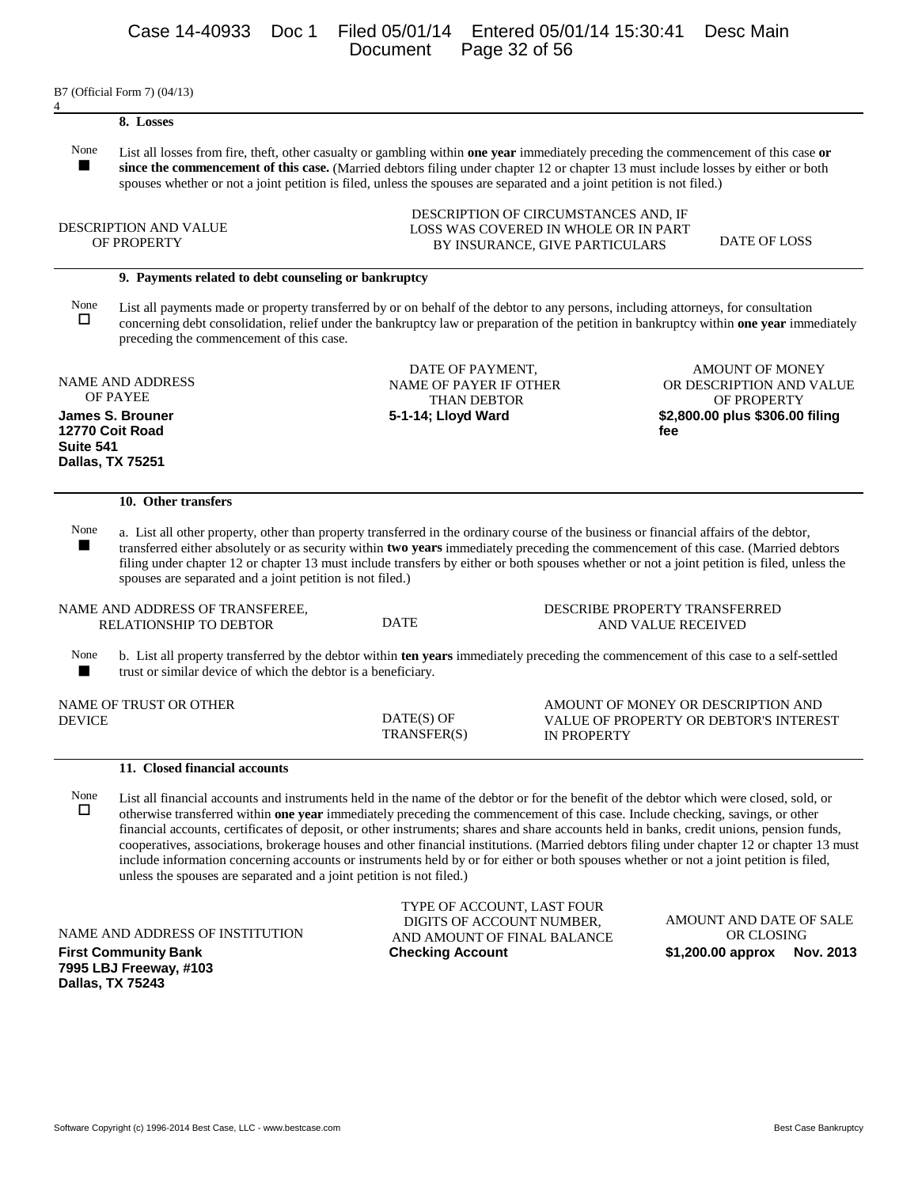B7 (Official Form 7) (04/13)

4

**8. Losses**

None ■

List all losses from fire, theft, other casualty or gambling within **one year** immediately preceding the commencement of this case **or since the commencement of this case.** (Married debtors filing under chapter 12 or chapter 13 must include losses by either or both spouses whether or not a joint petition is filed, unless the spouses are separated and a joint petition is not filed.)

| DESCRIPTION AND VALUE OF PROPERTY | DESCRIPTION OF CIRCUMSTANCES AND, IF LOSS WAS COVERED IN WHOLE OR IN PART BY INSURANCE, GIVE PARTICULARS | DATE OF LOSS |
|---|---|---|

**9. Payments related to debt counseling or bankruptcy**

None ☐

List all payments made or property transferred by or on behalf of the debtor to any persons, including attorneys, for consultation concerning debt consolidation, relief under the bankruptcy law or preparation of the petition in bankruptcy within **one year** immediately preceding the commencement of this case.

| NAME AND ADDRESS OF PAYEE | DATE OF PAYMENT, NAME OF PAYER IF OTHER THAN DEBTOR | AMOUNT OF MONEY OR DESCRIPTION AND VALUE OF PROPERTY |
|---|---|---|
| **James S. Brouner 12770 Coit Road Suite 541 Dallas, TX 75251** | **5-1-14; Lloyd Ward** | **$2,800.00 plus $306.00 filing fee** |

**10. Other transfers**

None ■

a. List all other property, other than property transferred in the ordinary course of the business or financial affairs of the debtor, transferred either absolutely or as security within **two years** immediately preceding the commencement of this case. (Married debtors filing under chapter 12 or chapter 13 must include transfers by either or both spouses whether or not a joint petition is filed, unless the spouses are separated and a joint petition is not filed.)

| NAME AND ADDRESS OF TRANSFEREE, RELATIONSHIP TO DEBTOR | DATE | DESCRIBE PROPERTY TRANSFERRED AND VALUE RECEIVED |
|---|---|---|

None ■

b. List all property transferred by the debtor within **ten years** immediately preceding the commencement of this case to a self-settled trust or similar device of which the debtor is a beneficiary.

| NAME OF TRUST OR OTHER DEVICE | DATE(S) OF TRANSFER(S) | AMOUNT OF MONEY OR DESCRIPTION AND VALUE OF PROPERTY OR DEBTOR'S INTEREST IN PROPERTY |
|---|---|---|

**11. Closed financial accounts**

None ☐

List all financial accounts and instruments held in the name of the debtor or for the benefit of the debtor which were closed, sold, or otherwise transferred within **one year** immediately preceding the commencement of this case. Include checking, savings, or other financial accounts, certificates of deposit, or other instruments; shares and share accounts held in banks, credit unions, pension funds, cooperatives, associations, brokerage houses and other financial institutions. (Married debtors filing under chapter 12 or chapter 13 must include information concerning accounts or instruments held by or for either or both spouses whether or not a joint petition is filed, unless the spouses are separated and a joint petition is not filed.)

| NAME AND ADDRESS OF INSTITUTION | TYPE OF ACCOUNT, LAST FOUR DIGITS OF ACCOUNT NUMBER, AND AMOUNT OF FINAL BALANCE | AMOUNT AND DATE OF SALE OR CLOSING |
|---|---|---|
| **First Community Bank 7995 LBJ Freeway, #103 Dallas, TX 75243** | **Checking Account** | **$1,200.00 approx Nov. 2013** |

Software Copyright (c) 1996-2014 Best Case, LLC - www.bestcase.com Best Case Bankruptcy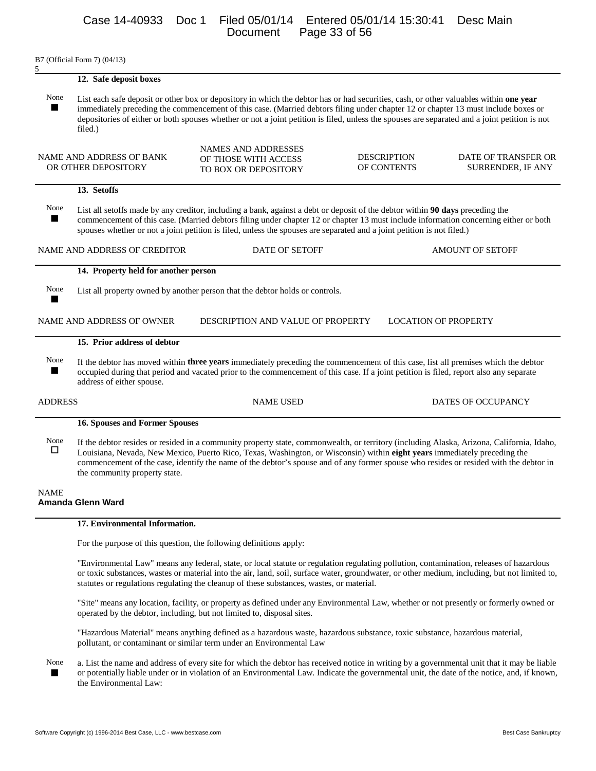B7 (Official Form 7) (04/13)

5

**12. Safe deposit boxes**

None ■ List each safe deposit or other box or depository in which the debtor has or had securities, cash, or other valuables within **one year** immediately preceding the commencement of this case. (Married debtors filing under chapter 12 or chapter 13 must include boxes or depositories of either or both spouses whether or not a joint petition is filed, unless the spouses are separated and a joint petition is not filed.)

| NAME AND ADDRESS OF BANK OR OTHER DEPOSITORY | NAMES AND ADDRESSES OF THOSE WITH ACCESS TO BOX OR DEPOSITORY | DESCRIPTION OF CONTENTS | DATE OF TRANSFER OR SURRENDER, IF ANY |
|---|---|---|---|

**13. Setoffs**

None ■ List all setoffs made by any creditor, including a bank, against a debt or deposit of the debtor within **90 days** preceding the commencement of this case. (Married debtors filing under chapter 12 or chapter 13 must include information concerning either or both spouses whether or not a joint petition is filed, unless the spouses are separated and a joint petition is not filed.)

| NAME AND ADDRESS OF CREDITOR | DATE OF SETOFF | AMOUNT OF SETOFF |
|---|---|---|

**14. Property held for another person**

None ■ List all property owned by another person that the debtor holds or controls.

| NAME AND ADDRESS OF OWNER | DESCRIPTION AND VALUE OF PROPERTY | LOCATION OF PROPERTY |
|---|---|---|

**15. Prior address of debtor**

None ■ If the debtor has moved within **three years** immediately preceding the commencement of this case, list all premises which the debtor occupied during that period and vacated prior to the commencement of this case. If a joint petition is filed, report also any separate address of either spouse.

| ADDRESS | NAME USED | DATES OF OCCUPANCY |
|---|---|---|

**16. Spouses and Former Spouses**

None ☐ If the debtor resides or resided in a community property state, commonwealth, or territory (including Alaska, Arizona, California, Idaho, Louisiana, Nevada, New Mexico, Puerto Rico, Texas, Washington, or Wisconsin) within **eight years** immediately preceding the commencement of the case, identify the name of the debtor's spouse and of any former spouse who resides or resided with the debtor in the community property state.

NAME
**Amanda Glenn Ward**

**17. Environmental Information.**

For the purpose of this question, the following definitions apply:

"Environmental Law" means any federal, state, or local statute or regulation regulating pollution, contamination, releases of hazardous or toxic substances, wastes or material into the air, land, soil, surface water, groundwater, or other medium, including, but not limited to, statutes or regulations regulating the cleanup of these substances, wastes, or material.

"Site" means any location, facility, or property as defined under any Environmental Law, whether or not presently or formerly owned or operated by the debtor, including, but not limited to, disposal sites.

"Hazardous Material" means anything defined as a hazardous waste, hazardous substance, toxic substance, hazardous material, pollutant, or contaminant or similar term under an Environmental Law

None ■ a. List the name and address of every site for which the debtor has received notice in writing by a governmental unit that it may be liable or potentially liable under or in violation of an Environmental Law. Indicate the governmental unit, the date of the notice, and, if known, the Environmental Law: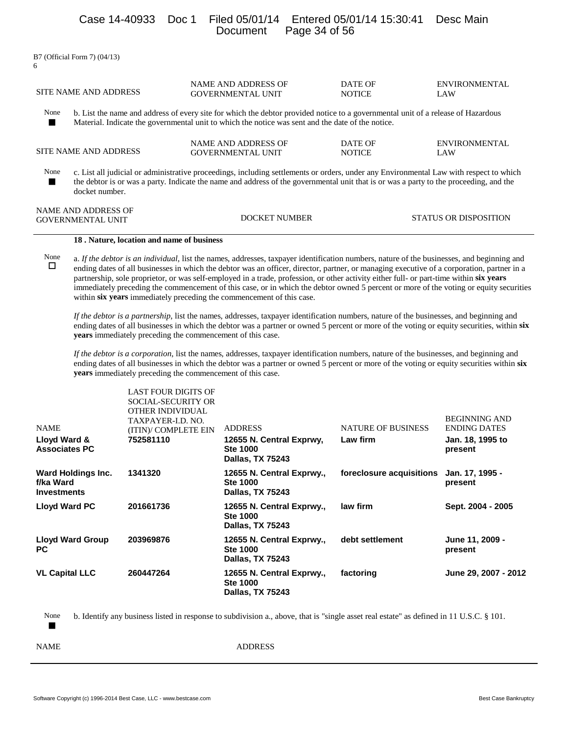B7 (Official Form 7) (04/13)
6

| SITE NAME AND ADDRESS | NAME AND ADDRESS OF GOVERNMENTAL UNIT | DATE OF NOTICE | ENVIRONMENTAL LAW |
|---|---|---|---|

None ■ b. List the name and address of every site for which the debtor provided notice to a governmental unit of a release of Hazardous Material. Indicate the governmental unit to which the notice was sent and the date of the notice.

| SITE NAME AND ADDRESS | NAME AND ADDRESS OF GOVERNMENTAL UNIT | DATE OF NOTICE | ENVIRONMENTAL LAW |
|---|---|---|---|

None ■ c. List all judicial or administrative proceedings, including settlements or orders, under any Environmental Law with respect to which the debtor is or was a party. Indicate the name and address of the governmental unit that is or was a party to the proceeding, and the docket number.

| NAME AND ADDRESS OF GOVERNMENTAL UNIT | DOCKET NUMBER | STATUS OR DISPOSITION |
|---|---|---|

**18 . Nature, location and name of business**

None ☐ a. *If the debtor is an individual*, list the names, addresses, taxpayer identification numbers, nature of the businesses, and beginning and ending dates of all businesses in which the debtor was an officer, director, partner, or managing executive of a corporation, partner in a partnership, sole proprietor, or was self-employed in a trade, profession, or other activity either full- or part-time within **six years** immediately preceding the commencement of this case, or in which the debtor owned 5 percent or more of the voting or equity securities within **six years** immediately preceding the commencement of this case.

*If the debtor is a partnership*, list the names, addresses, taxpayer identification numbers, nature of the businesses, and beginning and ending dates of all businesses in which the debtor was a partner or owned 5 percent or more of the voting or equity securities, within **six years** immediately preceding the commencement of this case.

*If the debtor is a corporation*, list the names, addresses, taxpayer identification numbers, nature of the businesses, and beginning and ending dates of all businesses in which the debtor was a partner or owned 5 percent or more of the voting or equity securities within **six years** immediately preceding the commencement of this case.

| NAME | LAST FOUR DIGITS OF SOCIAL-SECURITY OR OTHER INDIVIDUAL TAXPAYER-I.D. NO. (ITIN)/ COMPLETE EIN | ADDRESS | NATURE OF BUSINESS | BEGINNING AND ENDING DATES |
|---|---|---|---|---|
| **Lloyd Ward & Associates PC** | **752581110** | **12655 N. Central Exprwy, Ste 1000 Dallas, TX 75243** | **Law firm** | **Jan. 18, 1995 to present** |
| **Ward Holdings Inc. f/ka Ward Investments** | **1341320** | **12655 N. Central Exprwy., Ste 1000 Dallas, TX 75243** | **foreclosure acquisitions** | **Jan. 17, 1995 - present** |
| **Lloyd Ward PC** | **201661736** | **12655 N. Central Exprwy., Ste 1000 Dallas, TX 75243** | **law firm** | **Sept. 2004 - 2005** |
| **Lloyd Ward Group PC** | **203969876** | **12655 N. Central Exprwy., Ste 1000 Dallas, TX 75243** | **debt settlement** | **June 11, 2009 - present** |
| **VL Capital LLC** | **260447264** | **12655 N. Central Exprwy., Ste 1000 Dallas, TX 75243** | **factoring** | **June 29, 2007 - 2012** |

None ■ b. Identify any business listed in response to subdivision a., above, that is "single asset real estate" as defined in 11 U.S.C. § 101.

| NAME | ADDRESS |
|---|---|

Software Copyright (c) 1996-2014 Best Case, LLC - www.bestcase.com Best Case Bankruptcy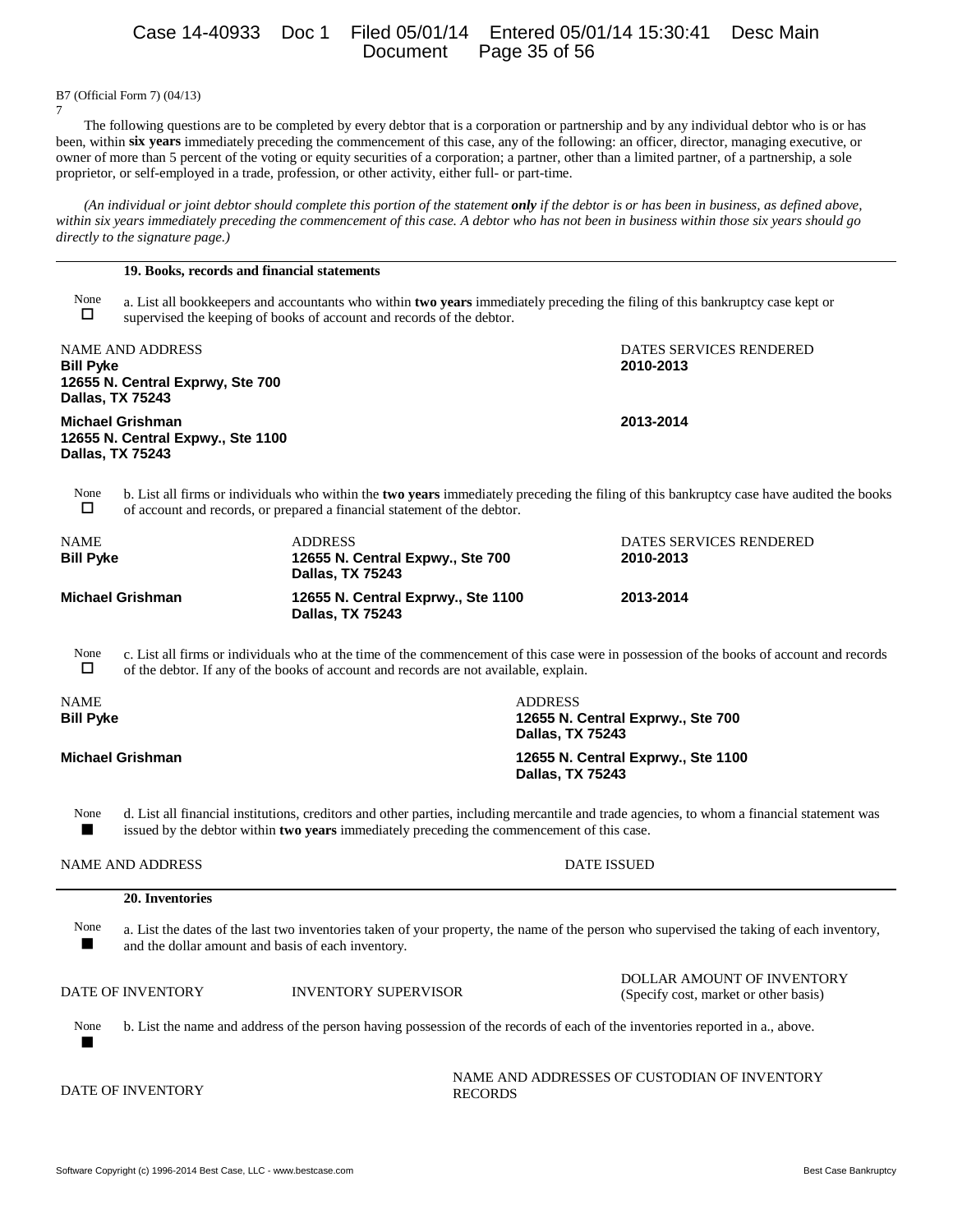B7 (Official Form 7) (04/13)
7

The following questions are to be completed by every debtor that is a corporation or partnership and by any individual debtor who is or has been, within **six years** immediately preceding the commencement of this case, any of the following: an officer, director, managing executive, or owner of more than 5 percent of the voting or equity securities of a corporation; a partner, other than a limited partner, of a partnership, a sole proprietor, or self-employed in a trade, profession, or other activity, either full- or part-time.

*(An individual or joint debtor should complete this portion of the statement **only** if the debtor is or has been in business, as defined above, within six years immediately preceding the commencement of this case. A debtor who has not been in business within those six years should go directly to the signature page.)*

---

**19. Books, records and financial statements**

None ☐ a. List all bookkeepers and accountants who within **two years** immediately preceding the filing of this bankruptcy case kept or supervised the keeping of books of account and records of the debtor.

| NAME AND ADDRESS | DATES SERVICES RENDERED |
|---|---|
| **Bill Pyke**<br>**12655 N. Central Exprwy, Ste 700**<br>**Dallas, TX 75243** | **2010-2013** |
| **Michael Grishman**<br>**12655 N. Central Expwy., Ste 1100**<br>**Dallas, TX 75243** | **2013-2014** |

None ☐ b. List all firms or individuals who within the **two years** immediately preceding the filing of this bankruptcy case have audited the books of account and records, or prepared a financial statement of the debtor.

| NAME | ADDRESS | DATES SERVICES RENDERED |
|---|---|---|
| **Bill Pyke** | **12655 N. Central Expwy., Ste 700**<br>**Dallas, TX 75243** | **2010-2013** |
| **Michael Grishman** | **12655 N. Central Exprwy., Ste 1100**<br>**Dallas, TX 75243** | **2013-2014** |

None ☐ c. List all firms or individuals who at the time of the commencement of this case were in possession of the books of account and records of the debtor. If any of the books of account and records are not available, explain.

| NAME | ADDRESS |
|---|---|
| **Bill Pyke** | **12655 N. Central Exprwy., Ste 700**<br>**Dallas, TX 75243** |
| **Michael Grishman** | **12655 N. Central Exprwy., Ste 1100**<br>**Dallas, TX 75243** |

None ■ d. List all financial institutions, creditors and other parties, including mercantile and trade agencies, to whom a financial statement was issued by the debtor within **two years** immediately preceding the commencement of this case.

| NAME AND ADDRESS | DATE ISSUED |
|---|---|

---

**20. Inventories**

None ■ a. List the dates of the last two inventories taken of your property, the name of the person who supervised the taking of each inventory, and the dollar amount and basis of each inventory.

| DATE OF INVENTORY | INVENTORY SUPERVISOR | DOLLAR AMOUNT OF INVENTORY (Specify cost, market or other basis) |
|---|---|---|

None ■ b. List the name and address of the person having possession of the records of each of the inventories reported in a., above.

| DATE OF INVENTORY | NAME AND ADDRESSES OF CUSTODIAN OF INVENTORY RECORDS |
|---|---|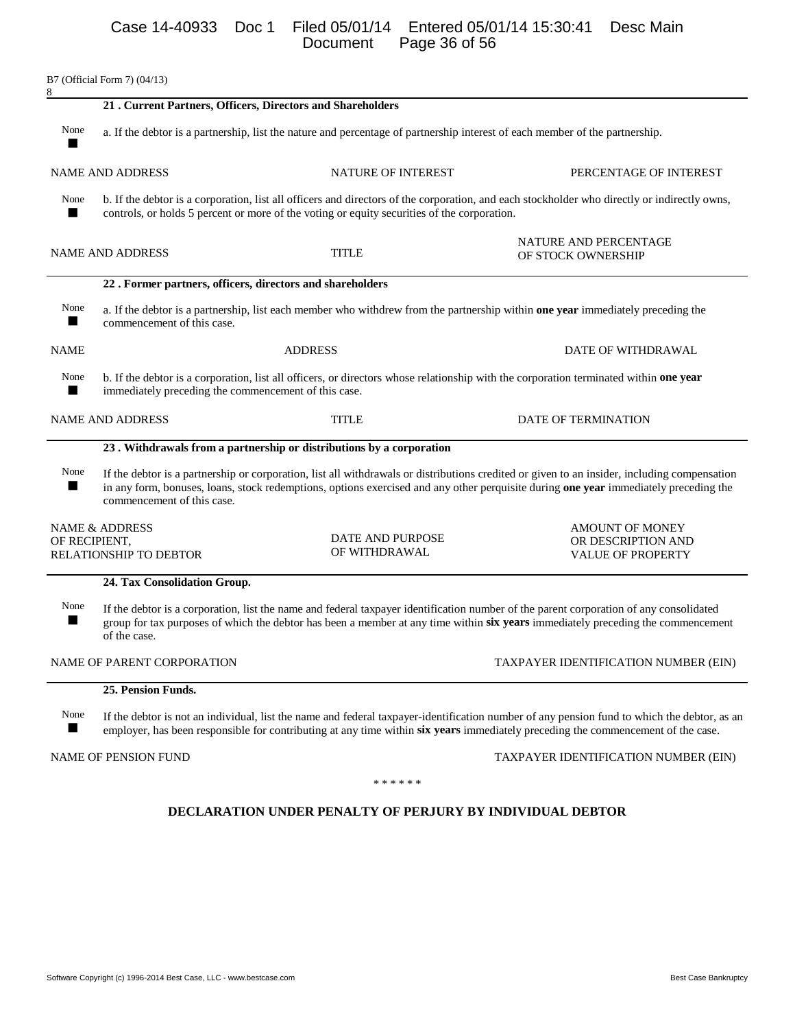B7 (Official Form 7) (04/13)
8

### 21 . Current Partners, Officers, Directors and Shareholders

None ■ a. If the debtor is a partnership, list the nature and percentage of partnership interest of each member of the partnership.

| NAME AND ADDRESS | NATURE OF INTEREST | PERCENTAGE OF INTEREST |
|---|---|---|

None ■ b. If the debtor is a corporation, list all officers and directors of the corporation, and each stockholder who directly or indirectly owns, controls, or holds 5 percent or more of the voting or equity securities of the corporation.

| NAME AND ADDRESS | TITLE | NATURE AND PERCENTAGE OF STOCK OWNERSHIP |
|---|---|---|

### 22 . Former partners, officers, directors and shareholders

None ■ a. If the debtor is a partnership, list each member who withdrew from the partnership within **one year** immediately preceding the commencement of this case.

| NAME | ADDRESS | DATE OF WITHDRAWAL |
|---|---|---|

None ■ b. If the debtor is a corporation, list all officers, or directors whose relationship with the corporation terminated within **one year** immediately preceding the commencement of this case.

| NAME AND ADDRESS | TITLE | DATE OF TERMINATION |
|---|---|---|

### 23 . Withdrawals from a partnership or distributions by a corporation

None ■ If the debtor is a partnership or corporation, list all withdrawals or distributions credited or given to an insider, including compensation in any form, bonuses, loans, stock redemptions, options exercised and any other perquisite during **one year** immediately preceding the commencement of this case.

| NAME & ADDRESS OF RECIPIENT, RELATIONSHIP TO DEBTOR | DATE AND PURPOSE OF WITHDRAWAL | AMOUNT OF MONEY OR DESCRIPTION AND VALUE OF PROPERTY |
|---|---|---|

### 24. Tax Consolidation Group.

None ■ If the debtor is a corporation, list the name and federal taxpayer identification number of the parent corporation of any consolidated group for tax purposes of which the debtor has been a member at any time within **six years** immediately preceding the commencement of the case.

| NAME OF PARENT CORPORATION | TAXPAYER IDENTIFICATION NUMBER (EIN) |
|---|---|

### 25. Pension Funds.

None ■ If the debtor is not an individual, list the name and federal taxpayer-identification number of any pension fund to which the debtor, as an employer, has been responsible for contributing at any time within **six years** immediately preceding the commencement of the case.

| NAME OF PENSION FUND | TAXPAYER IDENTIFICATION NUMBER (EIN) |
|---|---|

\* \* \* \* \* \*

## DECLARATION UNDER PENALTY OF PERJURY BY INDIVIDUAL DEBTOR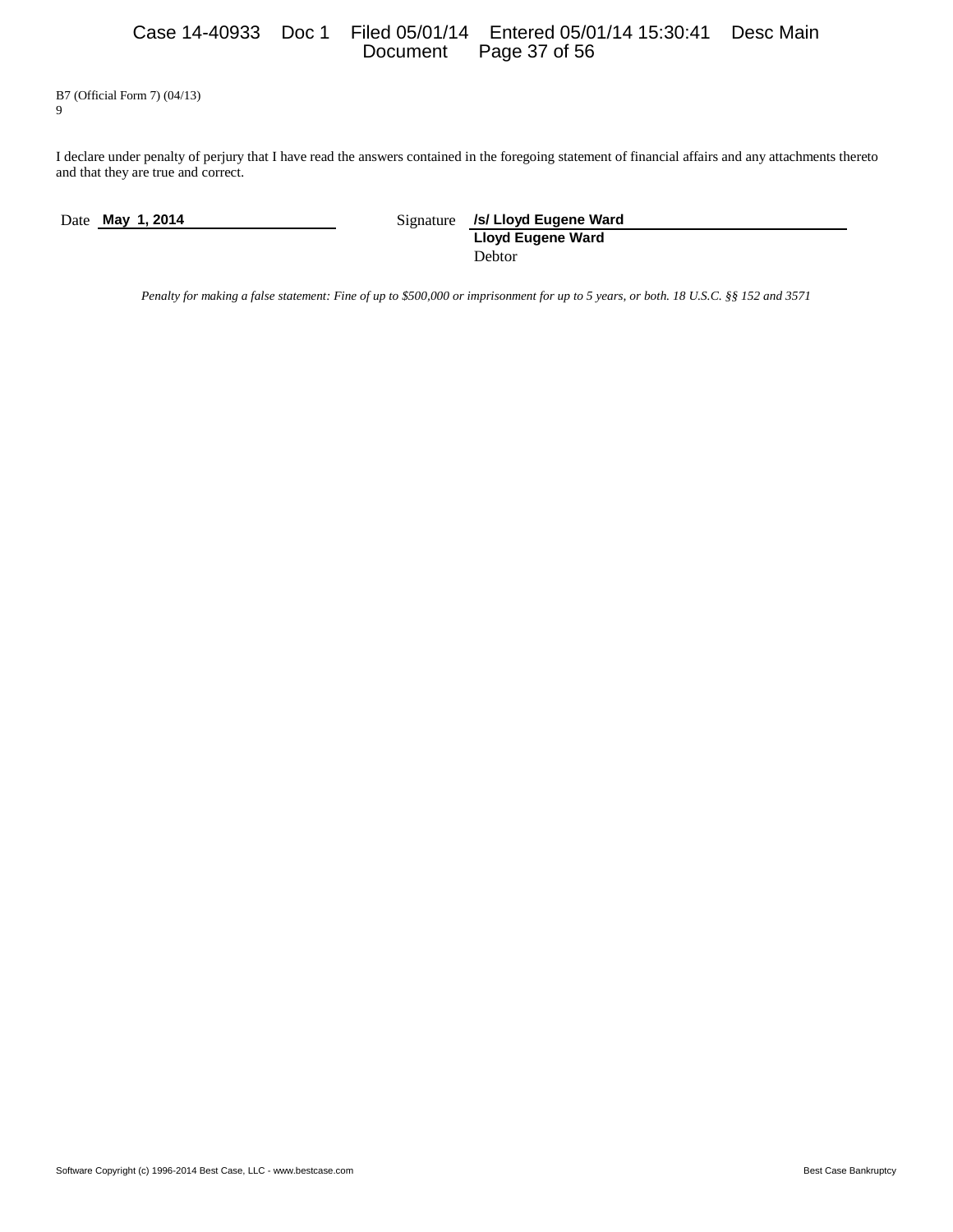B7 (Official Form 7) (04/13)
9

I declare under penalty of perjury that I have read the answers contained in the foregoing statement of financial affairs and any attachments thereto and that they are true and correct.

Date **May 1, 2014**

Signature **/s/ Lloyd Eugene Ward**
**Lloyd Eugene Ward**
Debtor

*Penalty for making a false statement: Fine of up to $500,000 or imprisonment for up to 5 years, or both. 18 U.S.C. §§ 152 and 3571*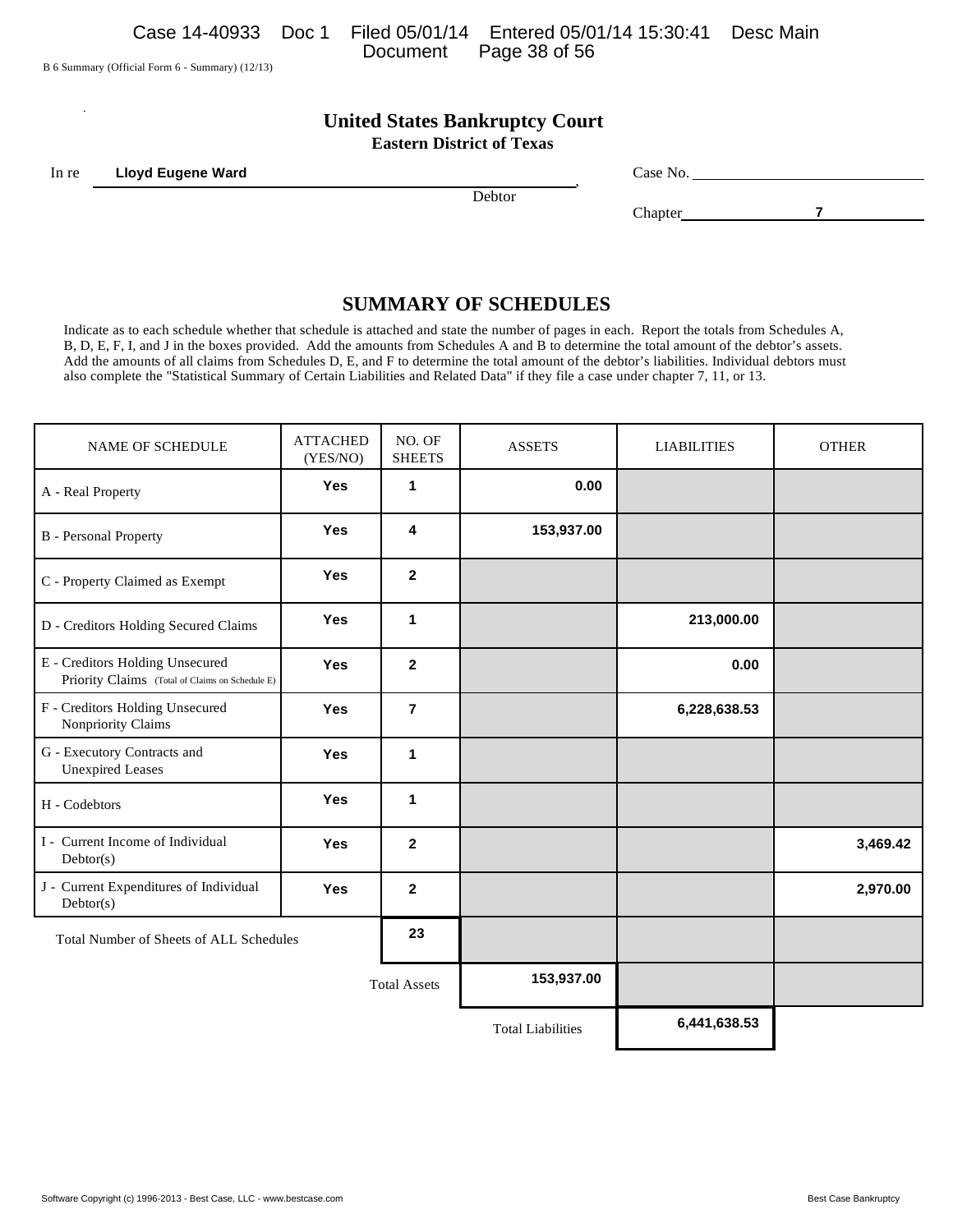B 6 Summary (Official Form 6 - Summary) (12/13)

**United States Bankruptcy Court**
**Eastern District of Texas**

In re **Lloyd Eugene Ward**, Debtor

Case No. ______

Chapter **7**

## SUMMARY OF SCHEDULES

Indicate as to each schedule whether that schedule is attached and state the number of pages in each. Report the totals from Schedules A, B, D, E, F, I, and J in the boxes provided. Add the amounts from Schedules A and B to determine the total amount of the debtor's assets. Add the amounts of all claims from Schedules D, E, and F to determine the total amount of the debtor's liabilities. Individual debtors must also complete the "Statistical Summary of Certain Liabilities and Related Data" if they file a case under chapter 7, 11, or 13.

| NAME OF SCHEDULE | ATTACHED (YES/NO) | NO. OF SHEETS | ASSETS | LIABILITIES | OTHER |
|---|---|---|---|---|---|
| A - Real Property | Yes | 1 | 0.00 | | |
| B - Personal Property | Yes | 4 | 153,937.00 | | |
| C - Property Claimed as Exempt | Yes | 2 | | | |
| D - Creditors Holding Secured Claims | Yes | 1 | | 213,000.00 | |
| E - Creditors Holding Unsecured Priority Claims (Total of Claims on Schedule E) | Yes | 2 | | 0.00 | |
| F - Creditors Holding Unsecured Nonpriority Claims | Yes | 7 | | 6,228,638.53 | |
| G - Executory Contracts and Unexpired Leases | Yes | 1 | | | |
| H - Codebtors | Yes | 1 | | | |
| I - Current Income of Individual Debtor(s) | Yes | 2 | | | 3,469.42 |
| J - Current Expenditures of Individual Debtor(s) | Yes | 2 | | | 2,970.00 |
| Total Number of Sheets of ALL Schedules | | 23 | | | |
| | | Total Assets | 153,937.00 | | |
| | | | Total Liabilities | 6,441,638.53 | |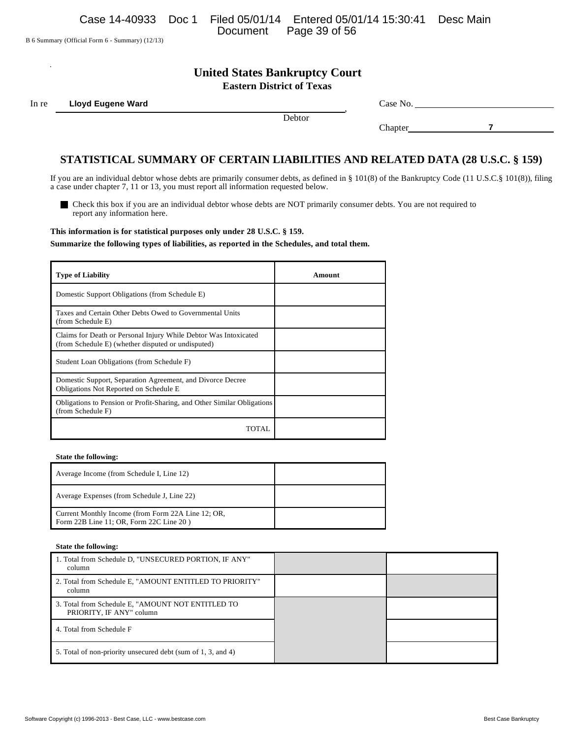B 6 Summary (Official Form 6 - Summary) (12/13)

# United States Bankruptcy Court
## Eastern District of Texas

In re **Lloyd Eugene Ward**, Debtor

Case No. 

Chapter **7**

## STATISTICAL SUMMARY OF CERTAIN LIABILITIES AND RELATED DATA (28 U.S.C. § 159)

If you are an individual debtor whose debts are primarily consumer debts, as defined in § 101(8) of the Bankruptcy Code (11 U.S.C.§ 101(8)), filing a case under chapter 7, 11 or 13, you must report all information requested below.

■ Check this box if you are an individual debtor whose debts are NOT primarily consumer debts. You are not required to report any information here.

**This information is for statistical purposes only under 28 U.S.C. § 159.**

**Summarize the following types of liabilities, as reported in the Schedules, and total them.**

| Type of Liability | Amount |
|---|---|
| Domestic Support Obligations (from Schedule E) | |
| Taxes and Certain Other Debts Owed to Governmental Units (from Schedule E) | |
| Claims for Death or Personal Injury While Debtor Was Intoxicated (from Schedule E) (whether disputed or undisputed) | |
| Student Loan Obligations (from Schedule F) | |
| Domestic Support, Separation Agreement, and Divorce Decree Obligations Not Reported on Schedule E | |
| Obligations to Pension or Profit-Sharing, and Other Similar Obligations (from Schedule F) | |
| TOTAL | |

**State the following:**

| | |
|---|---|
| Average Income (from Schedule I, Line 12) | |
| Average Expenses (from Schedule J, Line 22) | |
| Current Monthly Income (from Form 22A Line 12; OR, Form 22B Line 11; OR, Form 22C Line 20 ) | |

**State the following:**

| | | |
|---|---|---|
| 1. Total from Schedule D, "UNSECURED PORTION, IF ANY" column | | |
| 2. Total from Schedule E, "AMOUNT ENTITLED TO PRIORITY" column | | |
| 3. Total from Schedule E, "AMOUNT NOT ENTITLED TO PRIORITY, IF ANY" column | | |
| 4. Total from Schedule F | | |
| 5. Total of non-priority unsecured debt (sum of 1, 3, and 4) | | |

Software Copyright (c) 1996-2013 - Best Case, LLC - www.bestcase.com Best Case Bankruptcy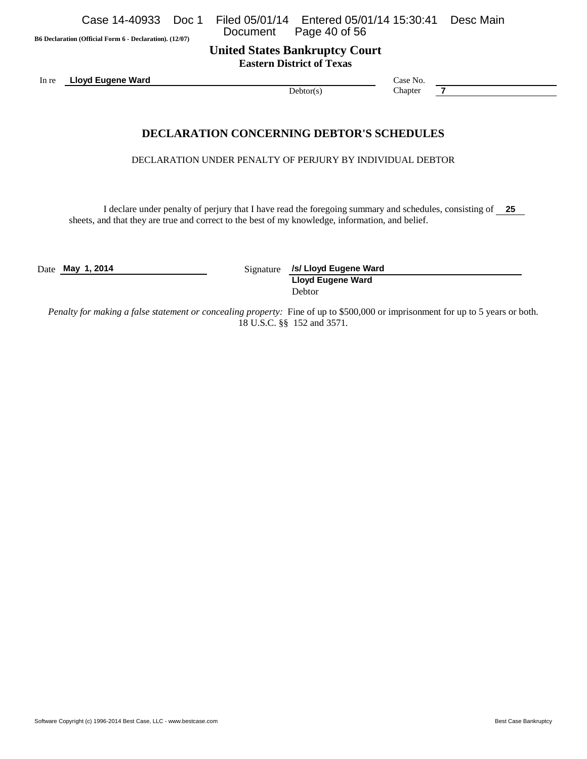B6 Declaration (Official Form 6 - Declaration). (12/07)

**United States Bankruptcy Court**
**Eastern District of Texas**

In re **Lloyd Eugene Ward**
Debtor(s)

Case No.
Chapter **7**

## DECLARATION CONCERNING DEBTOR'S SCHEDULES

DECLARATION UNDER PENALTY OF PERJURY BY INDIVIDUAL DEBTOR

I declare under penalty of perjury that I have read the foregoing summary and schedules, consisting of **25** sheets, and that they are true and correct to the best of my knowledge, information, and belief.

Date **May 1, 2014**

Signature **/s/ Lloyd Eugene Ward**
**Lloyd Eugene Ward**
Debtor

*Penalty for making a false statement or concealing property:* Fine of up to $500,000 or imprisonment for up to 5 years or both. 18 U.S.C. §§ 152 and 3571.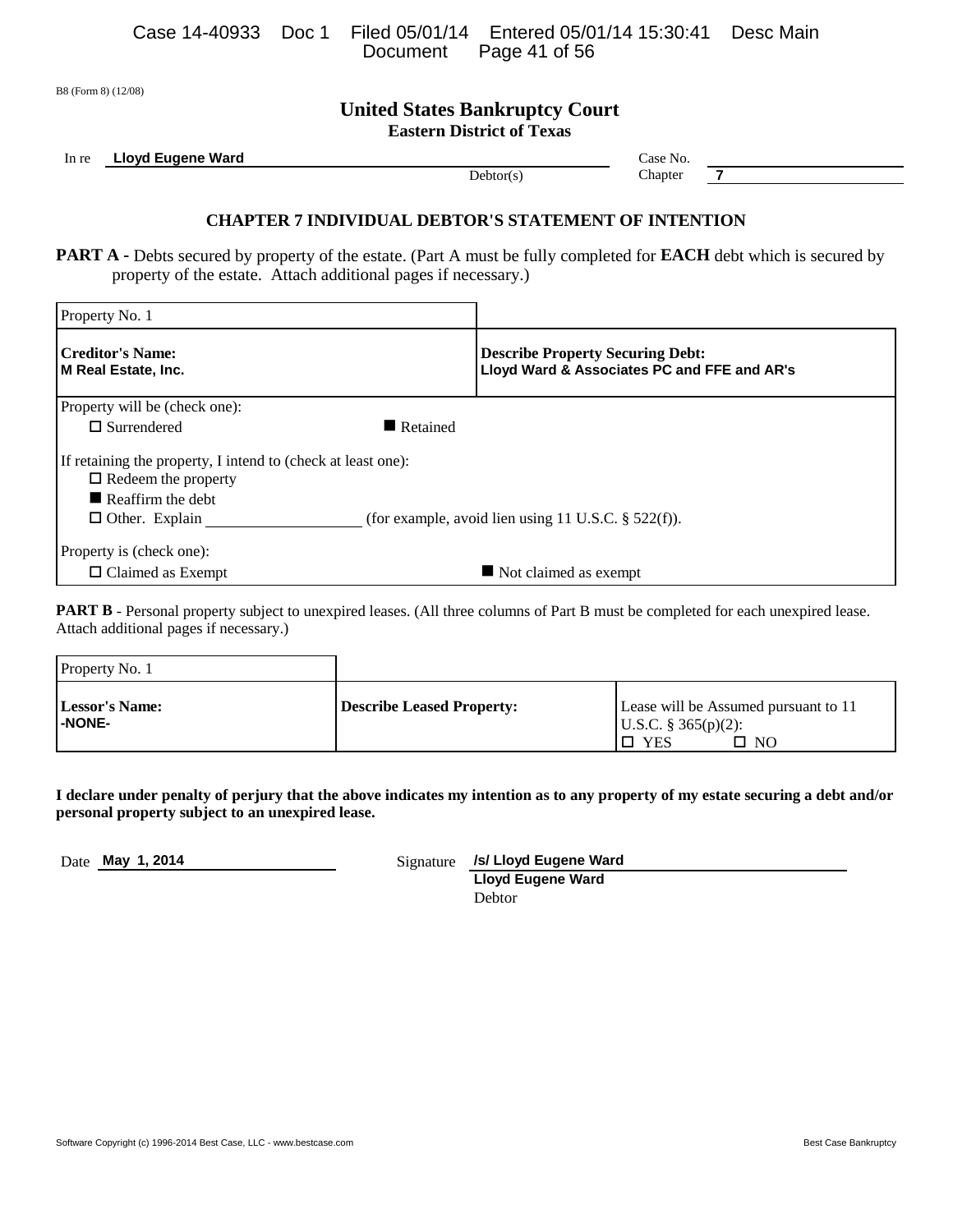B8 (Form 8) (12/08)

# United States Bankruptcy Court
## Eastern District of Texas

In re **Lloyd Eugene Ward** Debtor(s)

Case No.
Chapter **7**

### CHAPTER 7 INDIVIDUAL DEBTOR'S STATEMENT OF INTENTION

**PART A -** Debts secured by property of the estate. (Part A must be fully completed for **EACH** debt which is secured by property of the estate. Attach additional pages if necessary.)

| Property No. 1 | |
|---|---|
| **Creditor's Name:**<br>**M Real Estate, Inc.** | **Describe Property Securing Debt:**<br>**Lloyd Ward & Associates PC and FFE and AR's** |

Property will be (check one):
- ☐ Surrendered
- ■ Retained

If retaining the property, I intend to (check at least one):
- ☐ Redeem the property
- ■ Reaffirm the debt
- ☐ Other. Explain ____________ (for example, avoid lien using 11 U.S.C. § 522(f)).

Property is (check one):
- ☐ Claimed as Exempt
- ■ Not claimed as exempt

**PART B** - Personal property subject to unexpired leases. (All three columns of Part B must be completed for each unexpired lease. Attach additional pages if necessary.)

| Property No. 1 | | |
|---|---|---|
| **Lessor's Name:**<br>**-NONE-** | **Describe Leased Property:** | Lease will be Assumed pursuant to 11 U.S.C. § 365(p)(2):<br>☐ YES ☐ NO |

**I declare under penalty of perjury that the above indicates my intention as to any property of my estate securing a debt and/or personal property subject to an unexpired lease.**

Date **May 1, 2014**

Signature **/s/ Lloyd Eugene Ward**
**Lloyd Eugene Ward**
Debtor

Software Copyright (c) 1996-2014 Best Case, LLC - www.bestcase.com Best Case Bankruptcy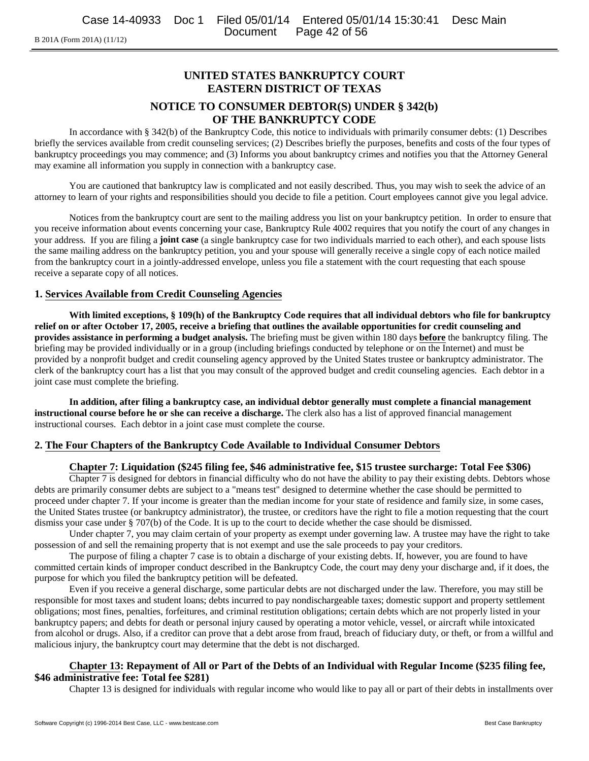# UNITED STATES BANKRUPTCY COURT
# EASTERN DISTRICT OF TEXAS

## NOTICE TO CONSUMER DEBTOR(S) UNDER § 342(b) OF THE BANKRUPTCY CODE

In accordance with § 342(b) of the Bankruptcy Code, this notice to individuals with primarily consumer debts: (1) Describes briefly the services available from credit counseling services; (2) Describes briefly the purposes, benefits and costs of the four types of bankruptcy proceedings you may commence; and (3) Informs you about bankruptcy crimes and notifies you that the Attorney General may examine all information you supply in connection with a bankruptcy case.

You are cautioned that bankruptcy law is complicated and not easily described. Thus, you may wish to seek the advice of an attorney to learn of your rights and responsibilities should you decide to file a petition. Court employees cannot give you legal advice.

Notices from the bankruptcy court are sent to the mailing address you list on your bankruptcy petition. In order to ensure that you receive information about events concerning your case, Bankruptcy Rule 4002 requires that you notify the court of any changes in your address. If you are filing a **joint case** (a single bankruptcy case for two individuals married to each other), and each spouse lists the same mailing address on the bankruptcy petition, you and your spouse will generally receive a single copy of each notice mailed from the bankruptcy court in a jointly-addressed envelope, unless you file a statement with the court requesting that each spouse receive a separate copy of all notices.

### 1. Services Available from Credit Counseling Agencies

**With limited exceptions, § 109(h) of the Bankruptcy Code requires that all individual debtors who file for bankruptcy relief on or after October 17, 2005, receive a briefing that outlines the available opportunities for credit counseling and provides assistance in performing a budget analysis.** The briefing must be given within 180 days **before** the bankruptcy filing. The briefing may be provided individually or in a group (including briefings conducted by telephone or on the Internet) and must be provided by a nonprofit budget and credit counseling agency approved by the United States trustee or bankruptcy administrator. The clerk of the bankruptcy court has a list that you may consult of the approved budget and credit counseling agencies. Each debtor in a joint case must complete the briefing.

**In addition, after filing a bankruptcy case, an individual debtor generally must complete a financial management instructional course before he or she can receive a discharge.** The clerk also has a list of approved financial management instructional courses. Each debtor in a joint case must complete the course.

### 2. The Four Chapters of the Bankruptcy Code Available to Individual Consumer Debtors

#### Chapter 7: Liquidation ($245 filing fee, $46 administrative fee, $15 trustee surcharge: Total Fee $306)

Chapter 7 is designed for debtors in financial difficulty who do not have the ability to pay their existing debts. Debtors whose debts are primarily consumer debts are subject to a "means test" designed to determine whether the case should be permitted to proceed under chapter 7. If your income is greater than the median income for your state of residence and family size, in some cases, the United States trustee (or bankruptcy administrator), the trustee, or creditors have the right to file a motion requesting that the court dismiss your case under § 707(b) of the Code. It is up to the court to decide whether the case should be dismissed.

Under chapter 7, you may claim certain of your property as exempt under governing law. A trustee may have the right to take possession of and sell the remaining property that is not exempt and use the sale proceeds to pay your creditors.

The purpose of filing a chapter 7 case is to obtain a discharge of your existing debts. If, however, you are found to have committed certain kinds of improper conduct described in the Bankruptcy Code, the court may deny your discharge and, if it does, the purpose for which you filed the bankruptcy petition will be defeated.

Even if you receive a general discharge, some particular debts are not discharged under the law. Therefore, you may still be responsible for most taxes and student loans; debts incurred to pay nondischargeable taxes; domestic support and property settlement obligations; most fines, penalties, forfeitures, and criminal restitution obligations; certain debts which are not properly listed in your bankruptcy papers; and debts for death or personal injury caused by operating a motor vehicle, vessel, or aircraft while intoxicated from alcohol or drugs. Also, if a creditor can prove that a debt arose from fraud, breach of fiduciary duty, or theft, or from a willful and malicious injury, the bankruptcy court may determine that the debt is not discharged.

#### Chapter 13: Repayment of All or Part of the Debts of an Individual with Regular Income ($235 filing fee, $46 administrative fee: Total fee $281)

Chapter 13 is designed for individuals with regular income who would like to pay all or part of their debts in installments over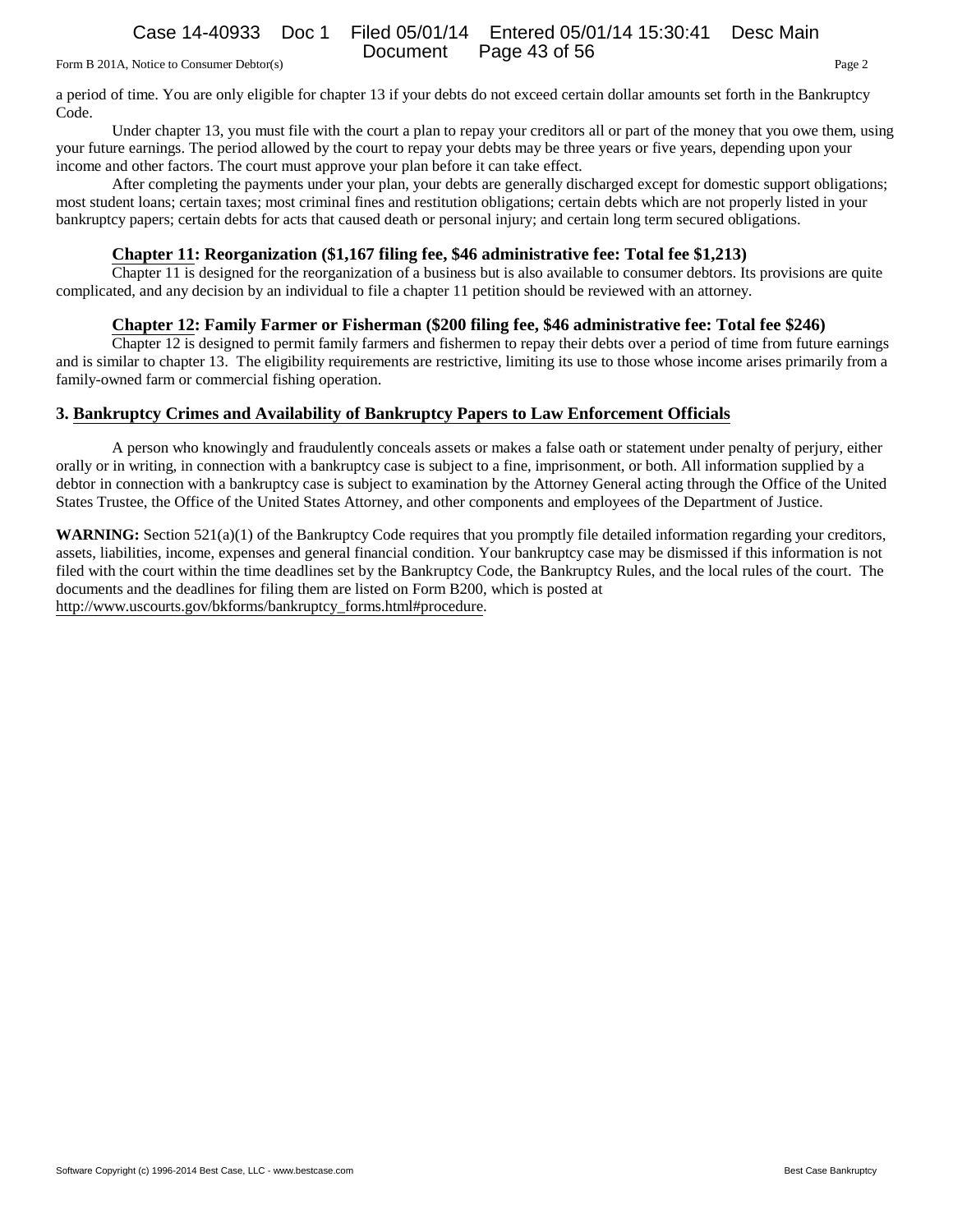a period of time. You are only eligible for chapter 13 if your debts do not exceed certain dollar amounts set forth in the Bankruptcy Code.

Under chapter 13, you must file with the court a plan to repay your creditors all or part of the money that you owe them, using your future earnings. The period allowed by the court to repay your debts may be three years or five years, depending upon your income and other factors. The court must approve your plan before it can take effect.

After completing the payments under your plan, your debts are generally discharged except for domestic support obligations; most student loans; certain taxes; most criminal fines and restitution obligations; certain debts which are not properly listed in your bankruptcy papers; certain debts for acts that caused death or personal injury; and certain long term secured obligations.

### Chapter 11: Reorganization ($1,167 filing fee, $46 administrative fee: Total fee $1,213)

Chapter 11 is designed for the reorganization of a business but is also available to consumer debtors. Its provisions are quite complicated, and any decision by an individual to file a chapter 11 petition should be reviewed with an attorney.

### Chapter 12: Family Farmer or Fisherman ($200 filing fee, $46 administrative fee: Total fee $246)

Chapter 12 is designed to permit family farmers and fishermen to repay their debts over a period of time from future earnings and is similar to chapter 13. The eligibility requirements are restrictive, limiting its use to those whose income arises primarily from a family-owned farm or commercial fishing operation.

## 3. Bankruptcy Crimes and Availability of Bankruptcy Papers to Law Enforcement Officials

A person who knowingly and fraudulently conceals assets or makes a false oath or statement under penalty of perjury, either orally or in writing, in connection with a bankruptcy case is subject to a fine, imprisonment, or both. All information supplied by a debtor in connection with a bankruptcy case is subject to examination by the Attorney General acting through the Office of the United States Trustee, the Office of the United States Attorney, and other components and employees of the Department of Justice.

**WARNING:** Section 521(a)(1) of the Bankruptcy Code requires that you promptly file detailed information regarding your creditors, assets, liabilities, income, expenses and general financial condition. Your bankruptcy case may be dismissed if this information is not filed with the court within the time deadlines set by the Bankruptcy Code, the Bankruptcy Rules, and the local rules of the court. The documents and the deadlines for filing them are listed on Form B200, which is posted at http://www.uscourts.gov/bkforms/bankruptcy_forms.html#procedure.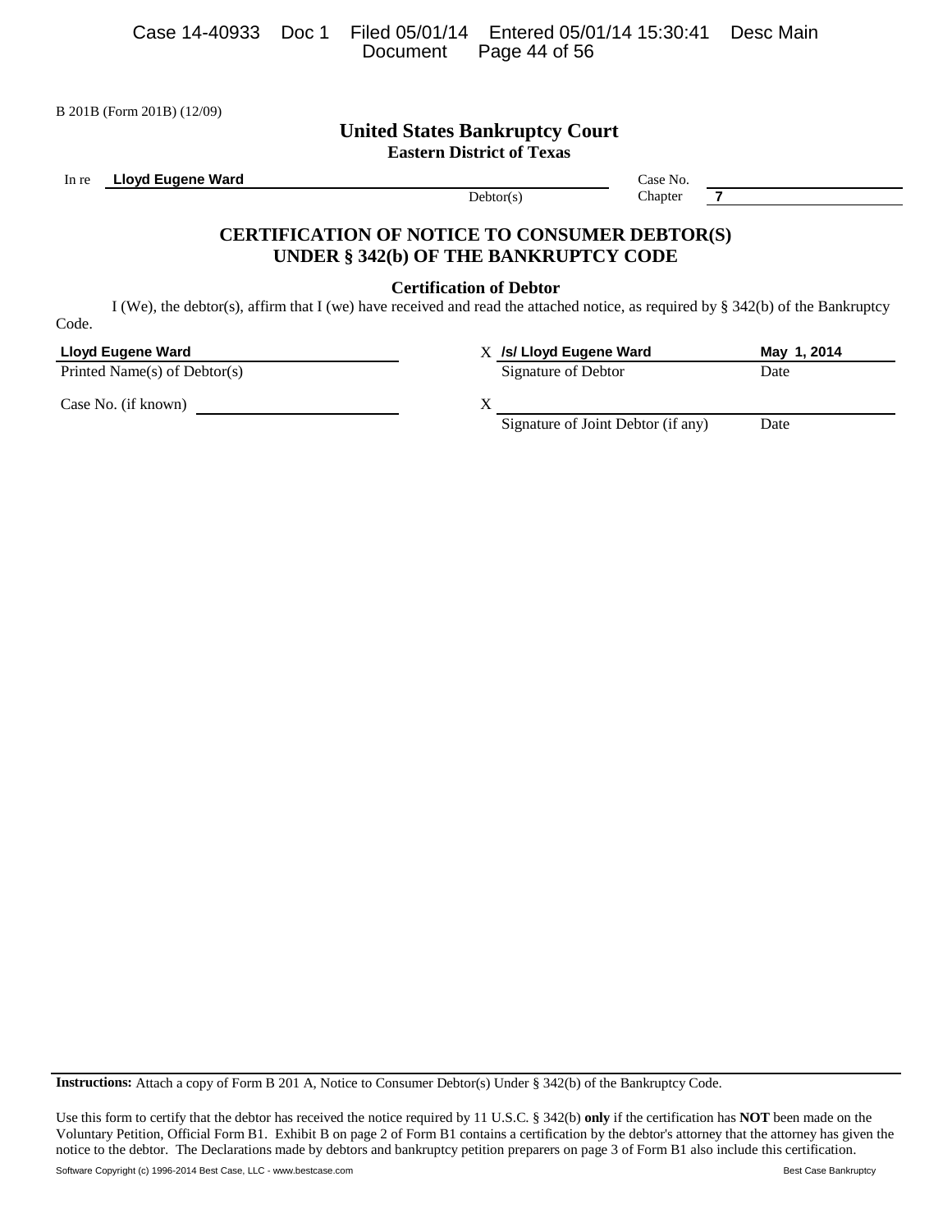B 201B (Form 201B) (12/09)

# United States Bankruptcy Court

## Eastern District of Texas

In re **Lloyd Eugene Ward**
Debtor(s)

Case No.
Chapter **7**

## CERTIFICATION OF NOTICE TO CONSUMER DEBTOR(S) UNDER § 342(b) OF THE BANKRUPTCY CODE

### Certification of Debtor

I (We), the debtor(s), affirm that I (we) have received and read the attached notice, as required by § 342(b) of the Bankruptcy Code.

| | | |
|---|---|---|
| **Lloyd Eugene Ward** | X **/s/ Lloyd Eugene Ward** | **May 1, 2014** |
| Printed Name(s) of Debtor(s) | Signature of Debtor | Date |
| Case No. (if known) | X | |
| | Signature of Joint Debtor (if any) | Date |

**Instructions:** Attach a copy of Form B 201 A, Notice to Consumer Debtor(s) Under § 342(b) of the Bankruptcy Code.

Use this form to certify that the debtor has received the notice required by 11 U.S.C. § 342(b) **only** if the certification has **NOT** been made on the Voluntary Petition, Official Form B1. Exhibit B on page 2 of Form B1 contains a certification by the debtor's attorney that the attorney has given the notice to the debtor. The Declarations made by debtors and bankruptcy petition preparers on page 3 of Form B1 also include this certification.

Software Copyright (c) 1996-2014 Best Case, LLC - www.bestcase.com Best Case Bankruptcy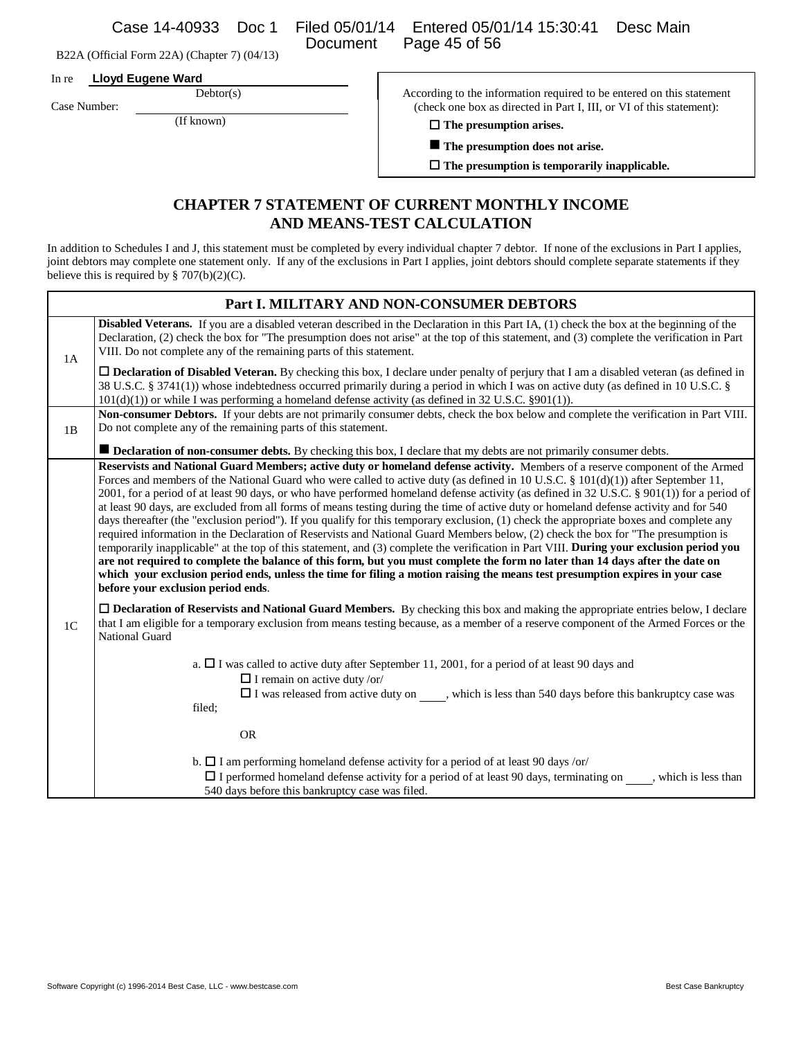B22A (Official Form 22A) (Chapter 7) (04/13)

In re **Lloyd Eugene Ward**
Debtor(s)

Case Number: ______________
(If known)

According to the information required to be entered on this statement (check one box as directed in Part I, III, or VI of this statement):

☐ **The presumption arises.**

■ **The presumption does not arise.**

☐ **The presumption is temporarily inapplicable.**

## CHAPTER 7 STATEMENT OF CURRENT MONTHLY INCOME AND MEANS-TEST CALCULATION

In addition to Schedules I and J, this statement must be completed by every individual chapter 7 debtor. If none of the exclusions in Part I applies, joint debtors may complete one statement only. If any of the exclusions in Part I applies, joint debtors should complete separate statements if they believe this is required by § 707(b)(2)(C).

### Part I. MILITARY AND NON-CONSUMER DEBTORS

**1A**

**Disabled Veterans.** If you are a disabled veteran described in the Declaration in this Part IA, (1) check the box at the beginning of the Declaration, (2) check the box for "The presumption does not arise" at the top of this statement, and (3) complete the verification in Part VIII. Do not complete any of the remaining parts of this statement.

☐ **Declaration of Disabled Veteran.** By checking this box, I declare under penalty of perjury that I am a disabled veteran (as defined in 38 U.S.C. § 3741(1)) whose indebtedness occurred primarily during a period in which I was on active duty (as defined in 10 U.S.C. § 101(d)(1)) or while I was performing a homeland defense activity (as defined in 32 U.S.C. §901(1)).

**1B**

**Non-consumer Debtors.** If your debts are not primarily consumer debts, check the box below and complete the verification in Part VIII. Do not complete any of the remaining parts of this statement.

■ **Declaration of non-consumer debts.** By checking this box, I declare that my debts are not primarily consumer debts.

**1C**

**Reservists and National Guard Members; active duty or homeland defense activity.** Members of a reserve component of the Armed Forces and members of the National Guard who were called to active duty (as defined in 10 U.S.C. § 101(d)(1)) after September 11, 2001, for a period of at least 90 days, or who have performed homeland defense activity (as defined in 32 U.S.C. § 901(1)) for a period of at least 90 days, are excluded from all forms of means testing during the time of active duty or homeland defense activity and for 540 days thereafter (the "exclusion period"). If you qualify for this temporary exclusion, (1) check the appropriate boxes and complete any required information in the Declaration of Reservists and National Guard Members below, (2) check the box for "The presumption is temporarily inapplicable" at the top of this statement, and (3) complete the verification in Part VIII. **During your exclusion period you are not required to complete the balance of this form, but you must complete the form no later than 14 days after the date on which your exclusion period ends, unless the time for filing a motion raising the means test presumption expires in your case before your exclusion period ends**.

☐ **Declaration of Reservists and National Guard Members.** By checking this box and making the appropriate entries below, I declare that I am eligible for a temporary exclusion from means testing because, as a member of a reserve component of the Armed Forces or the National Guard

a. ☐ I was called to active duty after September 11, 2001, for a period of at least 90 days and
☐ I remain on active duty /or/
☐ I was released from active duty on ____, which is less than 540 days before this bankruptcy case was filed;

OR

b. ☐ I am performing homeland defense activity for a period of at least 90 days /or/
☐ I performed homeland defense activity for a period of at least 90 days, terminating on ____, which is less than 540 days before this bankruptcy case was filed.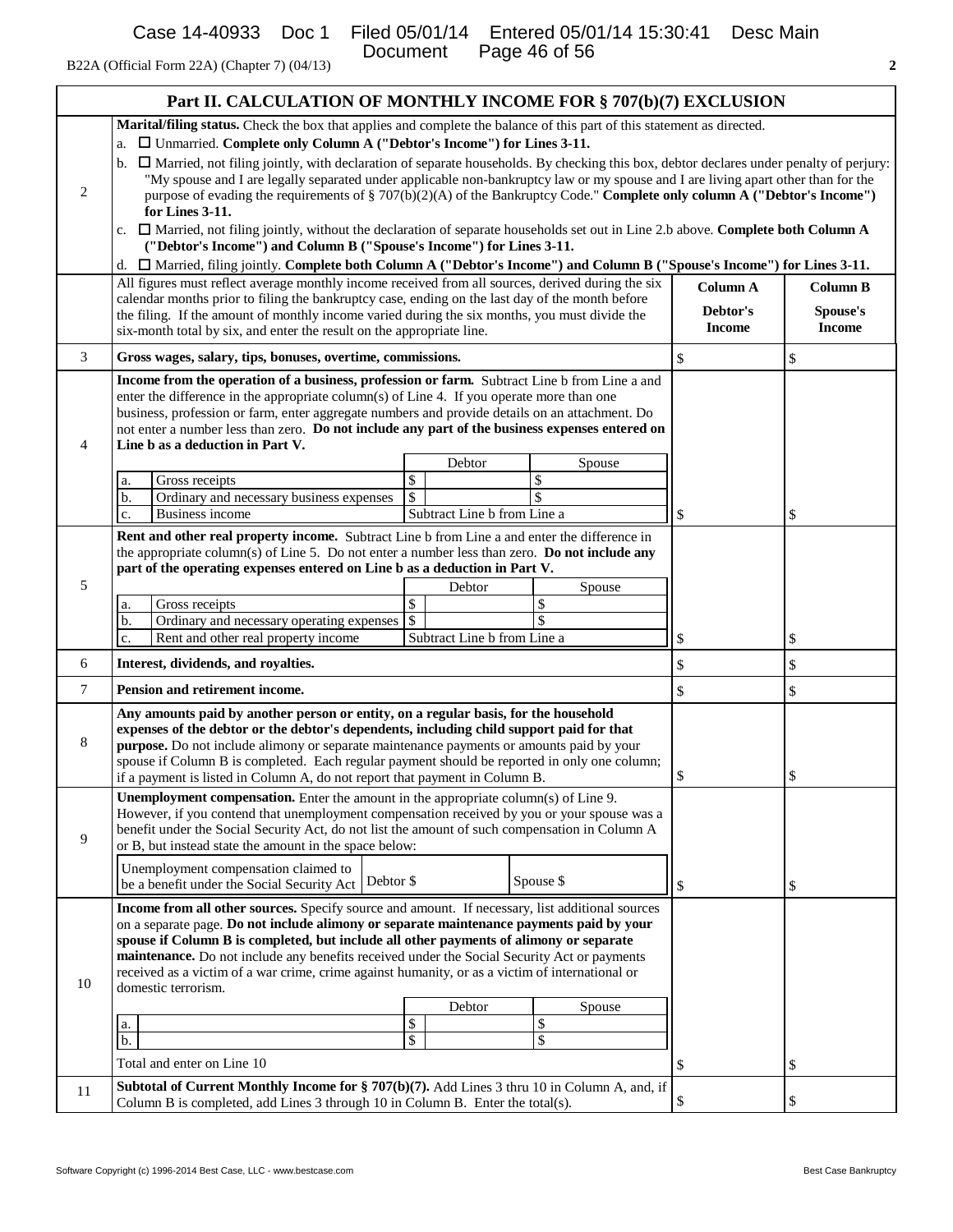B22A (Official Form 22A) (Chapter 7) (04/13)

## Part II. CALCULATION OF MONTHLY INCOME FOR § 707(b)(7) EXCLUSION

| | | | |
|---|---|---|---|
| 2 | **Marital/filing status.** Check the box that applies and complete the balance of this part of this statement as directed.<br>a. ☐ Unmarried. **Complete only Column A ("Debtor's Income") for Lines 3-11.**<br>b. ☐ Married, not filing jointly, with declaration of separate households. By checking this box, debtor declares under penalty of perjury: "My spouse and I are legally separated under applicable non-bankruptcy law or my spouse and I are living apart other than for the purpose of evading the requirements of § 707(b)(2)(A) of the Bankruptcy Code." **Complete only column A ("Debtor's Income") for Lines 3-11.**<br>c. ☐ Married, not filing jointly, without the declaration of separate households set out in Line 2.b above. **Complete both Column A ("Debtor's Income") and Column B ("Spouse's Income") for Lines 3-11.**<br>d. ☐ Married, filing jointly. **Complete both Column A ("Debtor's Income") and Column B ("Spouse's Income") for Lines 3-11.** | | |
| | All figures must reflect average monthly income received from all sources, derived during the six calendar months prior to filing the bankruptcy case, ending on the last day of the month before the filing. If the amount of monthly income varied during the six months, you must divide the six-month total by six, and enter the result on the appropriate line. | **Column A**<br>**Debtor's Income** | **Column B**<br>**Spouse's Income** |
| 3 | **Gross wages, salary, tips, bonuses, overtime, commissions.** | $ | $ |
| 4 | **Income from the operation of a business, profession or farm.** Subtract Line b from Line a and enter the difference in the appropriate column(s) of Line 4. If you operate more than one business, profession or farm, enter aggregate numbers and provide details on an attachment. Do not enter a number less than zero. **Do not include any part of the business expenses entered on Line b as a deduction in Part V.**<br><br>\| \| \| Debtor \| Spouse \|<br>\| a. \| Gross receipts \| $ \| $ \|<br>\| b. \| Ordinary and necessary business expenses \| $ \| $ \|<br>\| c. \| Business income \| Subtract Line b from Line a \| \| | $ | $ |
| 5 | **Rent and other real property income.** Subtract Line b from Line a and enter the difference in the appropriate column(s) of Line 5. Do not enter a number less than zero. **Do not include any part of the operating expenses entered on Line b as a deduction in Part V.**<br><br>\| \| \| Debtor \| Spouse \|<br>\| a. \| Gross receipts \| $ \| $ \|<br>\| b. \| Ordinary and necessary operating expenses \| $ \| $ \|<br>\| c. \| Rent and other real property income \| Subtract Line b from Line a \| \| | $ | $ |
| 6 | **Interest, dividends, and royalties.** | $ | $ |
| 7 | **Pension and retirement income.** | $ | $ |
| 8 | **Any amounts paid by another person or entity, on a regular basis, for the household expenses of the debtor or the debtor's dependents, including child support paid for that purpose.** Do not include alimony or separate maintenance payments or amounts paid by your spouse if Column B is completed. Each regular payment should be reported in only one column; if a payment is listed in Column A, do not report that payment in Column B. | $ | $ |
| 9 | **Unemployment compensation.** Enter the amount in the appropriate column(s) of Line 9. However, if you contend that unemployment compensation received by you or your spouse was a benefit under the Social Security Act, do not list the amount of such compensation in Column A or B, but instead state the amount in the space below:<br><br>Unemployment compensation claimed to be a benefit under the Social Security Act \| Debtor $ \| Spouse $ | $ | $ |
| 10 | **Income from all other sources.** Specify source and amount. If necessary, list additional sources on a separate page. **Do not include alimony or separate maintenance payments paid by your spouse if Column B is completed, but include all other payments of alimony or separate maintenance.** Do not include any benefits received under the Social Security Act or payments received as a victim of a war crime, crime against humanity, or as a victim of international or domestic terrorism.<br><br>\| \| \| Debtor \| Spouse \|<br>\| a. \| \| $ \| $ \|<br>\| b. \| \| $ \| $ \|<br><br>Total and enter on Line 10 | $ | $ |
| 11 | **Subtotal of Current Monthly Income for § 707(b)(7).** Add Lines 3 thru 10 in Column A, and, if Column B is completed, add Lines 3 through 10 in Column B. Enter the total(s). | $ | $ |

Software Copyright (c) 1996-2014 Best Case, LLC - www.bestcase.com Best Case Bankruptcy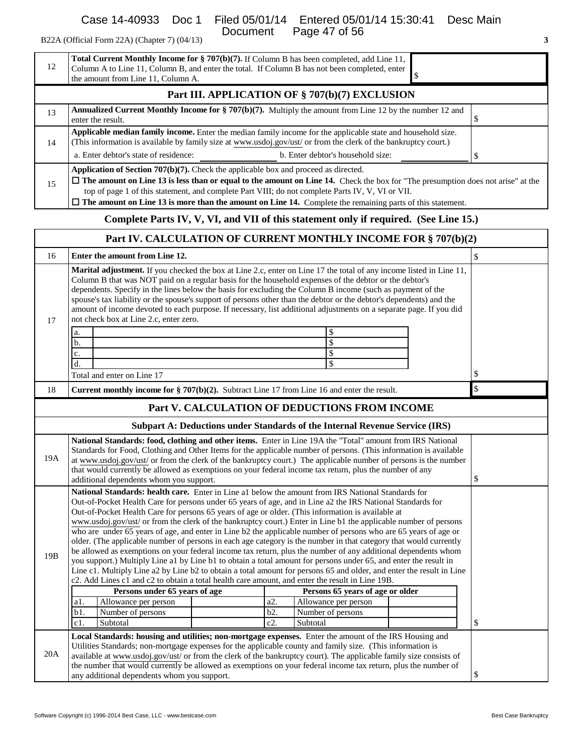B22A (Official Form 22A) (Chapter 7) (04/13)

| | | |
|---|---|---|
| 12 | **Total Current Monthly Income for § 707(b)(7).** If Column B has been completed, add Line 11, Column A to Line 11, Column B, and enter the total. If Column B has not been completed, enter the amount from Line 11, Column A. | $ |

## Part III. APPLICATION OF § 707(b)(7) EXCLUSION

| | | |
|---|---|---|
| 13 | **Annualized Current Monthly Income for § 707(b)(7).** Multiply the amount from Line 12 by the number 12 and enter the result. | $ |
| 14 | **Applicable median family income.** Enter the median family income for the applicable state and household size. (This information is available by family size at www.usdoj.gov/ust/ or from the clerk of the bankruptcy court.)<br>a. Enter debtor's state of residence: ______ b. Enter debtor's household size: ______ | $ |
| 15 | **Application of Section 707(b)(7).** Check the applicable box and proceed as directed.<br>☐ **The amount on Line 13 is less than or equal to the amount on Line 14.** Check the box for "The presumption does not arise" at the top of page 1 of this statement, and complete Part VIII; do not complete Parts IV, V, VI or VII.<br>☐ **The amount on Line 13 is more than the amount on Line 14.** Complete the remaining parts of this statement. | |

**Complete Parts IV, V, VI, and VII of this statement only if required. (See Line 15.)**

## Part IV. CALCULATION OF CURRENT MONTHLY INCOME FOR § 707(b)(2)

| | | |
|---|---|---|
| 16 | **Enter the amount from Line 12.** | $ |
| 17 | **Marital adjustment.** If you checked the box at Line 2.c, enter on Line 17 the total of any income listed in Line 11, Column B that was NOT paid on a regular basis for the household expenses of the debtor or the debtor's dependents. Specify in the lines below the basis for excluding the Column B income (such as payment of the spouse's tax liability or the spouse's support of persons other than the debtor or the debtor's dependents) and the amount of income devoted to each purpose. If necessary, list additional adjustments on a separate page. If you did not check box at Line 2.c, enter zero.<br>a. ______ $<br>b. ______ $<br>c. ______ $<br>d. ______ $<br>Total and enter on Line 17 | $ |
| 18 | **Current monthly income for § 707(b)(2).** Subtract Line 17 from Line 16 and enter the result. | $ |

## Part V. CALCULATION OF DEDUCTIONS FROM INCOME

### Subpart A: Deductions under Standards of the Internal Revenue Service (IRS)

| | | |
|---|---|---|
| 19A | **National Standards: food, clothing and other items.** Enter in Line 19A the "Total" amount from IRS National Standards for Food, Clothing and Other Items for the applicable number of persons. (This information is available at www.usdoj.gov/ust/ or from the clerk of the bankruptcy court.) The applicable number of persons is the number that would currently be allowed as exemptions on your federal income tax return, plus the number of any additional dependents whom you support. | $ |
| 19B | **National Standards: health care.** Enter in Line a1 below the amount from IRS National Standards for Out-of-Pocket Health Care for persons under 65 years of age, and in Line a2 the IRS National Standards for Out-of-Pocket Health Care for persons 65 years of age or older. (This information is available at www.usdoj.gov/ust/ or from the clerk of the bankruptcy court.) Enter in Line b1 the applicable number of persons who are under 65 years of age, and enter in Line b2 the applicable number of persons who are 65 years of age or older. (The applicable number of persons in each age category is the number in that category that would currently be allowed as exemptions on your federal income tax return, plus the number of any additional dependents whom you support.) Multiply Line a1 by Line b1 to obtain a total amount for persons under 65, and enter the result in Line c1. Multiply Line a2 by Line b2 to obtain a total amount for persons 65 and older, and enter the result in Line c2. Add Lines c1 and c2 to obtain a total health care amount, and enter the result in Line 19B. | $ |

| Persons under 65 years of age | | | Persons 65 years of age or older | | |
|---|---|---|---|---|---|
| a1. | Allowance per person | | a2. | Allowance per person | |
| b1. | Number of persons | | b2. | Number of persons | |
| c1. | Subtotal | | c2. | Subtotal | |

| | | |
|---|---|---|
| 20A | **Local Standards: housing and utilities; non-mortgage expenses.** Enter the amount of the IRS Housing and Utilities Standards; non-mortgage expenses for the applicable county and family size. (This information is available at www.usdoj.gov/ust/ or from the clerk of the bankruptcy court). The applicable family size consists of the number that would currently be allowed as exemptions on your federal income tax return, plus the number of any additional dependents whom you support. | $ |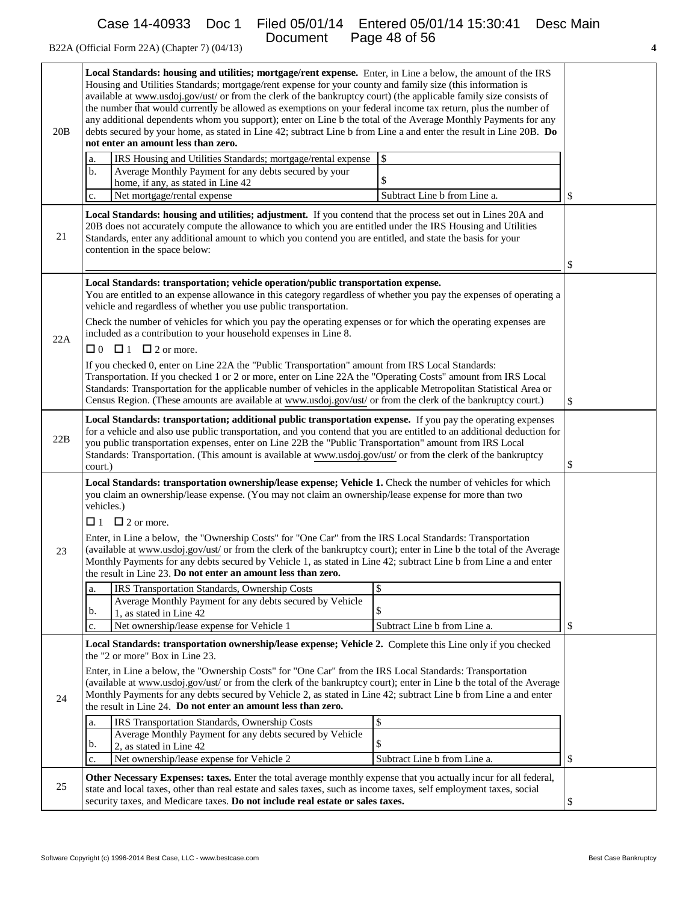B22A (Official Form 22A) (Chapter 7) (04/13)

| | | |
|---|---|---|
| 20B | **Local Standards: housing and utilities; mortgage/rent expense.** Enter, in Line a below, the amount of the IRS Housing and Utilities Standards; mortgage/rent expense for your county and family size (this information is available at www.usdoj.gov/ust/ or from the clerk of the bankruptcy court) (the applicable family size consists of the number that would currently be allowed as exemptions on your federal income tax return, plus the number of any additional dependents whom you support); enter on Line b the total of the Average Monthly Payments for any debts secured by your home, as stated in Line 42; subtract Line b from Line a and enter the result in Line 20B. **Do not enter an amount less than zero.**<br>a. IRS Housing and Utilities Standards; mortgage/rental expense — \$<br>b. Average Monthly Payment for any debts secured by your home, if any, as stated in Line 42 — \$<br>c. Net mortgage/rental expense — Subtract Line b from Line a. | \$ |
| 21 | **Local Standards: housing and utilities; adjustment.** If you contend that the process set out in Lines 20A and 20B does not accurately compute the allowance to which you are entitled under the IRS Housing and Utilities Standards, enter any additional amount to which you contend you are entitled, and state the basis for your contention in the space below: | \$ |
| 22A | **Local Standards: transportation; vehicle operation/public transportation expense.**<br>You are entitled to an expense allowance in this category regardless of whether you pay the expenses of operating a vehicle and regardless of whether you use public transportation.<br>Check the number of vehicles for which you pay the operating expenses or for which the operating expenses are included as a contribution to your household expenses in Line 8.<br>☐ 0 ☐ 1 ☐ 2 or more.<br>If you checked 0, enter on Line 22A the "Public Transportation" amount from IRS Local Standards: Transportation. If you checked 1 or 2 or more, enter on Line 22A the "Operating Costs" amount from IRS Local Standards: Transportation for the applicable number of vehicles in the applicable Metropolitan Statistical Area or Census Region. (These amounts are available at www.usdoj.gov/ust/ or from the clerk of the bankruptcy court.) | \$ |
| 22B | **Local Standards: transportation; additional public transportation expense.** If you pay the operating expenses for a vehicle and also use public transportation, and you contend that you are entitled to an additional deduction for you public transportation expenses, enter on Line 22B the "Public Transportation" amount from IRS Local Standards: Transportation. (This amount is available at www.usdoj.gov/ust/ or from the clerk of the bankruptcy court.) | \$ |
| 23 | **Local Standards: transportation ownership/lease expense; Vehicle 1.** Check the number of vehicles for which you claim an ownership/lease expense. (You may not claim an ownership/lease expense for more than two vehicles.)<br>☐ 1 ☐ 2 or more.<br>Enter, in Line a below, the "Ownership Costs" for "One Car" from the IRS Local Standards: Transportation (available at www.usdoj.gov/ust/ or from the clerk of the bankruptcy court); enter in Line b the total of the Average Monthly Payments for any debts secured by Vehicle 1, as stated in Line 42; subtract Line b from Line a and enter the result in Line 23. **Do not enter an amount less than zero.**<br>a. IRS Transportation Standards, Ownership Costs — \$<br>b. Average Monthly Payment for any debts secured by Vehicle 1, as stated in Line 42 — \$<br>c. Net ownership/lease expense for Vehicle 1 — Subtract Line b from Line a. | \$ |
| 24 | **Local Standards: transportation ownership/lease expense; Vehicle 2.** Complete this Line only if you checked the "2 or more" Box in Line 23.<br>Enter, in Line a below, the "Ownership Costs" for "One Car" from the IRS Local Standards: Transportation (available at www.usdoj.gov/ust/ or from the clerk of the bankruptcy court); enter in Line b the total of the Average Monthly Payments for any debts secured by Vehicle 2, as stated in Line 42; subtract Line b from Line a and enter the result in Line 24. **Do not enter an amount less than zero.**<br>a. IRS Transportation Standards, Ownership Costs — \$<br>b. Average Monthly Payment for any debts secured by Vehicle 2, as stated in Line 42 — \$<br>c. Net ownership/lease expense for Vehicle 2 — Subtract Line b from Line a. | \$ |
| 25 | **Other Necessary Expenses: taxes.** Enter the total average monthly expense that you actually incur for all federal, state and local taxes, other than real estate and sales taxes, such as income taxes, self employment taxes, social security taxes, and Medicare taxes. **Do not include real estate or sales taxes.** | \$ |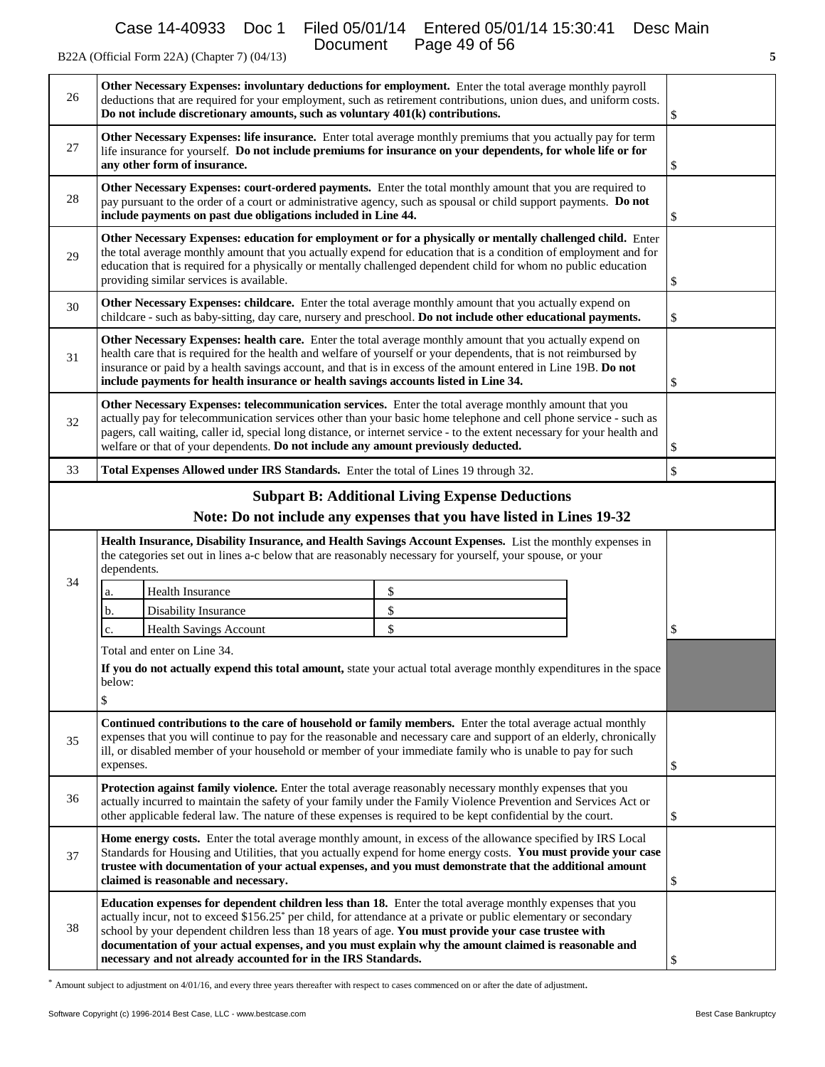B22A (Official Form 22A) (Chapter 7) (04/13)

| | | |
|---|---|---|
| 26 | **Other Necessary Expenses: involuntary deductions for employment.** Enter the total average monthly payroll deductions that are required for your employment, such as retirement contributions, union dues, and uniform costs. **Do not include discretionary amounts, such as voluntary 401(k) contributions.** | $ |
| 27 | **Other Necessary Expenses: life insurance.** Enter total average monthly premiums that you actually pay for term life insurance for yourself. **Do not include premiums for insurance on your dependents, for whole life or for any other form of insurance.** | $ |
| 28 | **Other Necessary Expenses: court-ordered payments.** Enter the total monthly amount that you are required to pay pursuant to the order of a court or administrative agency, such as spousal or child support payments. **Do not include payments on past due obligations included in Line 44.** | $ |
| 29 | **Other Necessary Expenses: education for employment or for a physically or mentally challenged child.** Enter the total average monthly amount that you actually expend for education that is a condition of employment and for education that is required for a physically or mentally challenged dependent child for whom no public education providing similar services is available. | $ |
| 30 | **Other Necessary Expenses: childcare.** Enter the total average monthly amount that you actually expend on childcare - such as baby-sitting, day care, nursery and preschool. **Do not include other educational payments.** | $ |
| 31 | **Other Necessary Expenses: health care.** Enter the total average monthly amount that you actually expend on health care that is required for the health and welfare of yourself or your dependents, that is not reimbursed by insurance or paid by a health savings account, and that is in excess of the amount entered in Line 19B. **Do not include payments for health insurance or health savings accounts listed in Line 34.** | $ |
| 32 | **Other Necessary Expenses: telecommunication services.** Enter the total average monthly amount that you actually pay for telecommunication services other than your basic home telephone and cell phone service - such as pagers, call waiting, caller id, special long distance, or internet service - to the extent necessary for your health and welfare or that of your dependents. **Do not include any amount previously deducted.** | $ |
| 33 | **Total Expenses Allowed under IRS Standards.** Enter the total of Lines 19 through 32. | $ |

## Subpart B: Additional Living Expense Deductions

**Note: Do not include any expenses that you have listed in Lines 19-32**

| | | |
|---|---|---|
| 34 | **Health Insurance, Disability Insurance, and Health Savings Account Expenses.** List the monthly expenses in the categories set out in lines a-c below that are reasonably necessary for yourself, your spouse, or your dependents.<br>a. Health Insurance $<br>b. Disability Insurance $<br>c. Health Savings Account $<br>Total and enter on Line 34.<br>**If you do not actually expend this total amount,** state your actual total average monthly expenditures in the space below:<br>$ | $ |
| 35 | **Continued contributions to the care of household or family members.** Enter the total average actual monthly expenses that you will continue to pay for the reasonable and necessary care and support of an elderly, chronically ill, or disabled member of your household or member of your immediate family who is unable to pay for such expenses. | $ |
| 36 | **Protection against family violence.** Enter the total average reasonably necessary monthly expenses that you actually incurred to maintain the safety of your family under the Family Violence Prevention and Services Act or other applicable federal law. The nature of these expenses is required to be kept confidential by the court. | $ |
| 37 | **Home energy costs.** Enter the total average monthly amount, in excess of the allowance specified by IRS Local Standards for Housing and Utilities, that you actually expend for home energy costs. **You must provide your case trustee with documentation of your actual expenses, and you must demonstrate that the additional amount claimed is reasonable and necessary.** | $ |
| 38 | **Education expenses for dependent children less than 18.** Enter the total average monthly expenses that you actually incur, not to exceed $156.25* per child, for attendance at a private or public elementary or secondary school by your dependent children less than 18 years of age. **You must provide your case trustee with documentation of your actual expenses, and you must explain why the amount claimed is reasonable and necessary and not already accounted for in the IRS Standards.** | $ |

* Amount subject to adjustment on 4/01/16, and every three years thereafter with respect to cases commenced on or after the date of adjustment.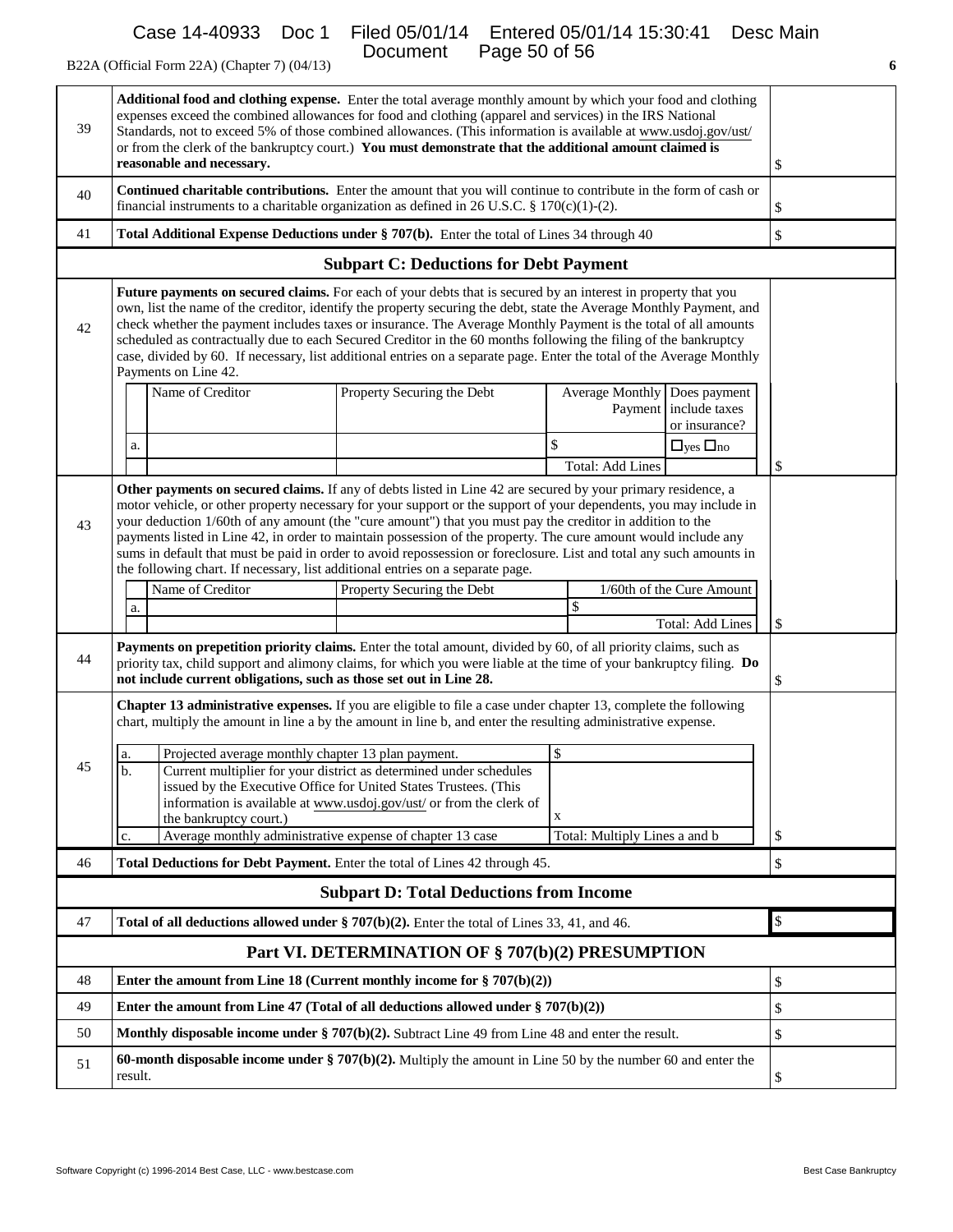B22A (Official Form 22A) (Chapter 7) (04/13)

| | | |
|---|---|---|
| 39 | **Additional food and clothing expense.** Enter the total average monthly amount by which your food and clothing expenses exceed the combined allowances for food and clothing (apparel and services) in the IRS National Standards, not to exceed 5% of those combined allowances. (This information is available at www.usdoj.gov/ust/ or from the clerk of the bankruptcy court.) **You must demonstrate that the additional amount claimed is reasonable and necessary.** | $ |
| 40 | **Continued charitable contributions.** Enter the amount that you will continue to contribute in the form of cash or financial instruments to a charitable organization as defined in 26 U.S.C. § 170(c)(1)-(2). | $ |
| 41 | **Total Additional Expense Deductions under § 707(b).** Enter the total of Lines 34 through 40 | $ |

## Subpart C: Deductions for Debt Payment

**42** — **Future payments on secured claims.** For each of your debts that is secured by an interest in property that you own, list the name of the creditor, identify the property securing the debt, state the Average Monthly Payment, and check whether the payment includes taxes or insurance. The Average Monthly Payment is the total of all amounts scheduled as contractually due to each Secured Creditor in the 60 months following the filing of the bankruptcy case, divided by 60. If necessary, list additional entries on a separate page. Enter the total of the Average Monthly Payments on Line 42.

| | Name of Creditor | Property Securing the Debt | Average Monthly Payment | Does payment include taxes or insurance? |
|---|---|---|---|---|
| a. | | | $ | ☐yes ☐no |
| | | | Total: Add Lines | |

$

**43** — **Other payments on secured claims.** If any of debts listed in Line 42 are secured by your primary residence, a motor vehicle, or other property necessary for your support or the support of your dependents, you may include in your deduction 1/60th of any amount (the "cure amount") that you must pay the creditor in addition to the payments listed in Line 42, in order to maintain possession of the property. The cure amount would include any sums in default that must be paid in order to avoid repossession or foreclosure. List and total any such amounts in the following chart. If necessary, list additional entries on a separate page.

| | Name of Creditor | Property Securing the Debt | 1/60th of the Cure Amount |
|---|---|---|---|
| a. | | | $ |
| | | | Total: Add Lines |

$

| | | |
|---|---|---|
| 44 | **Payments on prepetition priority claims.** Enter the total amount, divided by 60, of all priority claims, such as priority tax, child support and alimony claims, for which you were liable at the time of your bankruptcy filing. **Do not include current obligations, such as those set out in Line 28.** | $ |

**45** — **Chapter 13 administrative expenses.** If you are eligible to file a case under chapter 13, complete the following chart, multiply the amount in line a by the amount in line b, and enter the resulting administrative expense.

| | | |
|---|---|---|
| a. | Projected average monthly chapter 13 plan payment. | $ |
| b. | Current multiplier for your district as determined under schedules issued by the Executive Office for United States Trustees. (This information is available at www.usdoj.gov/ust/ or from the clerk of the bankruptcy court.) | x |
| c. | Average monthly administrative expense of chapter 13 case | Total: Multiply Lines a and b |

$

| | | |
|---|---|---|
| 46 | **Total Deductions for Debt Payment.** Enter the total of Lines 42 through 45. | $ |

## Subpart D: Total Deductions from Income

| | | |
|---|---|---|
| 47 | **Total of all deductions allowed under § 707(b)(2).** Enter the total of Lines 33, 41, and 46. | $ |

## Part VI. DETERMINATION OF § 707(b)(2) PRESUMPTION

| | | |
|---|---|---|
| 48 | **Enter the amount from Line 18 (Current monthly income for § 707(b)(2))** | $ |
| 49 | **Enter the amount from Line 47 (Total of all deductions allowed under § 707(b)(2))** | $ |
| 50 | **Monthly disposable income under § 707(b)(2).** Subtract Line 49 from Line 48 and enter the result. | $ |
| 51 | **60-month disposable income under § 707(b)(2).** Multiply the amount in Line 50 by the number 60 and enter the result. | $ |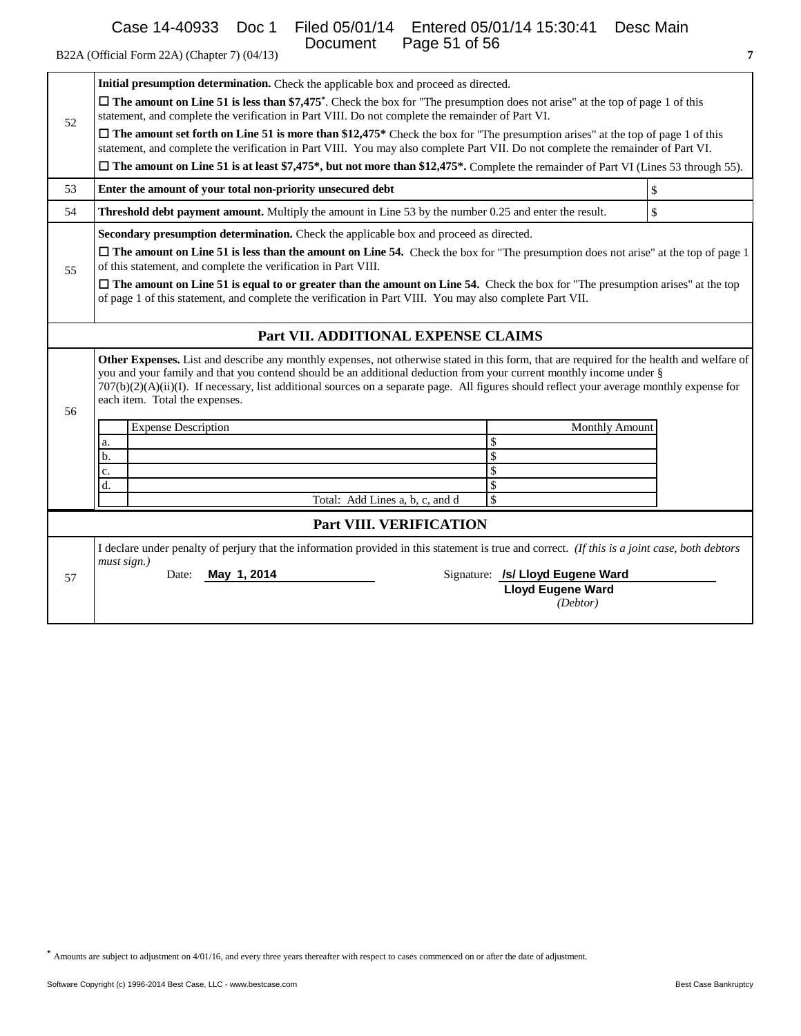B22A (Official Form 22A) (Chapter 7) (04/13)

| | | |
|---|---|---|
| 52 | **Initial presumption determination.** Check the applicable box and proceed as directed.<br>☐ **The amount on Line 51 is less than $7,475***. Check the box for "The presumption does not arise" at the top of page 1 of this statement, and complete the verification in Part VIII. Do not complete the remainder of Part VI.<br>☐ **The amount set forth on Line 51 is more than $12,475*** Check the box for "The presumption arises" at the top of page 1 of this statement, and complete the verification in Part VIII. You may also complete Part VII. Do not complete the remainder of Part VI.<br>☐ **The amount on Line 51 is at least $7,475*, but not more than $12,475*.** Complete the remainder of Part VI (Lines 53 through 55). | |
| 53 | **Enter the amount of your total non-priority unsecured debt** | $ |
| 54 | **Threshold debt payment amount.** Multiply the amount in Line 53 by the number 0.25 and enter the result. | $ |
| 55 | **Secondary presumption determination.** Check the applicable box and proceed as directed.<br>☐ **The amount on Line 51 is less than the amount on Line 54.** Check the box for "The presumption does not arise" at the top of page 1 of this statement, and complete the verification in Part VIII.<br>☐ **The amount on Line 51 is equal to or greater than the amount on Line 54.** Check the box for "The presumption arises" at the top of page 1 of this statement, and complete the verification in Part VIII. You may also complete Part VII. | |

## Part VII. ADDITIONAL EXPENSE CLAIMS

**56** **Other Expenses.** List and describe any monthly expenses, not otherwise stated in this form, that are required for the health and welfare of you and your family and that you contend should be an additional deduction from your current monthly income under § 707(b)(2)(A)(ii)(I). If necessary, list additional sources on a separate page. All figures should reflect your average monthly expense for each item. Total the expenses.

| | Expense Description | Monthly Amount |
|---|---|---|
| a. | | $ |
| b. | | $ |
| c. | | $ |
| d. | | $ |
| | Total: Add Lines a, b, c, and d | $ |

## Part VIII. VERIFICATION

**57** I declare under penalty of perjury that the information provided in this statement is true and correct. *(If this is a joint case, both debtors must sign.)*

Date: **May 1, 2014** Signature: **/s/ Lloyd Eugene Ward**
**Lloyd Eugene Ward**
*(Debtor)*

\* Amounts are subject to adjustment on 4/01/16, and every three years thereafter with respect to cases commenced on or after the date of adjustment.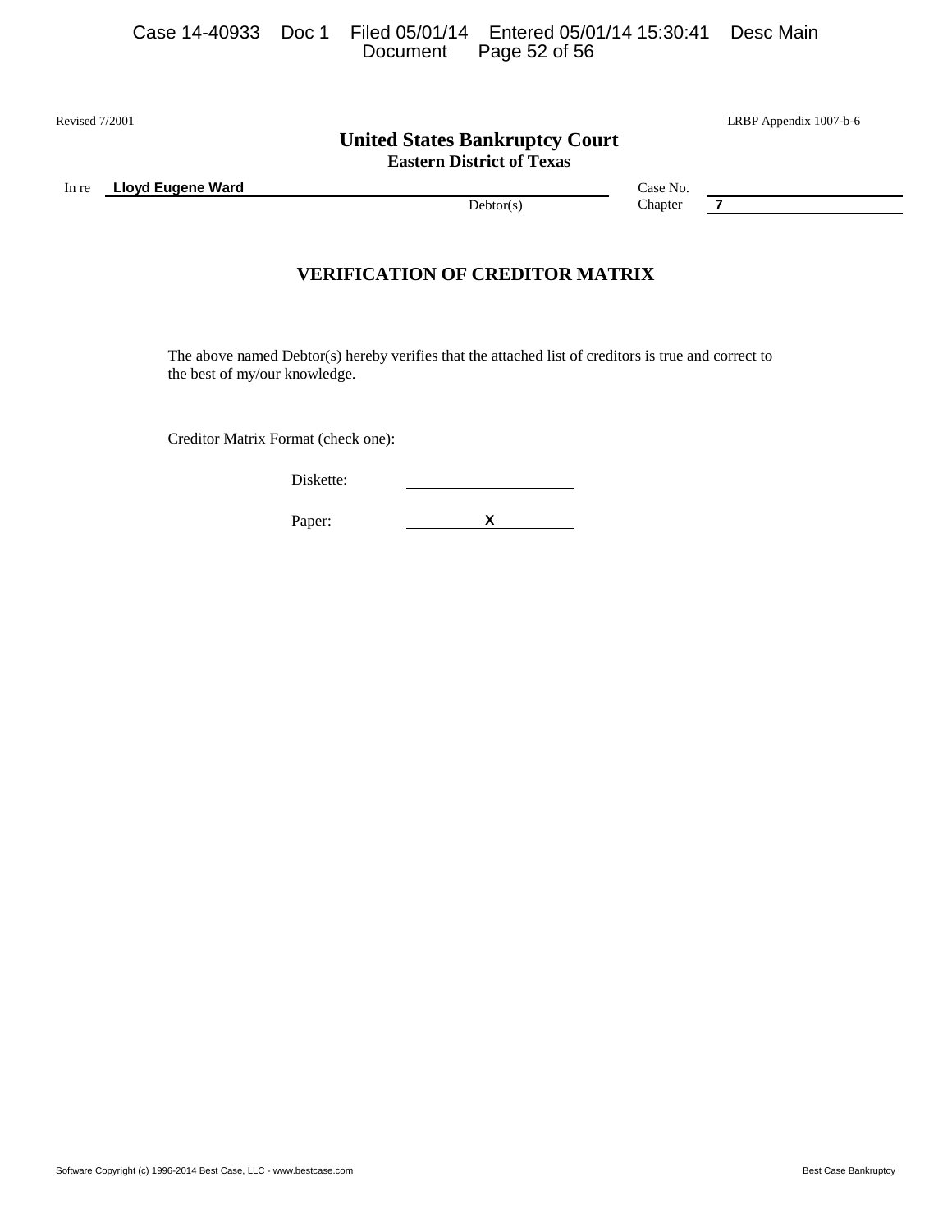Revised 7/2001 LRBP Appendix 1007-b-6

## United States Bankruptcy Court
### Eastern District of Texas

In re **Lloyd Eugene Ward** Case No.

Debtor(s) Chapter **7**

## VERIFICATION OF CREDITOR MATRIX

The above named Debtor(s) hereby verifies that the attached list of creditors is true and correct to the best of my/our knowledge.

Creditor Matrix Format (check one):

Diskette: ______

Paper: **X**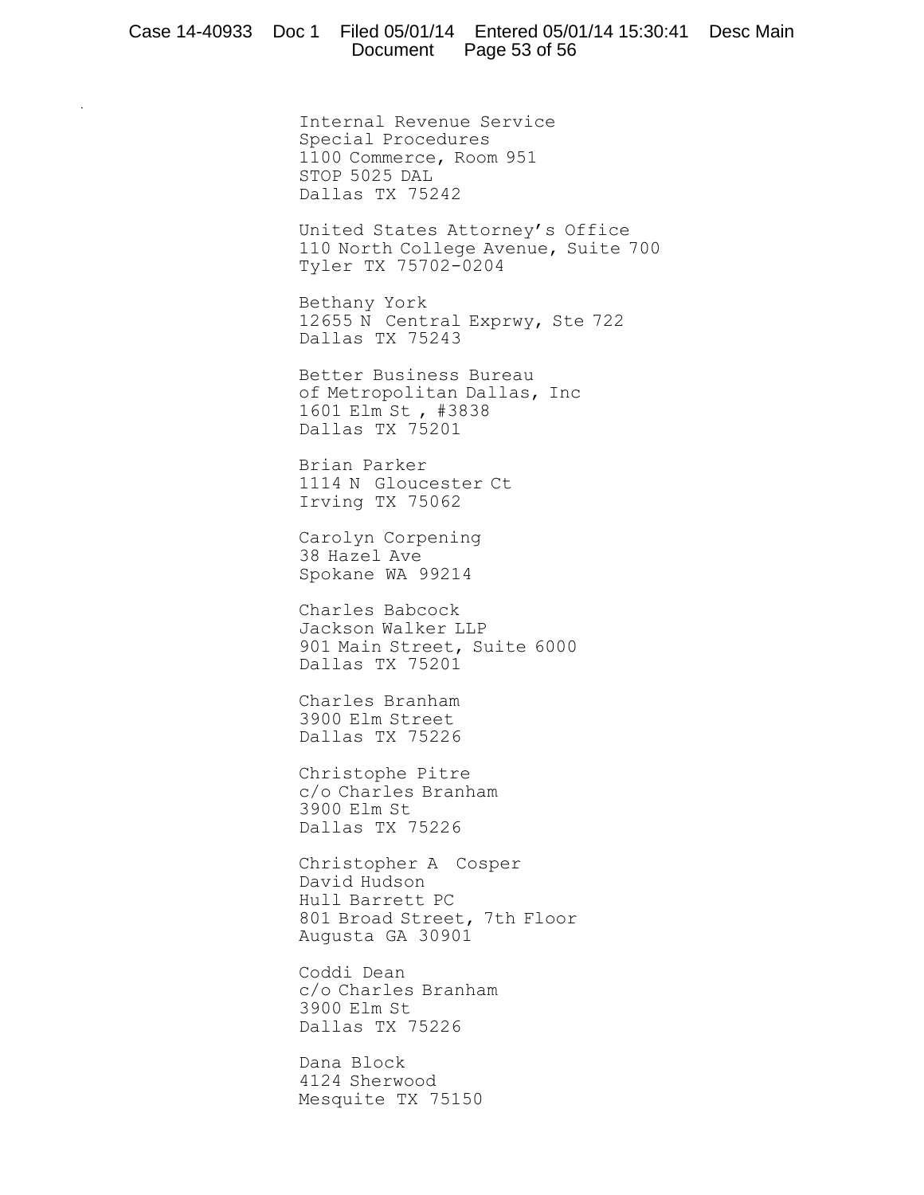Internal Revenue Service  
Special Procedures  
1100 Commerce, Room 951  
STOP 5025 DAL  
Dallas TX 75242

United States Attorney's Office  
110 North College Avenue, Suite 700  
Tyler TX 75702-0204

Bethany York  
12655 N Central Exprwy, Ste 722  
Dallas TX 75243

Better Business Bureau  
of Metropolitan Dallas, Inc  
1601 Elm St , #3838  
Dallas TX 75201

Brian Parker  
1114 N Gloucester Ct  
Irving TX 75062

Carolyn Corpening  
38 Hazel Ave  
Spokane WA 99214

Charles Babcock  
Jackson Walker LLP  
901 Main Street, Suite 6000  
Dallas TX 75201

Charles Branham  
3900 Elm Street  
Dallas TX 75226

Christophe Pitre  
c/o Charles Branham  
3900 Elm St  
Dallas TX 75226

Christopher A Cosper  
David Hudson  
Hull Barrett PC  
801 Broad Street, 7th Floor  
Augusta GA 30901

Coddi Dean  
c/o Charles Branham  
3900 Elm St  
Dallas TX 75226

Dana Block  
4124 Sherwood  
Mesquite TX 75150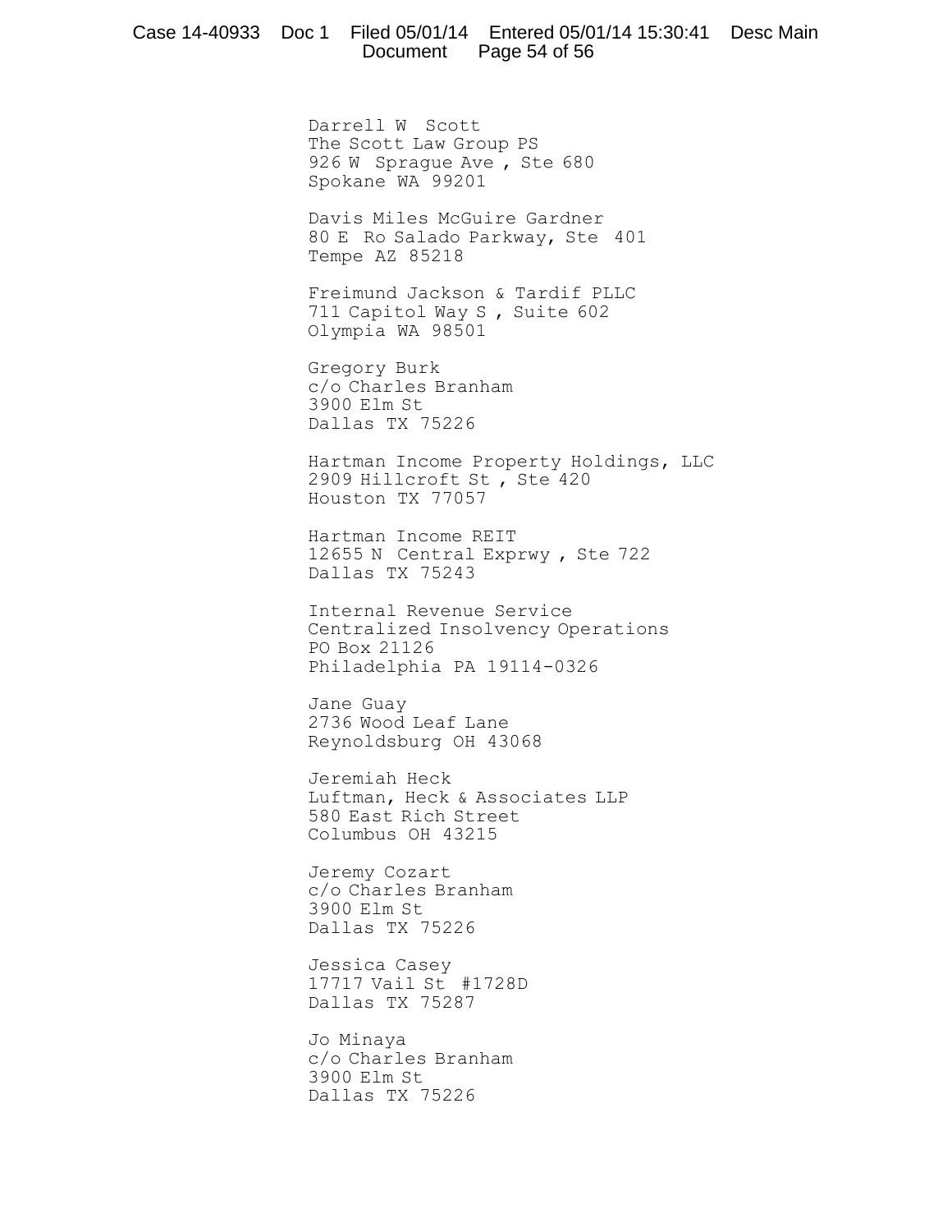Darrell W Scott
The Scott Law Group PS
926 W Sprague Ave , Ste 680
Spokane WA 99201

Davis Miles McGuire Gardner
80 E Ro Salado Parkway, Ste 401
Tempe AZ 85218

Freimund Jackson & Tardif PLLC
711 Capitol Way S , Suite 602
Olympia WA 98501

Gregory Burk
c/o Charles Branham
3900 Elm St
Dallas TX 75226

Hartman Income Property Holdings, LLC
2909 Hillcroft St , Ste 420
Houston TX 77057

Hartman Income REIT
12655 N Central Exprwy , Ste 722
Dallas TX 75243

Internal Revenue Service
Centralized Insolvency Operations
PO Box 21126
Philadelphia PA 19114-0326

Jane Guay
2736 Wood Leaf Lane
Reynoldsburg OH 43068

Jeremiah Heck
Luftman, Heck & Associates LLP
580 East Rich Street
Columbus OH 43215

Jeremy Cozart
c/o Charles Branham
3900 Elm St
Dallas TX 75226

Jessica Casey
17717 Vail St #1728D
Dallas TX 75287

Jo Minaya
c/o Charles Branham
3900 Elm St
Dallas TX 75226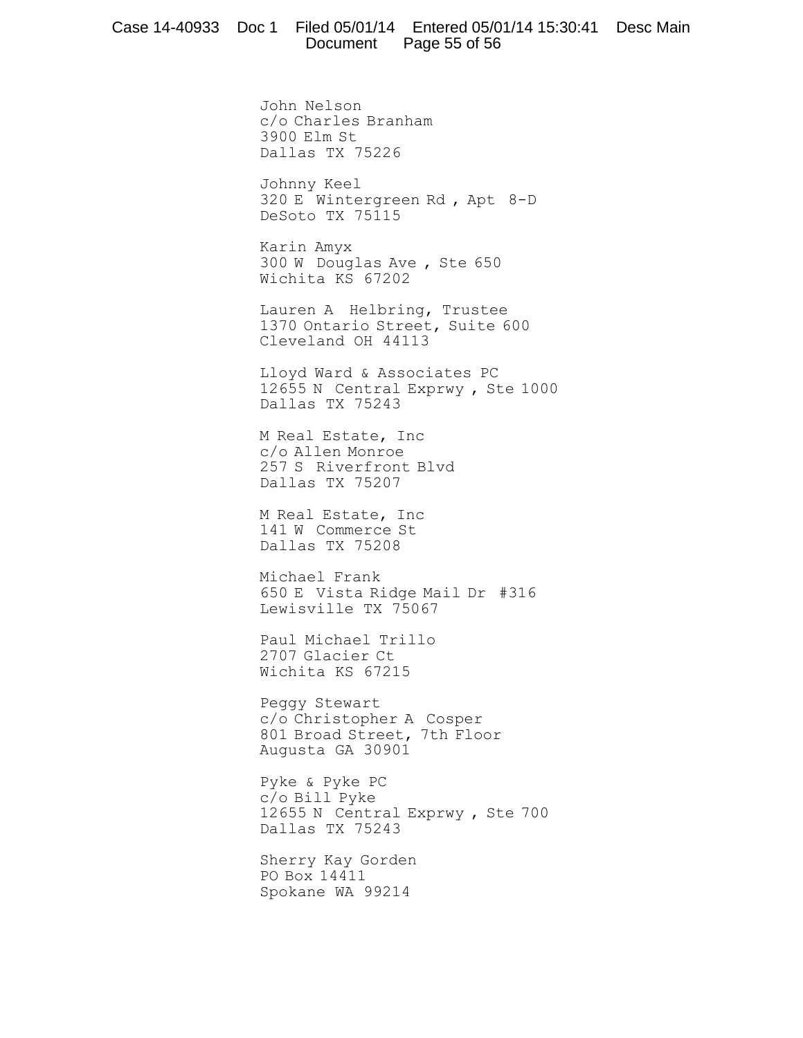John Nelson
c/o Charles Branham
3900 Elm St
Dallas TX 75226

Johnny Keel
320 E Wintergreen Rd , Apt 8-D
DeSoto TX 75115

Karin Amyx
300 W Douglas Ave , Ste 650
Wichita KS 67202

Lauren A Helbring, Trustee
1370 Ontario Street, Suite 600
Cleveland OH 44113

Lloyd Ward & Associates PC
12655 N Central Exprwy , Ste 1000
Dallas TX 75243

M Real Estate, Inc
c/o Allen Monroe
257 S Riverfront Blvd
Dallas TX 75207

M Real Estate, Inc
141 W Commerce St
Dallas TX 75208

Michael Frank
650 E Vista Ridge Mail Dr #316
Lewisville TX 75067

Paul Michael Trillo
2707 Glacier Ct
Wichita KS 67215

Peggy Stewart
c/o Christopher A Cosper
801 Broad Street, 7th Floor
Augusta GA 30901

Pyke & Pyke PC
c/o Bill Pyke
12655 N Central Exprwy , Ste 700
Dallas TX 75243

Sherry Kay Gorden
PO Box 14411
Spokane WA 99214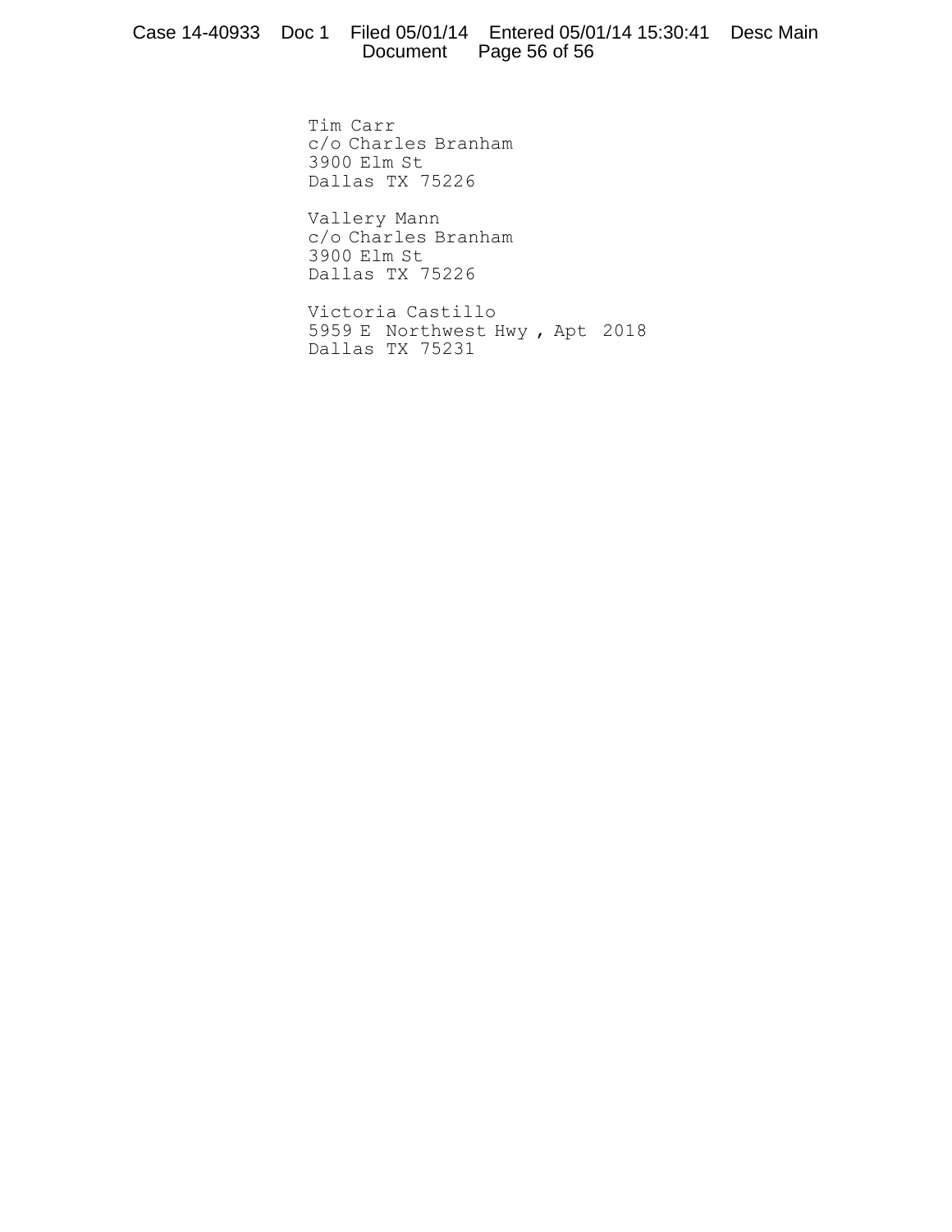Tim Carr
c/o Charles Branham
3900 Elm St
Dallas TX 75226

Vallery Mann
c/o Charles Branham
3900 Elm St
Dallas TX 75226

Victoria Castillo
5959 E Northwest Hwy , Apt 2018
Dallas TX 75231